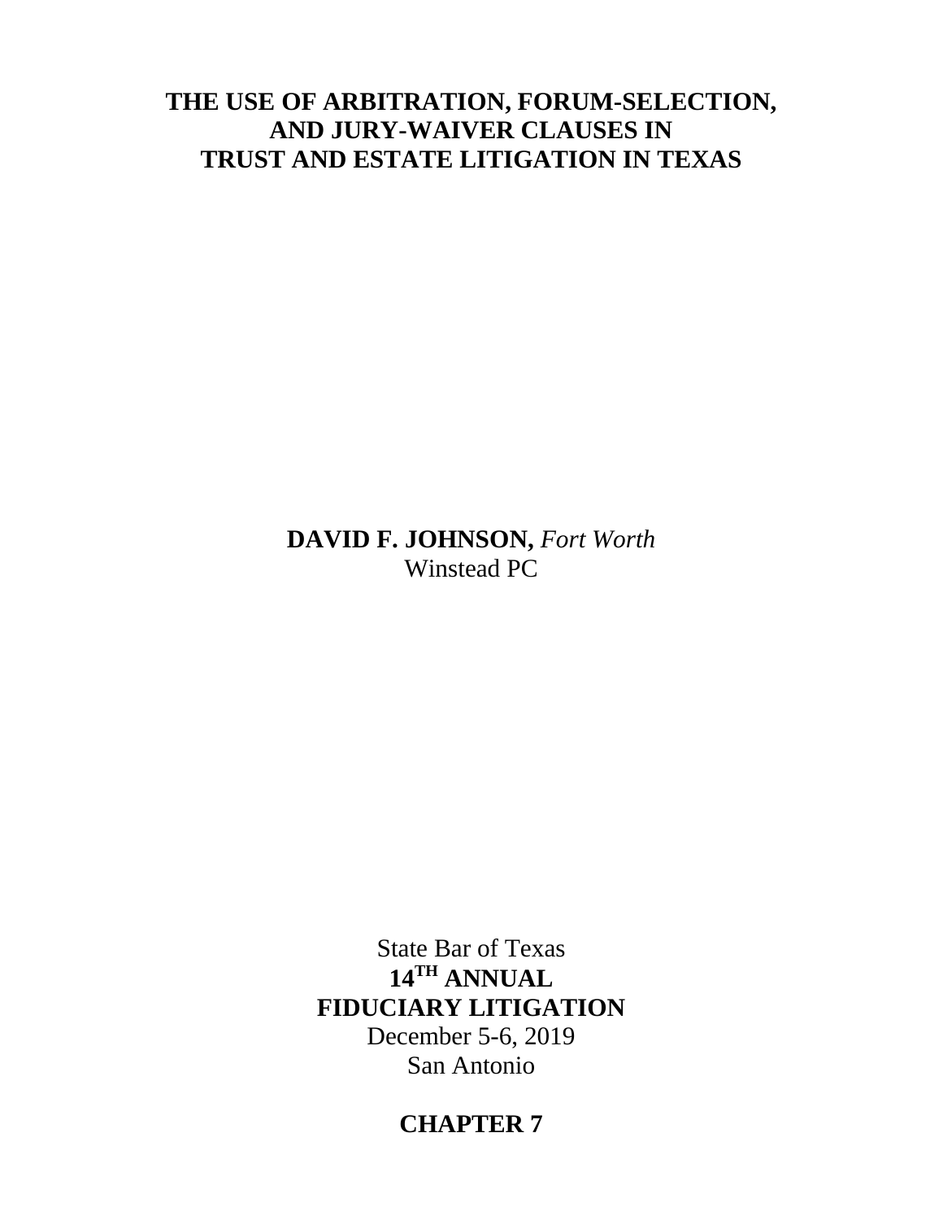# THE USE OF ARBITRATION, FORUM-SELECTION, AND JURY-WAIVER CLAUSES IN TRUST AND ESTATE LITIGATION IN TEXAS

**DAVID F. JOHNSON,** *Fort Worth*
Winstead PC

State Bar of Texas
**14TH ANNUAL**
**FIDUCIARY LITIGATION**
December 5-6, 2019
San Antonio

**CHAPTER 7**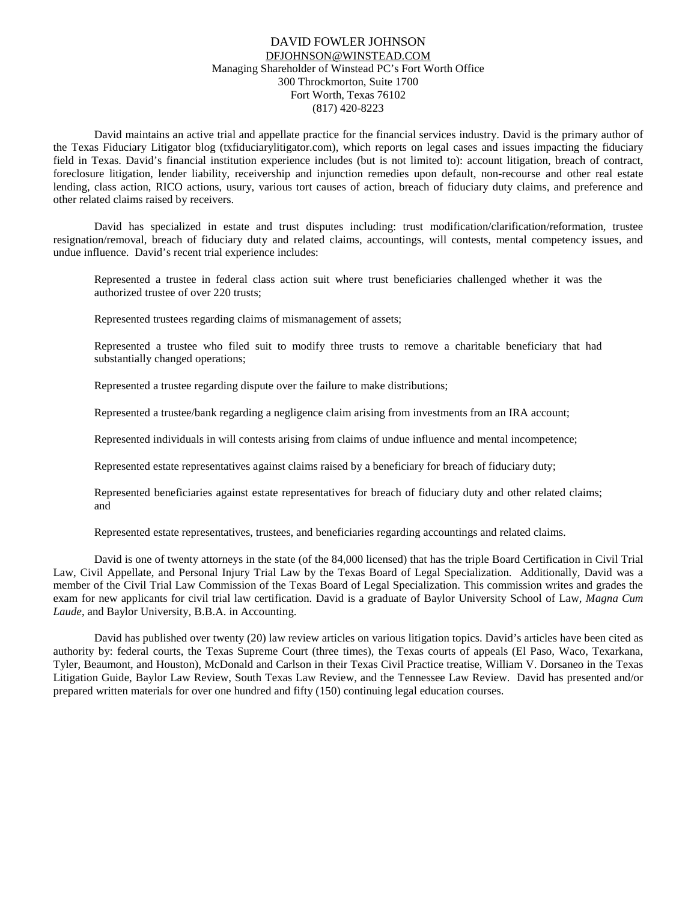# DAVID FOWLER JOHNSON

DFJOHNSON@WINSTEAD.COM
Managing Shareholder of Winstead PC's Fort Worth Office
300 Throckmorton, Suite 1700
Fort Worth, Texas 76102
(817) 420-8223

David maintains an active trial and appellate practice for the financial services industry. David is the primary author of the Texas Fiduciary Litigator blog (txfiduciarylitigator.com), which reports on legal cases and issues impacting the fiduciary field in Texas. David's financial institution experience includes (but is not limited to): account litigation, breach of contract, foreclosure litigation, lender liability, receivership and injunction remedies upon default, non-recourse and other real estate lending, class action, RICO actions, usury, various tort causes of action, breach of fiduciary duty claims, and preference and other related claims raised by receivers.

David has specialized in estate and trust disputes including: trust modification/clarification/reformation, trustee resignation/removal, breach of fiduciary duty and related claims, accountings, will contests, mental competency issues, and undue influence. David's recent trial experience includes:

Represented a trustee in federal class action suit where trust beneficiaries challenged whether it was the authorized trustee of over 220 trusts;

Represented trustees regarding claims of mismanagement of assets;

Represented a trustee who filed suit to modify three trusts to remove a charitable beneficiary that had substantially changed operations;

Represented a trustee regarding dispute over the failure to make distributions;

Represented a trustee/bank regarding a negligence claim arising from investments from an IRA account;

Represented individuals in will contests arising from claims of undue influence and mental incompetence;

Represented estate representatives against claims raised by a beneficiary for breach of fiduciary duty;

Represented beneficiaries against estate representatives for breach of fiduciary duty and other related claims; and

Represented estate representatives, trustees, and beneficiaries regarding accountings and related claims.

David is one of twenty attorneys in the state (of the 84,000 licensed) that has the triple Board Certification in Civil Trial Law, Civil Appellate, and Personal Injury Trial Law by the Texas Board of Legal Specialization. Additionally, David was a member of the Civil Trial Law Commission of the Texas Board of Legal Specialization. This commission writes and grades the exam for new applicants for civil trial law certification. David is a graduate of Baylor University School of Law, *Magna Cum Laude*, and Baylor University, B.B.A. in Accounting.

David has published over twenty (20) law review articles on various litigation topics. David's articles have been cited as authority by: federal courts, the Texas Supreme Court (three times), the Texas courts of appeals (El Paso, Waco, Texarkana, Tyler, Beaumont, and Houston), McDonald and Carlson in their Texas Civil Practice treatise, William V. Dorsaneo in the Texas Litigation Guide, Baylor Law Review, South Texas Law Review, and the Tennessee Law Review. David has presented and/or prepared written materials for over one hundred and fifty (150) continuing legal education courses.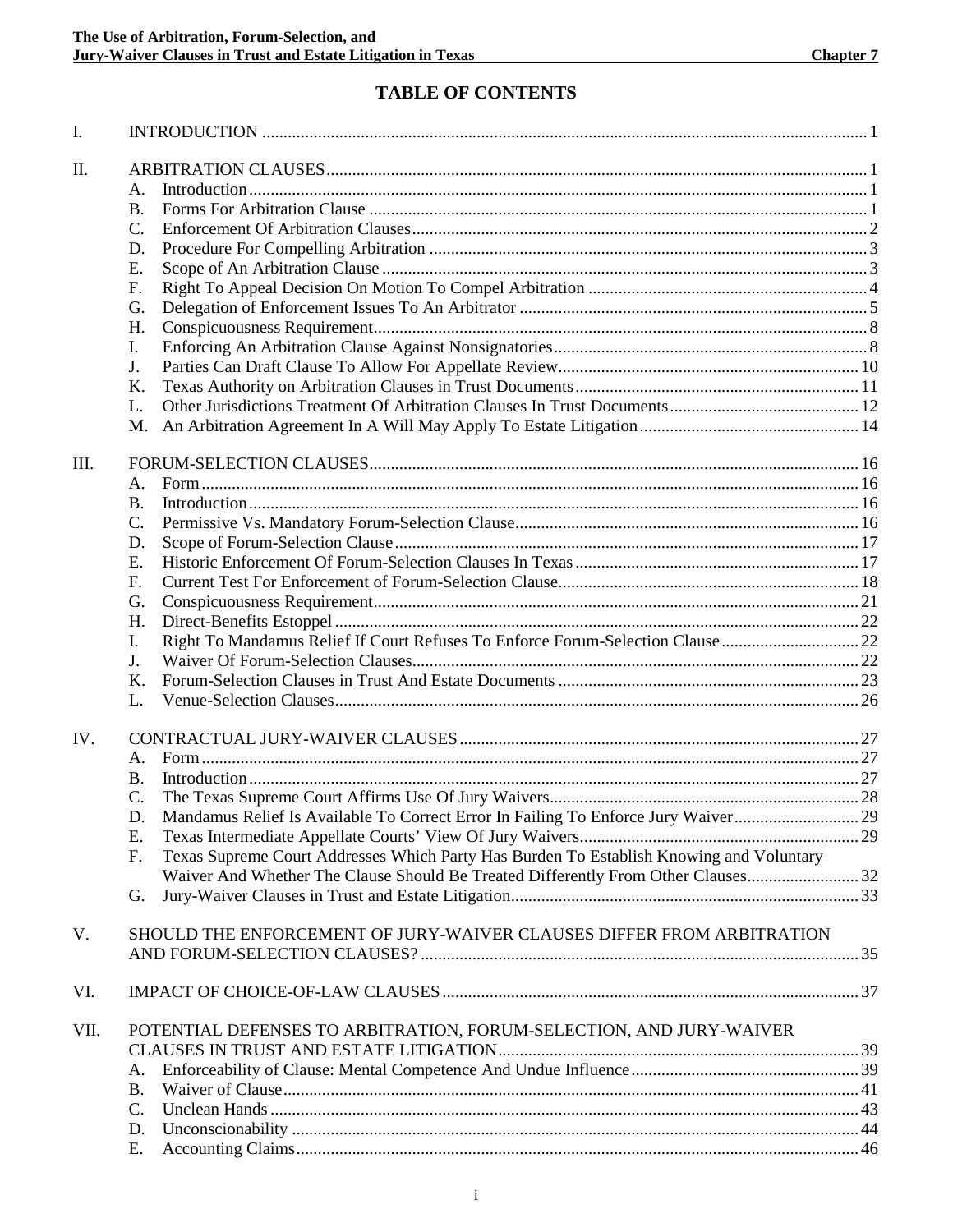# TABLE OF CONTENTS

I. INTRODUCTION ............................................................ 1

II. ARBITRATION CLAUSES ............................................................ 1
- A. Introduction ............................................................ 1
- B. Forms For Arbitration Clause ............................................................ 1
- C. Enforcement Of Arbitration Clauses ............................................................ 2
- D. Procedure For Compelling Arbitration ............................................................ 3
- E. Scope of An Arbitration Clause ............................................................ 3
- F. Right To Appeal Decision On Motion To Compel Arbitration ............................................................ 4
- G. Delegation of Enforcement Issues To An Arbitrator ............................................................ 5
- H. Conspicuousness Requirement ............................................................ 8
- I. Enforcing An Arbitration Clause Against Nonsignatories ............................................................ 8
- J. Parties Can Draft Clause To Allow For Appellate Review ............................................................ 10
- K. Texas Authority on Arbitration Clauses in Trust Documents ............................................................ 11
- L. Other Jurisdictions Treatment Of Arbitration Clauses In Trust Documents ............................................................ 12
- M. An Arbitration Agreement In A Will May Apply To Estate Litigation ............................................................ 14

III. FORUM-SELECTION CLAUSES ............................................................ 16
- A. Form ............................................................ 16
- B. Introduction ............................................................ 16
- C. Permissive Vs. Mandatory Forum-Selection Clause ............................................................ 16
- D. Scope of Forum-Selection Clause ............................................................ 17
- E. Historic Enforcement Of Forum-Selection Clauses In Texas ............................................................ 17
- F. Current Test For Enforcement of Forum-Selection Clause ............................................................ 18
- G. Conspicuousness Requirement ............................................................ 21
- H. Direct-Benefits Estoppel ............................................................ 22
- I. Right To Mandamus Relief If Court Refuses To Enforce Forum-Selection Clause ............................................................ 22
- J. Waiver Of Forum-Selection Clauses ............................................................ 22
- K. Forum-Selection Clauses in Trust And Estate Documents ............................................................ 23
- L. Venue-Selection Clauses ............................................................ 26

IV. CONTRACTUAL JURY-WAIVER CLAUSES ............................................................ 27
- A. Form ............................................................ 27
- B. Introduction ............................................................ 27
- C. The Texas Supreme Court Affirms Use Of Jury Waivers ............................................................ 28
- D. Mandamus Relief Is Available To Correct Error In Failing To Enforce Jury Waiver ............................................................ 29
- E. Texas Intermediate Appellate Courts' View Of Jury Waivers ............................................................ 29
- F. Texas Supreme Court Addresses Which Party Has Burden To Establish Knowing and Voluntary Waiver And Whether The Clause Should Be Treated Differently From Other Clauses ............................................................ 32
- G. Jury-Waiver Clauses in Trust and Estate Litigation ............................................................ 33

V. SHOULD THE ENFORCEMENT OF JURY-WAIVER CLAUSES DIFFER FROM ARBITRATION AND FORUM-SELECTION CLAUSES? ............................................................ 35

VI. IMPACT OF CHOICE-OF-LAW CLAUSES ............................................................ 37

VII. POTENTIAL DEFENSES TO ARBITRATION, FORUM-SELECTION, AND JURY-WAIVER CLAUSES IN TRUST AND ESTATE LITIGATION ............................................................ 39
- A. Enforceability of Clause: Mental Competence And Undue Influence ............................................................ 39
- B. Waiver of Clause ............................................................ 41
- C. Unclean Hands ............................................................ 43
- D. Unconscionability ............................................................ 44
- E. Accounting Claims ............................................................ 46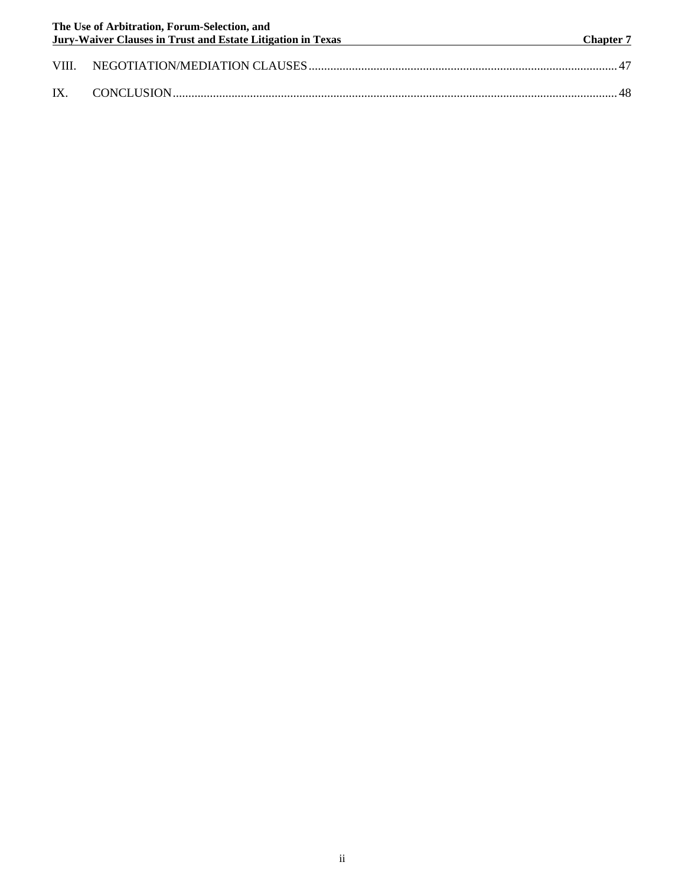VIII. NEGOTIATION/MEDIATION CLAUSES ..... 47

IX. CONCLUSION ..... 48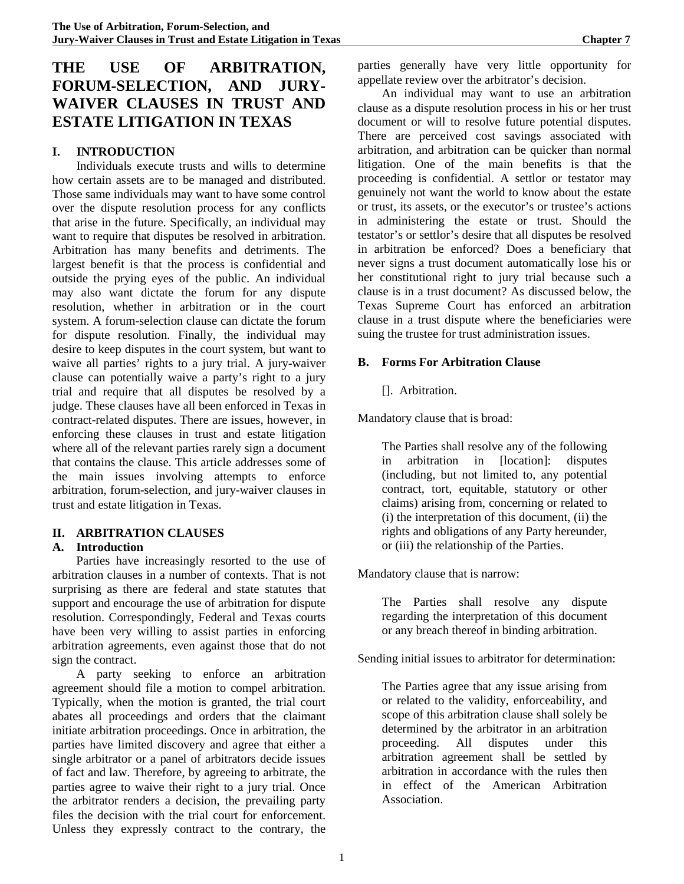# THE USE OF ARBITRATION, FORUM-SELECTION, AND JURY-WAIVER CLAUSES IN TRUST AND ESTATE LITIGATION IN TEXAS

## I. INTRODUCTION

Individuals execute trusts and wills to determine how certain assets are to be managed and distributed. Those same individuals may want to have some control over the dispute resolution process for any conflicts that arise in the future. Specifically, an individual may want to require that disputes be resolved in arbitration. Arbitration has many benefits and detriments. The largest benefit is that the process is confidential and outside the prying eyes of the public. An individual may also want dictate the forum for any dispute resolution, whether in arbitration or in the court system. A forum-selection clause can dictate the forum for dispute resolution. Finally, the individual may desire to keep disputes in the court system, but want to waive all parties' rights to a jury trial. A jury-waiver clause can potentially waive a party's right to a jury trial and require that all disputes be resolved by a judge. These clauses have all been enforced in Texas in contract-related disputes. There are issues, however, in enforcing these clauses in trust and estate litigation where all of the relevant parties rarely sign a document that contains the clause. This article addresses some of the main issues involving attempts to enforce arbitration, forum-selection, and jury-waiver clauses in trust and estate litigation in Texas.

## II. ARBITRATION CLAUSES

### A. Introduction

Parties have increasingly resorted to the use of arbitration clauses in a number of contexts. That is not surprising as there are federal and state statutes that support and encourage the use of arbitration for dispute resolution. Correspondingly, Federal and Texas courts have been very willing to assist parties in enforcing arbitration agreements, even against those that do not sign the contract.

A party seeking to enforce an arbitration agreement should file a motion to compel arbitration. Typically, when the motion is granted, the trial court abates all proceedings and orders that the claimant initiate arbitration proceedings. Once in arbitration, the parties have limited discovery and agree that either a single arbitrator or a panel of arbitrators decide issues of fact and law. Therefore, by agreeing to arbitrate, the parties agree to waive their right to a jury trial. Once the arbitrator renders a decision, the prevailing party files the decision with the trial court for enforcement. Unless they expressly contract to the contrary, the parties generally have very little opportunity for appellate review over the arbitrator's decision.

An individual may want to use an arbitration clause as a dispute resolution process in his or her trust document or will to resolve future potential disputes. There are perceived cost savings associated with arbitration, and arbitration can be quicker than normal litigation. One of the main benefits is that the proceeding is confidential. A settlor or testator may genuinely not want the world to know about the estate or trust, its assets, or the executor's or trustee's actions in administering the estate or trust. Should the testator's or settlor's desire that all disputes be resolved in arbitration be enforced? Does a beneficiary that never signs a trust document automatically lose his or her constitutional right to jury trial because such a clause is in a trust document? As discussed below, the Texas Supreme Court has enforced an arbitration clause in a trust dispute where the beneficiaries were suing the trustee for trust administration issues.

### B. Forms For Arbitration Clause

[]. Arbitration.

Mandatory clause that is broad:

> The Parties shall resolve any of the following in arbitration in [location]: disputes (including, but not limited to, any potential contract, tort, equitable, statutory or other claims) arising from, concerning or related to (i) the interpretation of this document, (ii) the rights and obligations of any Party hereunder, or (iii) the relationship of the Parties.

Mandatory clause that is narrow:

> The Parties shall resolve any dispute regarding the interpretation of this document or any breach thereof in binding arbitration.

Sending initial issues to arbitrator for determination:

> The Parties agree that any issue arising from or related to the validity, enforceability, and scope of this arbitration clause shall solely be determined by the arbitrator in an arbitration proceeding. All disputes under this arbitration agreement shall be settled by arbitration in accordance with the rules then in effect of the American Arbitration Association.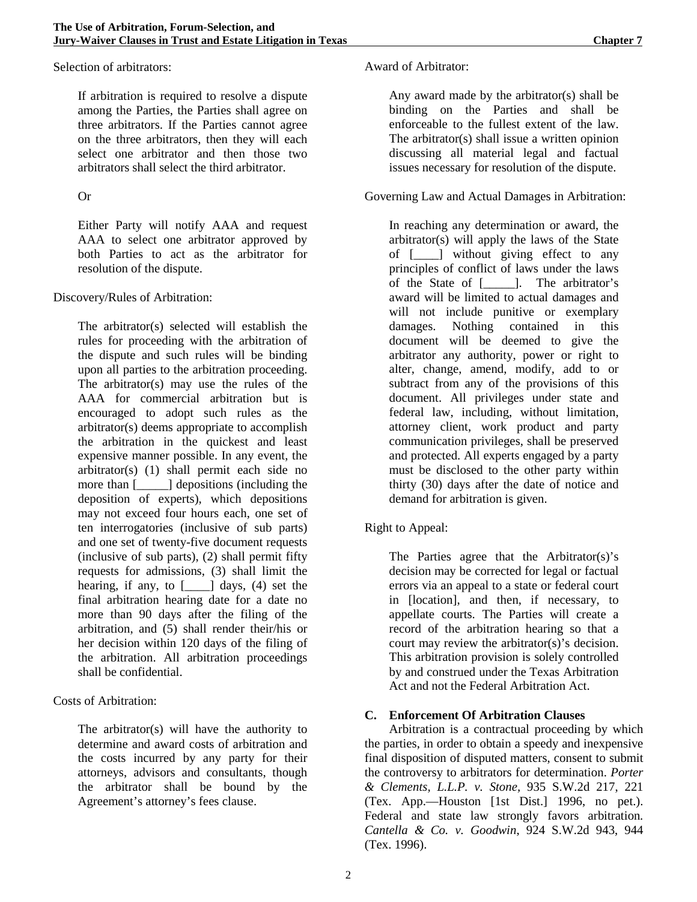Selection of arbitrators:

> If arbitration is required to resolve a dispute among the Parties, the Parties shall agree on three arbitrators. If the Parties cannot agree on the three arbitrators, then they will each select one arbitrator and then those two arbitrators shall select the third arbitrator.
>
> Or
>
> Either Party will notify AAA and request AAA to select one arbitrator approved by both Parties to act as the arbitrator for resolution of the dispute.

Discovery/Rules of Arbitration:

> The arbitrator(s) selected will establish the rules for proceeding with the arbitration of the dispute and such rules will be binding upon all parties to the arbitration proceeding. The arbitrator(s) may use the rules of the AAA for commercial arbitration but is encouraged to adopt such rules as the arbitrator(s) deems appropriate to accomplish the arbitration in the quickest and least expensive manner possible. In any event, the arbitrator(s) (1) shall permit each side no more than [_____] depositions (including the deposition of experts), which depositions may not exceed four hours each, one set of ten interrogatories (inclusive of sub parts) and one set of twenty-five document requests (inclusive of sub parts), (2) shall permit fifty requests for admissions, (3) shall limit the hearing, if any, to [____] days, (4) set the final arbitration hearing date for a date no more than 90 days after the filing of the arbitration, and (5) shall render their/his or her decision within 120 days of the filing of the arbitration. All arbitration proceedings shall be confidential.

Costs of Arbitration:

> The arbitrator(s) will have the authority to determine and award costs of arbitration and the costs incurred by any party for their attorneys, advisors and consultants, though the arbitrator shall be bound by the Agreement's attorney's fees clause.

Award of Arbitrator:

> Any award made by the arbitrator(s) shall be binding on the Parties and shall be enforceable to the fullest extent of the law. The arbitrator(s) shall issue a written opinion discussing all material legal and factual issues necessary for resolution of the dispute.

Governing Law and Actual Damages in Arbitration:

> In reaching any determination or award, the arbitrator(s) will apply the laws of the State of [____] without giving effect to any principles of conflict of laws under the laws of the State of [_____]. The arbitrator's award will be limited to actual damages and will not include punitive or exemplary damages. Nothing contained in this document will be deemed to give the arbitrator any authority, power or right to alter, change, amend, modify, add to or subtract from any of the provisions of this document. All privileges under state and federal law, including, without limitation, attorney client, work product and party communication privileges, shall be preserved and protected. All experts engaged by a party must be disclosed to the other party within thirty (30) days after the date of notice and demand for arbitration is given.

Right to Appeal:

> The Parties agree that the Arbitrator(s)'s decision may be corrected for legal or factual errors via an appeal to a state or federal court in [location], and then, if necessary, to appellate courts. The Parties will create a record of the arbitration hearing so that a court may review the arbitrator(s)'s decision. This arbitration provision is solely controlled by and construed under the Texas Arbitration Act and not the Federal Arbitration Act.

### C. Enforcement Of Arbitration Clauses

Arbitration is a contractual proceeding by which the parties, in order to obtain a speedy and inexpensive final disposition of disputed matters, consent to submit the controversy to arbitrators for determination. *Porter & Clements, L.L.P. v. Stone*, 935 S.W.2d 217, 221 (Tex. App.—Houston [1st Dist.] 1996, no pet.). Federal and state law strongly favors arbitration. *Cantella & Co. v. Goodwin*, 924 S.W.2d 943, 944 (Tex. 1996).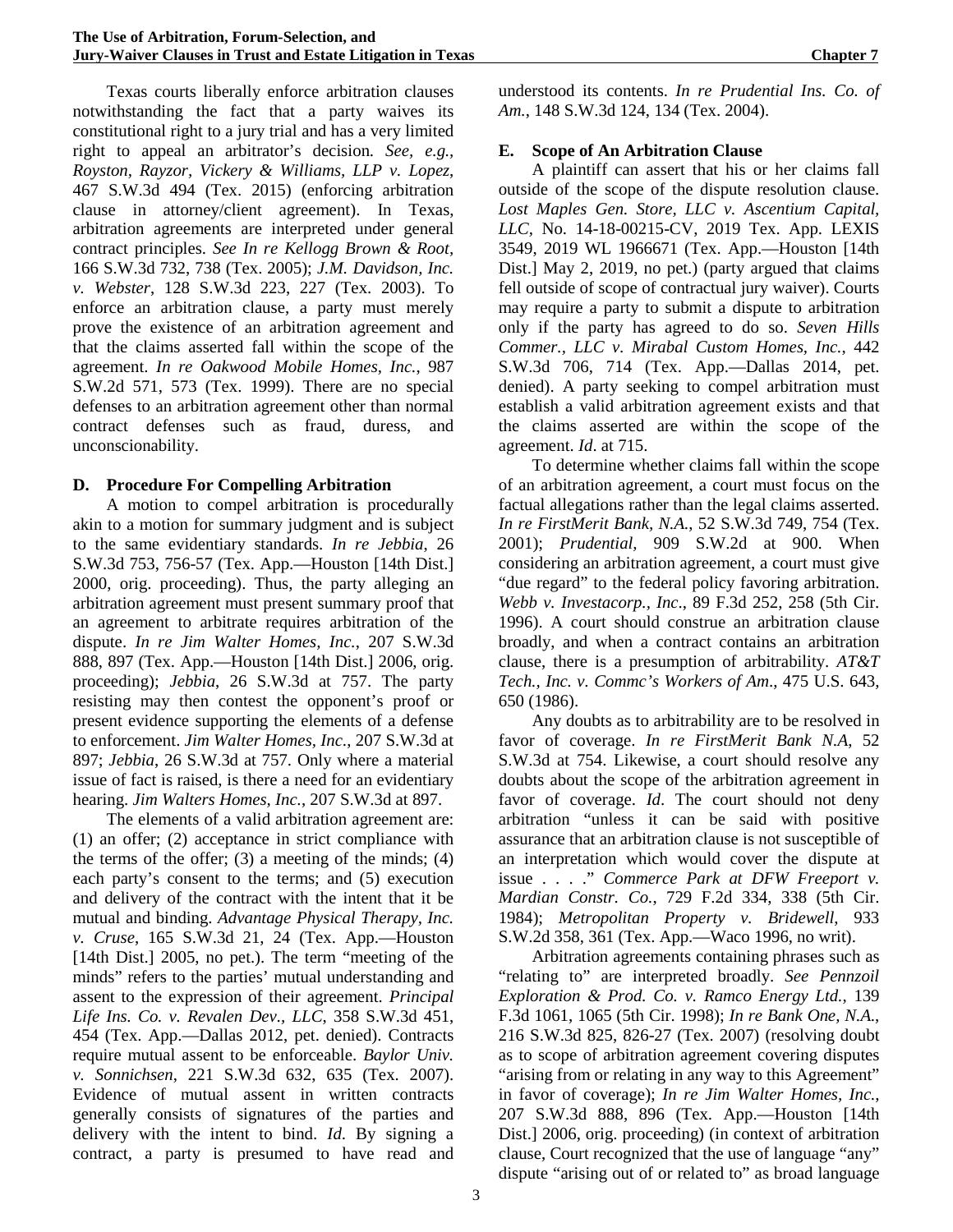Texas courts liberally enforce arbitration clauses notwithstanding the fact that a party waives its constitutional right to a jury trial and has a very limited right to appeal an arbitrator's decision. *See, e.g., Royston, Rayzor, Vickery & Williams, LLP v. Lopez*, 467 S.W.3d 494 (Tex. 2015) (enforcing arbitration clause in attorney/client agreement). In Texas, arbitration agreements are interpreted under general contract principles. *See In re Kellogg Brown & Root*, 166 S.W.3d 732, 738 (Tex. 2005); *J.M. Davidson, Inc. v. Webster*, 128 S.W.3d 223, 227 (Tex. 2003). To enforce an arbitration clause, a party must merely prove the existence of an arbitration agreement and that the claims asserted fall within the scope of the agreement. *In re Oakwood Mobile Homes, Inc.*, 987 S.W.2d 571, 573 (Tex. 1999). There are no special defenses to an arbitration agreement other than normal contract defenses such as fraud, duress, and unconscionability.

### D. Procedure For Compelling Arbitration

A motion to compel arbitration is procedurally akin to a motion for summary judgment and is subject to the same evidentiary standards. *In re Jebbia*, 26 S.W.3d 753, 756-57 (Tex. App.—Houston [14th Dist.] 2000, orig. proceeding). Thus, the party alleging an arbitration agreement must present summary proof that an agreement to arbitrate requires arbitration of the dispute. *In re Jim Walter Homes, Inc.*, 207 S.W.3d 888, 897 (Tex. App.—Houston [14th Dist.] 2006, orig. proceeding); *Jebbia*, 26 S.W.3d at 757. The party resisting may then contest the opponent's proof or present evidence supporting the elements of a defense to enforcement. *Jim Walter Homes, Inc.*, 207 S.W.3d at 897; *Jebbia*, 26 S.W.3d at 757. Only where a material issue of fact is raised, is there a need for an evidentiary hearing. *Jim Walters Homes, Inc.*, 207 S.W.3d at 897.

The elements of a valid arbitration agreement are: (1) an offer; (2) acceptance in strict compliance with the terms of the offer; (3) a meeting of the minds; (4) each party's consent to the terms; and (5) execution and delivery of the contract with the intent that it be mutual and binding. *Advantage Physical Therapy, Inc. v. Cruse*, 165 S.W.3d 21, 24 (Tex. App.—Houston [14th Dist.] 2005, no pet.). The term "meeting of the minds" refers to the parties' mutual understanding and assent to the expression of their agreement. *Principal Life Ins. Co. v. Revalen Dev., LLC*, 358 S.W.3d 451, 454 (Tex. App.—Dallas 2012, pet. denied). Contracts require mutual assent to be enforceable. *Baylor Univ. v. Sonnichsen*, 221 S.W.3d 632, 635 (Tex. 2007). Evidence of mutual assent in written contracts generally consists of signatures of the parties and delivery with the intent to bind. *Id*. By signing a contract, a party is presumed to have read and understood its contents. *In re Prudential Ins. Co. of Am.*, 148 S.W.3d 124, 134 (Tex. 2004).

### E. Scope of An Arbitration Clause

A plaintiff can assert that his or her claims fall outside of the scope of the dispute resolution clause. *Lost Maples Gen. Store, LLC v. Ascentium Capital, LLC*, No. 14-18-00215-CV, 2019 Tex. App. LEXIS 3549, 2019 WL 1966671 (Tex. App.—Houston [14th Dist.] May 2, 2019, no pet.) (party argued that claims fell outside of scope of contractual jury waiver). Courts may require a party to submit a dispute to arbitration only if the party has agreed to do so. *Seven Hills Commer., LLC v. Mirabal Custom Homes, Inc.*, 442 S.W.3d 706, 714 (Tex. App.—Dallas 2014, pet. denied). A party seeking to compel arbitration must establish a valid arbitration agreement exists and that the claims asserted are within the scope of the agreement. *Id*. at 715.

To determine whether claims fall within the scope of an arbitration agreement, a court must focus on the factual allegations rather than the legal claims asserted. *In re FirstMerit Bank, N.A.*, 52 S.W.3d 749, 754 (Tex. 2001); *Prudential*, 909 S.W.2d at 900. When considering an arbitration agreement, a court must give "due regard" to the federal policy favoring arbitration. *Webb v. Investacorp., Inc*., 89 F.3d 252, 258 (5th Cir. 1996). A court should construe an arbitration clause broadly, and when a contract contains an arbitration clause, there is a presumption of arbitrability. *AT&T Tech., Inc. v. Commc's Workers of Am*., 475 U.S. 643, 650 (1986).

Any doubts as to arbitrability are to be resolved in favor of coverage. *In re FirstMerit Bank N.A*, 52 S.W.3d at 754. Likewise, a court should resolve any doubts about the scope of the arbitration agreement in favor of coverage. *Id*. The court should not deny arbitration "unless it can be said with positive assurance that an arbitration clause is not susceptible of an interpretation which would cover the dispute at issue . . . ." *Commerce Park at DFW Freeport v. Mardian Constr. Co.*, 729 F.2d 334, 338 (5th Cir. 1984); *Metropolitan Property v. Bridewell*, 933 S.W.2d 358, 361 (Tex. App.—Waco 1996, no writ).

Arbitration agreements containing phrases such as "relating to" are interpreted broadly. *See Pennzoil Exploration & Prod. Co. v. Ramco Energy Ltd.*, 139 F.3d 1061, 1065 (5th Cir. 1998); *In re Bank One, N.A.*, 216 S.W.3d 825, 826-27 (Tex. 2007) (resolving doubt as to scope of arbitration agreement covering disputes "arising from or relating in any way to this Agreement" in favor of coverage); *In re Jim Walter Homes, Inc.*, 207 S.W.3d 888, 896 (Tex. App.—Houston [14th Dist.] 2006, orig. proceeding) (in context of arbitration clause, Court recognized that the use of language "any" dispute "arising out of or related to" as broad language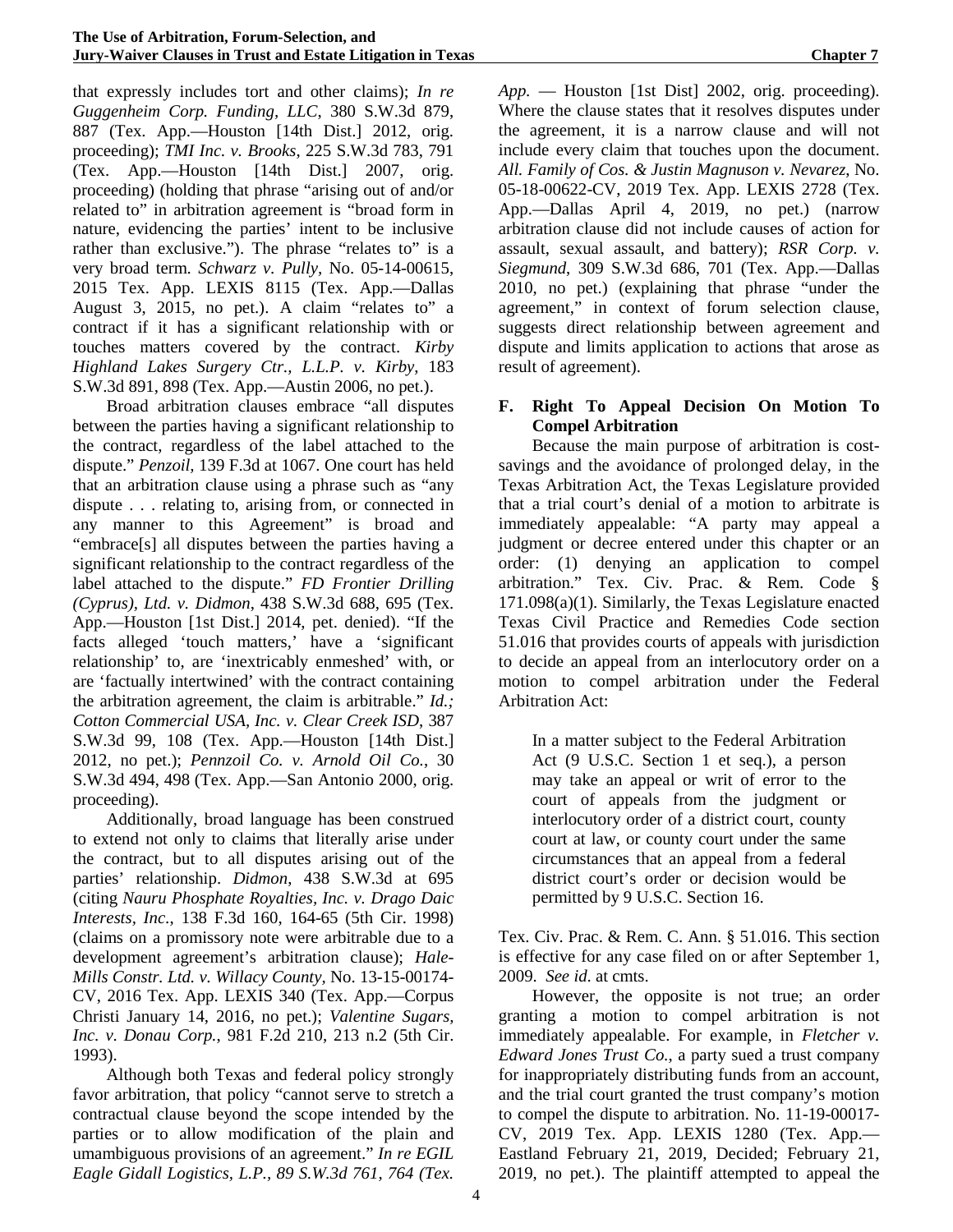that expressly includes tort and other claims); *In re Guggenheim Corp. Funding, LLC*, 380 S.W.3d 879, 887 (Tex. App.—Houston [14th Dist.] 2012, orig. proceeding); *TMI Inc. v. Brooks*, 225 S.W.3d 783, 791 (Tex. App.—Houston [14th Dist.] 2007, orig. proceeding) (holding that phrase "arising out of and/or related to" in arbitration agreement is "broad form in nature, evidencing the parties' intent to be inclusive rather than exclusive."). The phrase "relates to" is a very broad term. *Schwarz v. Pully*, No. 05-14-00615, 2015 Tex. App. LEXIS 8115 (Tex. App.—Dallas August 3, 2015, no pet.). A claim "relates to" a contract if it has a significant relationship with or touches matters covered by the contract. *Kirby Highland Lakes Surgery Ctr., L.L.P. v. Kirby*, 183 S.W.3d 891, 898 (Tex. App.—Austin 2006, no pet.).

Broad arbitration clauses embrace "all disputes between the parties having a significant relationship to the contract, regardless of the label attached to the dispute." *Penzoil,* 139 F.3d at 1067. One court has held that an arbitration clause using a phrase such as "any dispute . . . relating to, arising from, or connected in any manner to this Agreement" is broad and "embrace[s] all disputes between the parties having a significant relationship to the contract regardless of the label attached to the dispute." *FD Frontier Drilling (Cyprus), Ltd. v. Didmon*, 438 S.W.3d 688, 695 (Tex. App.—Houston [1st Dist.] 2014, pet. denied). "If the facts alleged 'touch matters,' have a 'significant relationship' to, are 'inextricably enmeshed' with, or are 'factually intertwined' with the contract containing the arbitration agreement, the claim is arbitrable." *Id.; Cotton Commercial USA, Inc. v. Clear Creek ISD*, 387 S.W.3d 99, 108 (Tex. App.—Houston [14th Dist.] 2012, no pet.); *Pennzoil Co. v. Arnold Oil Co.*, 30 S.W.3d 494, 498 (Tex. App.—San Antonio 2000, orig. proceeding).

Additionally, broad language has been construed to extend not only to claims that literally arise under the contract, but to all disputes arising out of the parties' relationship. *Didmon*, 438 S.W.3d at 695 (citing *Nauru Phosphate Royalties, Inc. v. Drago Daic Interests, Inc.*, 138 F.3d 160, 164-65 (5th Cir. 1998) (claims on a promissory note were arbitrable due to a development agreement's arbitration clause); *Hale-Mills Constr. Ltd. v. Willacy County,* No. 13-15-00174-CV, 2016 Tex. App. LEXIS 340 (Tex. App.—Corpus Christi January 14, 2016, no pet.); *Valentine Sugars, Inc. v. Donau Corp.*, 981 F.2d 210, 213 n.2 (5th Cir. 1993).

Although both Texas and federal policy strongly favor arbitration, that policy "cannot serve to stretch a contractual clause beyond the scope intended by the parties or to allow modification of the plain and umambiguous provisions of an agreement." *In re EGIL Eagle Gidall Logistics, L.P., 89 S.W.3d 761, 764 (Tex. App.* — Houston [1st Dist] 2002, orig. proceeding). Where the clause states that it resolves disputes under the agreement, it is a narrow clause and will not include every claim that touches upon the document. *All. Family of Cos. & Justin Magnuson v. Nevarez*, No. 05-18-00622-CV, 2019 Tex. App. LEXIS 2728 (Tex. App.—Dallas April 4, 2019, no pet.) (narrow arbitration clause did not include causes of action for assault, sexual assault, and battery); *RSR Corp. v. Siegmund*, 309 S.W.3d 686, 701 (Tex. App.—Dallas 2010, no pet.) (explaining that phrase "under the agreement," in context of forum selection clause, suggests direct relationship between agreement and dispute and limits application to actions that arose as result of agreement).

### F. Right To Appeal Decision On Motion To Compel Arbitration

Because the main purpose of arbitration is cost-savings and the avoidance of prolonged delay, in the Texas Arbitration Act, the Texas Legislature provided that a trial court's denial of a motion to arbitrate is immediately appealable: "A party may appeal a judgment or decree entered under this chapter or an order: (1) denying an application to compel arbitration." Tex. Civ. Prac. & Rem. Code § 171.098(a)(1). Similarly, the Texas Legislature enacted Texas Civil Practice and Remedies Code section 51.016 that provides courts of appeals with jurisdiction to decide an appeal from an interlocutory order on a motion to compel arbitration under the Federal Arbitration Act:

> In a matter subject to the Federal Arbitration Act (9 U.S.C. Section 1 et seq.), a person may take an appeal or writ of error to the court of appeals from the judgment or interlocutory order of a district court, county court at law, or county court under the same circumstances that an appeal from a federal district court's order or decision would be permitted by 9 U.S.C. Section 16.

Tex. Civ. Prac. & Rem. C. Ann. § 51.016. This section is effective for any case filed on or after September 1, 2009. *See id.* at cmts.

However, the opposite is not true; an order granting a motion to compel arbitration is not immediately appealable. For example, in *Fletcher v. Edward Jones Trust Co.*, a party sued a trust company for inappropriately distributing funds from an account, and the trial court granted the trust company's motion to compel the dispute to arbitration. No. 11-19-00017-CV, 2019 Tex. App. LEXIS 1280 (Tex. App.—Eastland February 21, 2019, Decided; February 21, 2019, no pet.). The plaintiff attempted to appeal the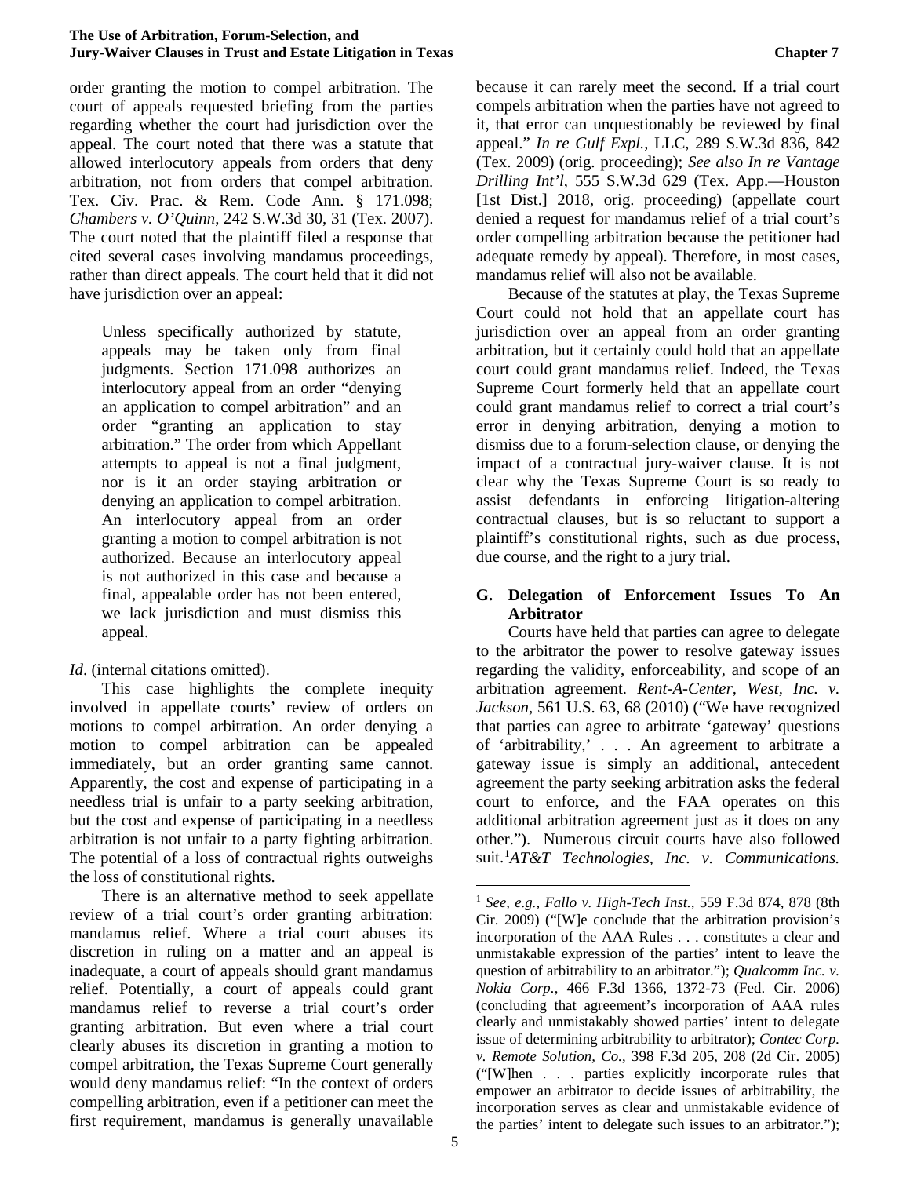order granting the motion to compel arbitration. The court of appeals requested briefing from the parties regarding whether the court had jurisdiction over the appeal. The court noted that there was a statute that allowed interlocutory appeals from orders that deny arbitration, not from orders that compel arbitration. Tex. Civ. Prac. & Rem. Code Ann. § 171.098; *Chambers v. O'Quinn*, 242 S.W.3d 30, 31 (Tex. 2007). The court noted that the plaintiff filed a response that cited several cases involving mandamus proceedings, rather than direct appeals. The court held that it did not have jurisdiction over an appeal:

> Unless specifically authorized by statute, appeals may be taken only from final judgments. Section 171.098 authorizes an interlocutory appeal from an order "denying an application to compel arbitration" and an order "granting an application to stay arbitration." The order from which Appellant attempts to appeal is not a final judgment, nor is it an order staying arbitration or denying an application to compel arbitration. An interlocutory appeal from an order granting a motion to compel arbitration is not authorized. Because an interlocutory appeal is not authorized in this case and because a final, appealable order has not been entered, we lack jurisdiction and must dismiss this appeal.

*Id*. (internal citations omitted).

This case highlights the complete inequity involved in appellate courts' review of orders on motions to compel arbitration. An order denying a motion to compel arbitration can be appealed immediately, but an order granting same cannot. Apparently, the cost and expense of participating in a needless trial is unfair to a party seeking arbitration, but the cost and expense of participating in a needless arbitration is not unfair to a party fighting arbitration. The potential of a loss of contractual rights outweighs the loss of constitutional rights.

There is an alternative method to seek appellate review of a trial court's order granting arbitration: mandamus relief. Where a trial court abuses its discretion in ruling on a matter and an appeal is inadequate, a court of appeals should grant mandamus relief. Potentially, a court of appeals could grant mandamus relief to reverse a trial court's order granting arbitration. But even where a trial court clearly abuses its discretion in granting a motion to compel arbitration, the Texas Supreme Court generally would deny mandamus relief: "In the context of orders compelling arbitration, even if a petitioner can meet the first requirement, mandamus is generally unavailable because it can rarely meet the second. If a trial court compels arbitration when the parties have not agreed to it, that error can unquestionably be reviewed by final appeal." *In re Gulf Expl.*, LLC, 289 S.W.3d 836, 842 (Tex. 2009) (orig. proceeding); *See also In re Vantage Drilling Int'l*, 555 S.W.3d 629 (Tex. App.—Houston [1st Dist.] 2018, orig. proceeding) (appellate court denied a request for mandamus relief of a trial court's order compelling arbitration because the petitioner had adequate remedy by appeal). Therefore, in most cases, mandamus relief will also not be available.

Because of the statutes at play, the Texas Supreme Court could not hold that an appellate court has jurisdiction over an appeal from an order granting arbitration, but it certainly could hold that an appellate court could grant mandamus relief. Indeed, the Texas Supreme Court formerly held that an appellate court could grant mandamus relief to correct a trial court's error in denying arbitration, denying a motion to dismiss due to a forum-selection clause, or denying the impact of a contractual jury-waiver clause. It is not clear why the Texas Supreme Court is so ready to assist defendants in enforcing litigation-altering contractual clauses, but is so reluctant to support a plaintiff's constitutional rights, such as due process, due course, and the right to a jury trial.

### G. Delegation of Enforcement Issues To An Arbitrator

Courts have held that parties can agree to delegate to the arbitrator the power to resolve gateway issues regarding the validity, enforceability, and scope of an arbitration agreement. *Rent-A-Center, West, Inc. v. Jackson*, 561 U.S. 63, 68 (2010) ("We have recognized that parties can agree to arbitrate 'gateway' questions of 'arbitrability,' . . . An agreement to arbitrate a gateway issue is simply an additional, antecedent agreement the party seeking arbitration asks the federal court to enforce, and the FAA operates on this additional arbitration agreement just as it does on any other."). Numerous circuit courts have also followed suit.[1] *AT&T Technologies, Inc. v. Communications.*

[1] *See, e.g., Fallo v. High-Tech Inst.*, 559 F.3d 874, 878 (8th Cir. 2009) ("[W]e conclude that the arbitration provision's incorporation of the AAA Rules . . . constitutes a clear and unmistakable expression of the parties' intent to leave the question of arbitrability to an arbitrator."); *Qualcomm Inc. v. Nokia Corp.*, 466 F.3d 1366, 1372-73 (Fed. Cir. 2006) (concluding that agreement's incorporation of AAA rules clearly and unmistakably showed parties' intent to delegate issue of determining arbitrability to arbitrator); *Contec Corp. v. Remote Solution, Co.*, 398 F.3d 205, 208 (2d Cir. 2005) ("[W]hen . . . parties explicitly incorporate rules that empower an arbitrator to decide issues of arbitrability, the incorporation serves as clear and unmistakable evidence of the parties' intent to delegate such issues to an arbitrator.");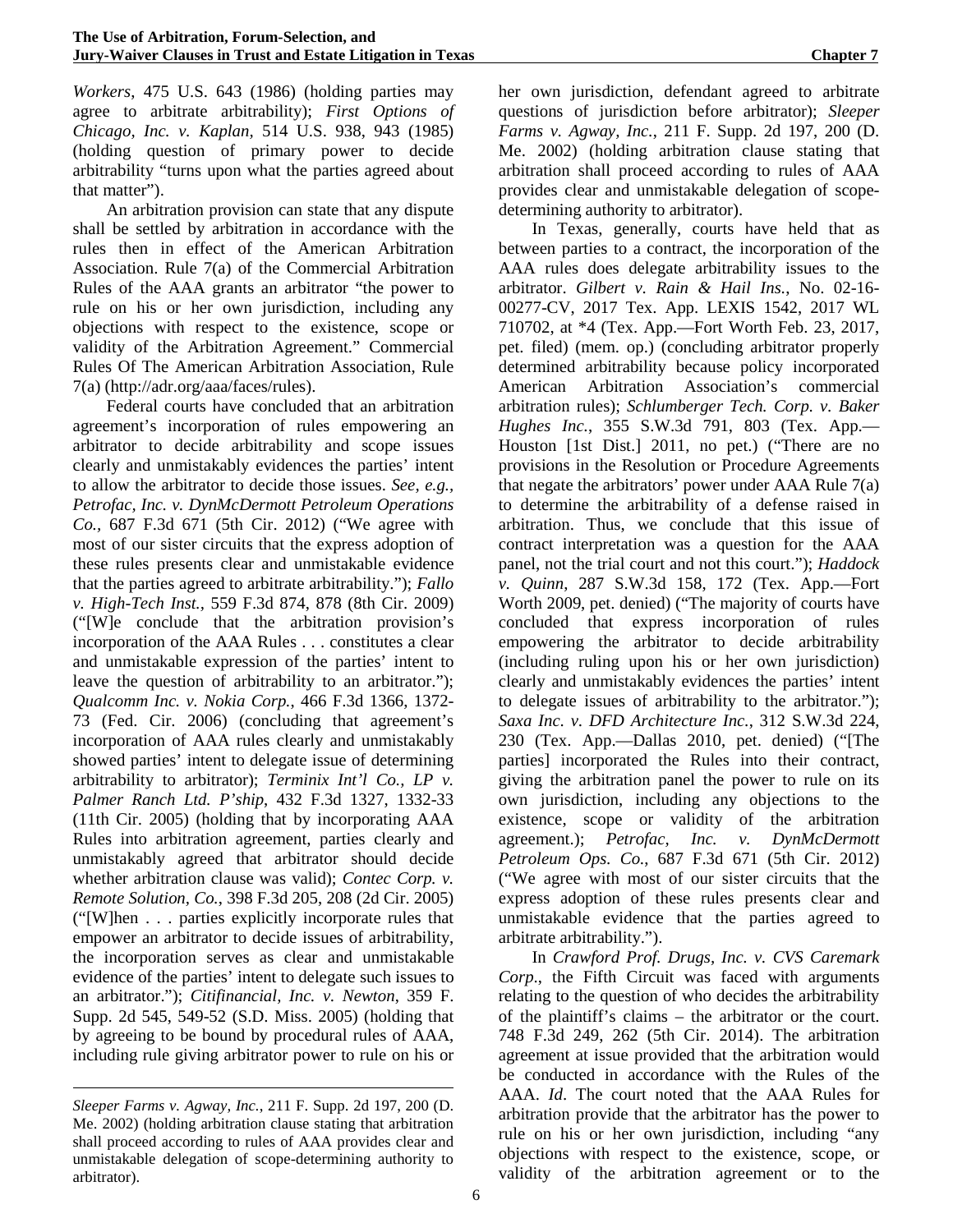*Workers*, 475 U.S. 643 (1986) (holding parties may agree to arbitrate arbitrability); *First Options of Chicago, Inc. v. Kaplan*, 514 U.S. 938, 943 (1985) (holding question of primary power to decide arbitrability "turns upon what the parties agreed about that matter").

An arbitration provision can state that any dispute shall be settled by arbitration in accordance with the rules then in effect of the American Arbitration Association. Rule 7(a) of the Commercial Arbitration Rules of the AAA grants an arbitrator "the power to rule on his or her own jurisdiction, including any objections with respect to the existence, scope or validity of the Arbitration Agreement." Commercial Rules Of The American Arbitration Association, Rule 7(a) (http://adr.org/aaa/faces/rules).

Federal courts have concluded that an arbitration agreement's incorporation of rules empowering an arbitrator to decide arbitrability and scope issues clearly and unmistakably evidences the parties' intent to allow the arbitrator to decide those issues. *See, e.g., Petrofac, Inc. v. DynMcDermott Petroleum Operations Co.*, 687 F.3d 671 (5th Cir. 2012) ("We agree with most of our sister circuits that the express adoption of these rules presents clear and unmistakable evidence that the parties agreed to arbitrate arbitrability."); *Fallo v. High-Tech Inst.*, 559 F.3d 874, 878 (8th Cir. 2009) ("[W]e conclude that the arbitration provision's incorporation of the AAA Rules . . . constitutes a clear and unmistakable expression of the parties' intent to leave the question of arbitrability to an arbitrator."); *Qualcomm Inc. v. Nokia Corp.*, 466 F.3d 1366, 1372-73 (Fed. Cir. 2006) (concluding that agreement's incorporation of AAA rules clearly and unmistakably showed parties' intent to delegate issue of determining arbitrability to arbitrator); *Terminix Int'l Co., LP v. Palmer Ranch Ltd. P'ship*, 432 F.3d 1327, 1332-33 (11th Cir. 2005) (holding that by incorporating AAA Rules into arbitration agreement, parties clearly and unmistakably agreed that arbitrator should decide whether arbitration clause was valid); *Contec Corp. v. Remote Solution, Co.*, 398 F.3d 205, 208 (2d Cir. 2005) ("[W]hen . . . parties explicitly incorporate rules that empower an arbitrator to decide issues of arbitrability, the incorporation serves as clear and unmistakable evidence of the parties' intent to delegate such issues to an arbitrator."); *Citifinancial, Inc. v. Newton*, 359 F. Supp. 2d 545, 549-52 (S.D. Miss. 2005) (holding that by agreeing to be bound by procedural rules of AAA, including rule giving arbitrator power to rule on his or her own jurisdiction, defendant agreed to arbitrate questions of jurisdiction before arbitrator); *Sleeper Farms v. Agway, Inc.*, 211 F. Supp. 2d 197, 200 (D. Me. 2002) (holding arbitration clause stating that arbitration shall proceed according to rules of AAA provides clear and unmistakable delegation of scope-determining authority to arbitrator).

In Texas, generally, courts have held that as between parties to a contract, the incorporation of the AAA rules does delegate arbitrability issues to the arbitrator. *Gilbert v. Rain & Hail Ins.*, No. 02-16-00277-CV, 2017 Tex. App. LEXIS 1542, 2017 WL 710702, at *4 (Tex. App.—Fort Worth Feb. 23, 2017, pet. filed) (mem. op.) (concluding arbitrator properly determined arbitrability because policy incorporated American Arbitration Association's commercial arbitration rules); *Schlumberger Tech. Corp. v. Baker Hughes Inc.*, 355 S.W.3d 791, 803 (Tex. App.—Houston [1st Dist.] 2011, no pet.) ("There are no provisions in the Resolution or Procedure Agreements that negate the arbitrators' power under AAA Rule 7(a) to determine the arbitrability of a defense raised in arbitration. Thus, we conclude that this issue of contract interpretation was a question for the AAA panel, not the trial court and not this court."); *Haddock v. Quinn*, 287 S.W.3d 158, 172 (Tex. App.—Fort Worth 2009, pet. denied) ("The majority of courts have concluded that express incorporation of rules empowering the arbitrator to decide arbitrability (including ruling upon his or her own jurisdiction) clearly and unmistakably evidences the parties' intent to delegate issues of arbitrability to the arbitrator."); *Saxa Inc. v. DFD Architecture Inc.*, 312 S.W.3d 224, 230 (Tex. App.—Dallas 2010, pet. denied) ("[The parties] incorporated the Rules into their contract, giving the arbitration panel the power to rule on its own jurisdiction, including any objections to the existence, scope or validity of the arbitration agreement.); *Petrofac, Inc. v. DynMcDermott Petroleum Ops. Co.*, 687 F.3d 671 (5th Cir. 2012) ("We agree with most of our sister circuits that the express adoption of these rules presents clear and unmistakable evidence that the parties agreed to arbitrate arbitrability.").

In *Crawford Prof. Drugs, Inc. v. CVS Caremark Corp.*, the Fifth Circuit was faced with arguments relating to the question of who decides the arbitrability of the plaintiff's claims – the arbitrator or the court. 748 F.3d 249, 262 (5th Cir. 2014). The arbitration agreement at issue provided that the arbitration would be conducted in accordance with the Rules of the AAA. *Id*. The court noted that the AAA Rules for arbitration provide that the arbitrator has the power to rule on his or her own jurisdiction, including "any objections with respect to the existence, scope, or validity of the arbitration agreement or to the

---

*Sleeper Farms v. Agway, Inc.*, 211 F. Supp. 2d 197, 200 (D. Me. 2002) (holding arbitration clause stating that arbitration shall proceed according to rules of AAA provides clear and unmistakable delegation of scope-determining authority to arbitrator).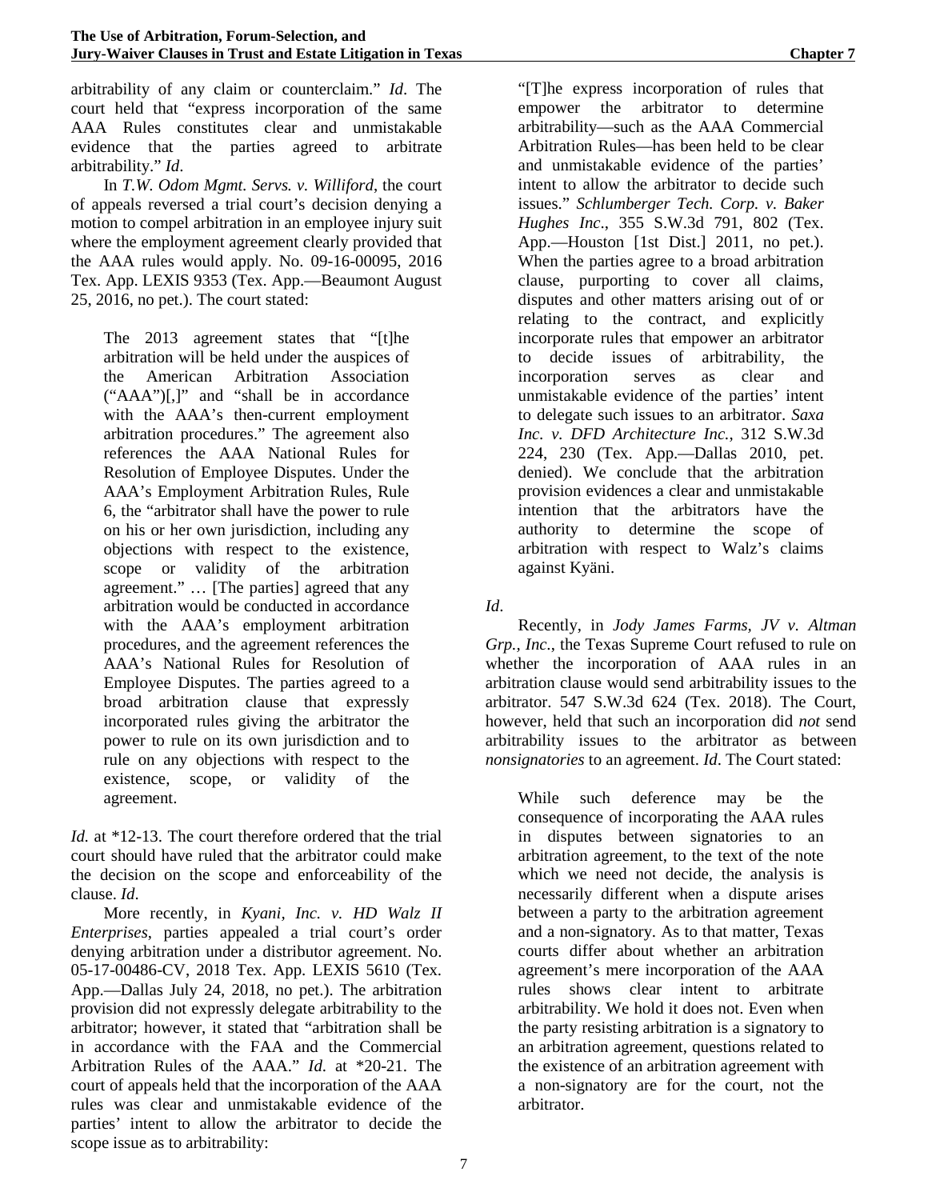arbitrability of any claim or counterclaim." *Id*. The court held that "express incorporation of the same AAA Rules constitutes clear and unmistakable evidence that the parties agreed to arbitrate arbitrability." *Id*.

In *T.W. Odom Mgmt. Servs. v. Williford*, the court of appeals reversed a trial court's decision denying a motion to compel arbitration in an employee injury suit where the employment agreement clearly provided that the AAA rules would apply. No. 09-16-00095, 2016 Tex. App. LEXIS 9353 (Tex. App.—Beaumont August 25, 2016, no pet.). The court stated:

> The 2013 agreement states that "[t]he arbitration will be held under the auspices of the American Arbitration Association ("AAA")[,]" and "shall be in accordance with the AAA's then-current employment arbitration procedures." The agreement also references the AAA National Rules for Resolution of Employee Disputes. Under the AAA's Employment Arbitration Rules, Rule 6, the "arbitrator shall have the power to rule on his or her own jurisdiction, including any objections with respect to the existence, scope or validity of the arbitration agreement." … [The parties] agreed that any arbitration would be conducted in accordance with the AAA's employment arbitration procedures, and the agreement references the AAA's National Rules for Resolution of Employee Disputes. The parties agreed to a broad arbitration clause that expressly incorporated rules giving the arbitrator the power to rule on its own jurisdiction and to rule on any objections with respect to the existence, scope, or validity of the agreement.

*Id.* at *12-13. The court therefore ordered that the trial court should have ruled that the arbitrator could make the decision on the scope and enforceability of the clause. *Id*.

More recently, in *Kyani, Inc. v. HD Walz II Enterprises*, parties appealed a trial court's order denying arbitration under a distributor agreement. No. 05-17-00486-CV, 2018 Tex. App. LEXIS 5610 (Tex. App.—Dallas July 24, 2018, no pet.). The arbitration provision did not expressly delegate arbitrability to the arbitrator; however, it stated that "arbitration shall be in accordance with the FAA and the Commercial Arbitration Rules of the AAA." *Id.* at *20-21. The court of appeals held that the incorporation of the AAA rules was clear and unmistakable evidence of the parties' intent to allow the arbitrator to decide the scope issue as to arbitrability:

> "[T]he express incorporation of rules that empower the arbitrator to determine arbitrability—such as the AAA Commercial Arbitration Rules—has been held to be clear and unmistakable evidence of the parties' intent to allow the arbitrator to decide such issues." *Schlumberger Tech. Corp. v. Baker Hughes Inc*., 355 S.W.3d 791, 802 (Tex. App.—Houston [1st Dist.] 2011, no pet.). When the parties agree to a broad arbitration clause, purporting to cover all claims, disputes and other matters arising out of or relating to the contract, and explicitly incorporate rules that empower an arbitrator to decide issues of arbitrability, the incorporation serves as clear and unmistakable evidence of the parties' intent to delegate such issues to an arbitrator. *Saxa Inc. v. DFD Architecture Inc.*, 312 S.W.3d 224, 230 (Tex. App.—Dallas 2010, pet. denied). We conclude that the arbitration provision evidences a clear and unmistakable intention that the arbitrators have the authority to determine the scope of arbitration with respect to Walz's claims against Kyäni.

*Id*.

Recently, in *Jody James Farms, JV v. Altman Grp., Inc.*, the Texas Supreme Court refused to rule on whether the incorporation of AAA rules in an arbitration clause would send arbitrability issues to the arbitrator. 547 S.W.3d 624 (Tex. 2018). The Court, however, held that such an incorporation did *not* send arbitrability issues to the arbitrator as between *nonsignatories* to an agreement. *Id*. The Court stated:

> While such deference may be the consequence of incorporating the AAA rules in disputes between signatories to an arbitration agreement, to the text of the note which we need not decide, the analysis is necessarily different when a dispute arises between a party to the arbitration agreement and a non-signatory. As to that matter, Texas courts differ about whether an arbitration agreement's mere incorporation of the AAA rules shows clear intent to arbitrate arbitrability. We hold it does not. Even when the party resisting arbitration is a signatory to an arbitration agreement, questions related to the existence of an arbitration agreement with a non-signatory are for the court, not the arbitrator.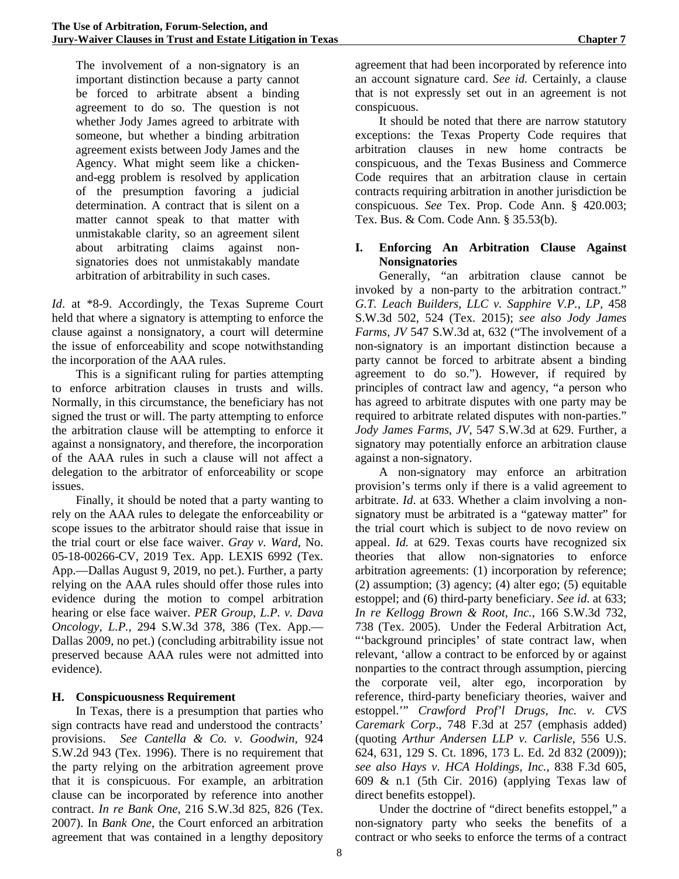> The involvement of a non-signatory is an important distinction because a party cannot be forced to arbitrate absent a binding agreement to do so. The question is not whether Jody James agreed to arbitrate with someone, but whether a binding arbitration agreement exists between Jody James and the Agency. What might seem like a chicken-and-egg problem is resolved by application of the presumption favoring a judicial determination. A contract that is silent on a matter cannot speak to that matter with unmistakable clarity, so an agreement silent about arbitrating claims against non-signatories does not unmistakably mandate arbitration of arbitrability in such cases.

*Id*. at *8-9. Accordingly, the Texas Supreme Court held that where a signatory is attempting to enforce the clause against a nonsignatory, a court will determine the issue of enforceability and scope notwithstanding the incorporation of the AAA rules.

This is a significant ruling for parties attempting to enforce arbitration clauses in trusts and wills. Normally, in this circumstance, the beneficiary has not signed the trust or will. The party attempting to enforce the arbitration clause will be attempting to enforce it against a nonsignatory, and therefore, the incorporation of the AAA rules in such a clause will not affect a delegation to the arbitrator of enforceability or scope issues.

Finally, it should be noted that a party wanting to rely on the AAA rules to delegate the enforceability or scope issues to the arbitrator should raise that issue in the trial court or else face waiver. *Gray v. Ward*, No. 05-18-00266-CV, 2019 Tex. App. LEXIS 6992 (Tex. App.—Dallas August 9, 2019, no pet.). Further, a party relying on the AAA rules should offer those rules into evidence during the motion to compel arbitration hearing or else face waiver. *PER Group, L.P. v. Dava Oncology, L.P.*, 294 S.W.3d 378, 386 (Tex. App.—Dallas 2009, no pet.) (concluding arbitrability issue not preserved because AAA rules were not admitted into evidence).

### H. Conspicuousness Requirement

In Texas, there is a presumption that parties who sign contracts have read and understood the contracts' provisions. *See Cantella & Co. v. Goodwin*, 924 S.W.2d 943 (Tex. 1996). There is no requirement that the party relying on the arbitration agreement prove that it is conspicuous. For example, an arbitration clause can be incorporated by reference into another contract. *In re Bank One*, 216 S.W.3d 825, 826 (Tex. 2007). In *Bank One*, the Court enforced an arbitration agreement that was contained in a lengthy depository agreement that had been incorporated by reference into an account signature card. *See id.* Certainly, a clause that is not expressly set out in an agreement is not conspicuous.

It should be noted that there are narrow statutory exceptions: the Texas Property Code requires that arbitration clauses in new home contracts be conspicuous, and the Texas Business and Commerce Code requires that an arbitration clause in certain contracts requiring arbitration in another jurisdiction be conspicuous. *See* Tex. Prop. Code Ann. § 420.003; Tex. Bus. & Com. Code Ann. § 35.53(b).

### I. Enforcing An Arbitration Clause Against Nonsignatories

Generally, "an arbitration clause cannot be invoked by a non-party to the arbitration contract." *G.T. Leach Builders, LLC v. Sapphire V.P., LP,* 458 S.W.3d 502, 524 (Tex. 2015); *see also Jody James Farms, JV* 547 S.W.3d at, 632 ("The involvement of a non-signatory is an important distinction because a party cannot be forced to arbitrate absent a binding agreement to do so."). However, if required by principles of contract law and agency, "a person who has agreed to arbitrate disputes with one party may be required to arbitrate related disputes with non-parties." *Jody James Farms, JV*, 547 S.W.3d at 629. Further, a signatory may potentially enforce an arbitration clause against a non-signatory.

A non-signatory may enforce an arbitration provision's terms only if there is a valid agreement to arbitrate. *Id*. at 633. Whether a claim involving a non-signatory must be arbitrated is a "gateway matter" for the trial court which is subject to de novo review on appeal. *Id.* at 629. Texas courts have recognized six theories that allow non-signatories to enforce arbitration agreements: (1) incorporation by reference; (2) assumption; (3) agency; (4) alter ego; (5) equitable estoppel; and (6) third-party beneficiary. *See id*. at 633; *In re Kellogg Brown & Root, Inc.*, 166 S.W.3d 732, 738 (Tex. 2005). Under the Federal Arbitration Act, "'background principles' of state contract law, when relevant, 'allow a contract to be enforced by or against nonparties to the contract through assumption, piercing the corporate veil, alter ego, incorporation by reference, third-party beneficiary theories, waiver and estoppel.'" *Crawford Prof'l Drugs, Inc. v. CVS Caremark Corp.*, 748 F.3d at 257 (emphasis added) (quoting *Arthur Andersen LLP v. Carlisle*, 556 U.S. 624, 631, 129 S. Ct. 1896, 173 L. Ed. 2d 832 (2009)); *see also Hays v. HCA Holdings, Inc.*, 838 F.3d 605, 609 & n.1 (5th Cir. 2016) (applying Texas law of direct benefits estoppel).

Under the doctrine of "direct benefits estoppel," a non-signatory party who seeks the benefits of a contract or who seeks to enforce the terms of a contract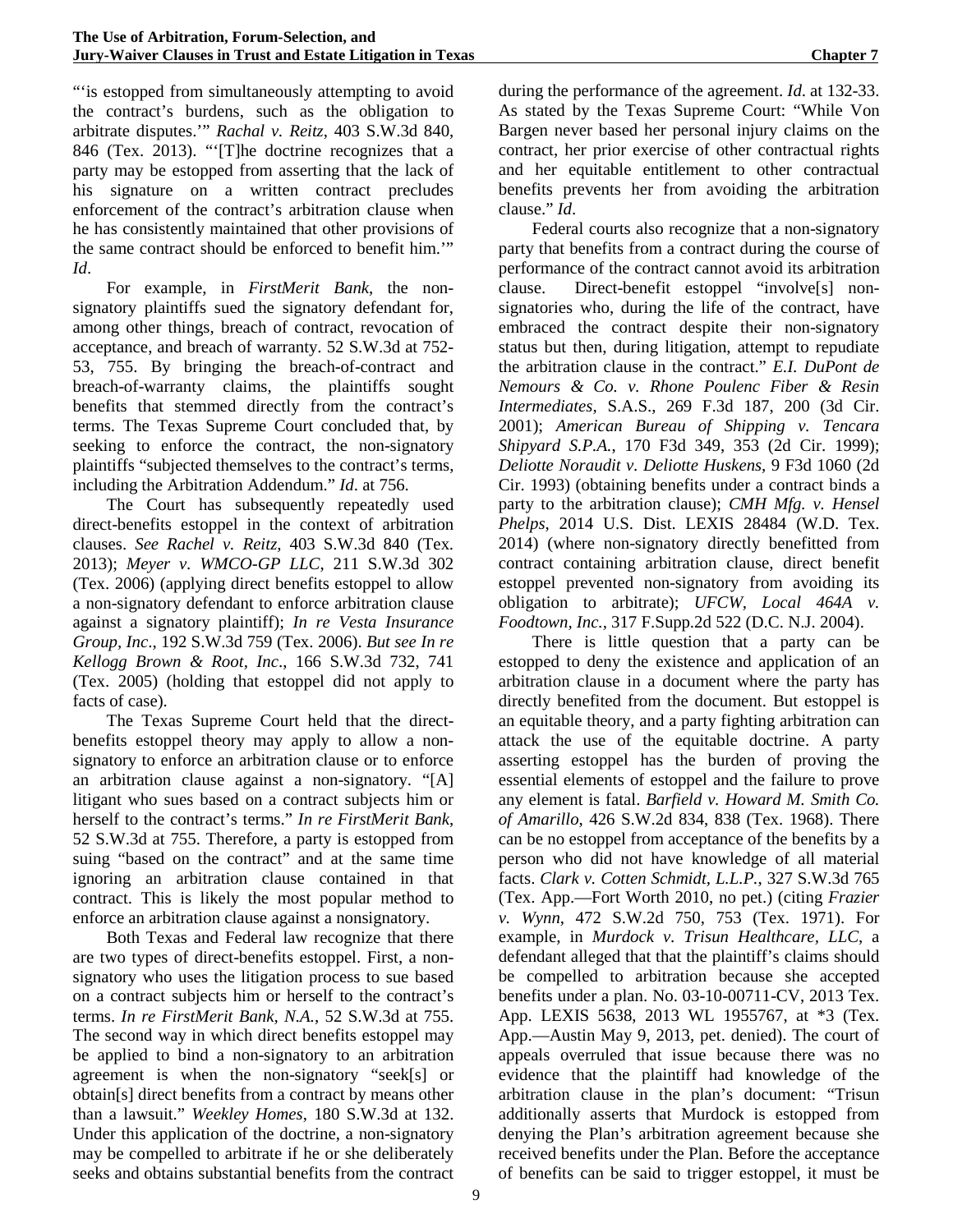"'is estopped from simultaneously attempting to avoid the contract's burdens, such as the obligation to arbitrate disputes.'" *Rachal v. Reitz*, 403 S.W.3d 840, 846 (Tex. 2013). "'[T]he doctrine recognizes that a party may be estopped from asserting that the lack of his signature on a written contract precludes enforcement of the contract's arbitration clause when he has consistently maintained that other provisions of the same contract should be enforced to benefit him.'" *Id*.

For example, in *FirstMerit Bank*, the non-signatory plaintiffs sued the signatory defendant for, among other things, breach of contract, revocation of acceptance, and breach of warranty. 52 S.W.3d at 752-53, 755. By bringing the breach-of-contract and breach-of-warranty claims, the plaintiffs sought benefits that stemmed directly from the contract's terms. The Texas Supreme Court concluded that, by seeking to enforce the contract, the non-signatory plaintiffs "subjected themselves to the contract's terms, including the Arbitration Addendum." *Id*. at 756.

The Court has subsequently repeatedly used direct-benefits estoppel in the context of arbitration clauses. *See Rachel v. Reitz*, 403 S.W.3d 840 (Tex. 2013); *Meyer v. WMCO-GP LLC*, 211 S.W.3d 302 (Tex. 2006) (applying direct benefits estoppel to allow a non-signatory defendant to enforce arbitration clause against a signatory plaintiff); *In re Vesta Insurance Group, Inc*., 192 S.W.3d 759 (Tex. 2006). *But see In re Kellogg Brown & Root, Inc*., 166 S.W.3d 732, 741 (Tex. 2005) (holding that estoppel did not apply to facts of case).

The Texas Supreme Court held that the direct-benefits estoppel theory may apply to allow a non-signatory to enforce an arbitration clause or to enforce an arbitration clause against a non-signatory. "[A] litigant who sues based on a contract subjects him or herself to the contract's terms." *In re FirstMerit Bank*, 52 S.W.3d at 755. Therefore, a party is estopped from suing "based on the contract" and at the same time ignoring an arbitration clause contained in that contract. This is likely the most popular method to enforce an arbitration clause against a nonsignatory.

Both Texas and Federal law recognize that there are two types of direct-benefits estoppel. First, a non-signatory who uses the litigation process to sue based on a contract subjects him or herself to the contract's terms. *In re FirstMerit Bank, N.A.*, 52 S.W.3d at 755. The second way in which direct benefits estoppel may be applied to bind a non-signatory to an arbitration agreement is when the non-signatory "seek[s] or obtain[s] direct benefits from a contract by means other than a lawsuit." *Weekley Homes*, 180 S.W.3d at 132. Under this application of the doctrine, a non-signatory may be compelled to arbitrate if he or she deliberately seeks and obtains substantial benefits from the contract during the performance of the agreement. *Id*. at 132-33. As stated by the Texas Supreme Court: "While Von Bargen never based her personal injury claims on the contract, her prior exercise of other contractual rights and her equitable entitlement to other contractual benefits prevents her from avoiding the arbitration clause." *Id*.

Federal courts also recognize that a non-signatory party that benefits from a contract during the course of performance of the contract cannot avoid its arbitration clause. Direct-benefit estoppel "involve[s] non-signatories who, during the life of the contract, have embraced the contract despite their non-signatory status but then, during litigation, attempt to repudiate the arbitration clause in the contract." *E.I. DuPont de Nemours & Co. v. Rhone Poulenc Fiber & Resin Intermediates*, S.A.S., 269 F.3d 187, 200 (3d Cir. 2001); *American Bureau of Shipping v. Tencara Shipyard S.P.A.*, 170 F3d 349, 353 (2d Cir. 1999); *Deliotte Noraudit v. Deliotte Huskens*, 9 F3d 1060 (2d Cir. 1993) (obtaining benefits under a contract binds a party to the arbitration clause); *CMH Mfg. v. Hensel Phelps*, 2014 U.S. Dist. LEXIS 28484 (W.D. Tex. 2014) (where non-signatory directly benefitted from contract containing arbitration clause, direct benefit estoppel prevented non-signatory from avoiding its obligation to arbitrate); *UFCW, Local 464A v. Foodtown, Inc.*, 317 F.Supp.2d 522 (D.C. N.J. 2004).

There is little question that a party can be estopped to deny the existence and application of an arbitration clause in a document where the party has directly benefited from the document. But estoppel is an equitable theory, and a party fighting arbitration can attack the use of the equitable doctrine. A party asserting estoppel has the burden of proving the essential elements of estoppel and the failure to prove any element is fatal. *Barfield v. Howard M. Smith Co. of Amarillo*, 426 S.W.2d 834, 838 (Tex. 1968). There can be no estoppel from acceptance of the benefits by a person who did not have knowledge of all material facts. *Clark v. Cotten Schmidt, L.L.P.*, 327 S.W.3d 765 (Tex. App.—Fort Worth 2010, no pet.) (citing *Frazier v. Wynn*, 472 S.W.2d 750, 753 (Tex. 1971). For example, in *Murdock v. Trisun Healthcare, LLC*, a defendant alleged that that the plaintiff's claims should be compelled to arbitration because she accepted benefits under a plan. No. 03-10-00711-CV, 2013 Tex. App. LEXIS 5638, 2013 WL 1955767, at *3 (Tex. App.—Austin May 9, 2013, pet. denied). The court of appeals overruled that issue because there was no evidence that the plaintiff had knowledge of the arbitration clause in the plan's document: "Trisun additionally asserts that Murdock is estopped from denying the Plan's arbitration agreement because she received benefits under the Plan. Before the acceptance of benefits can be said to trigger estoppel, it must be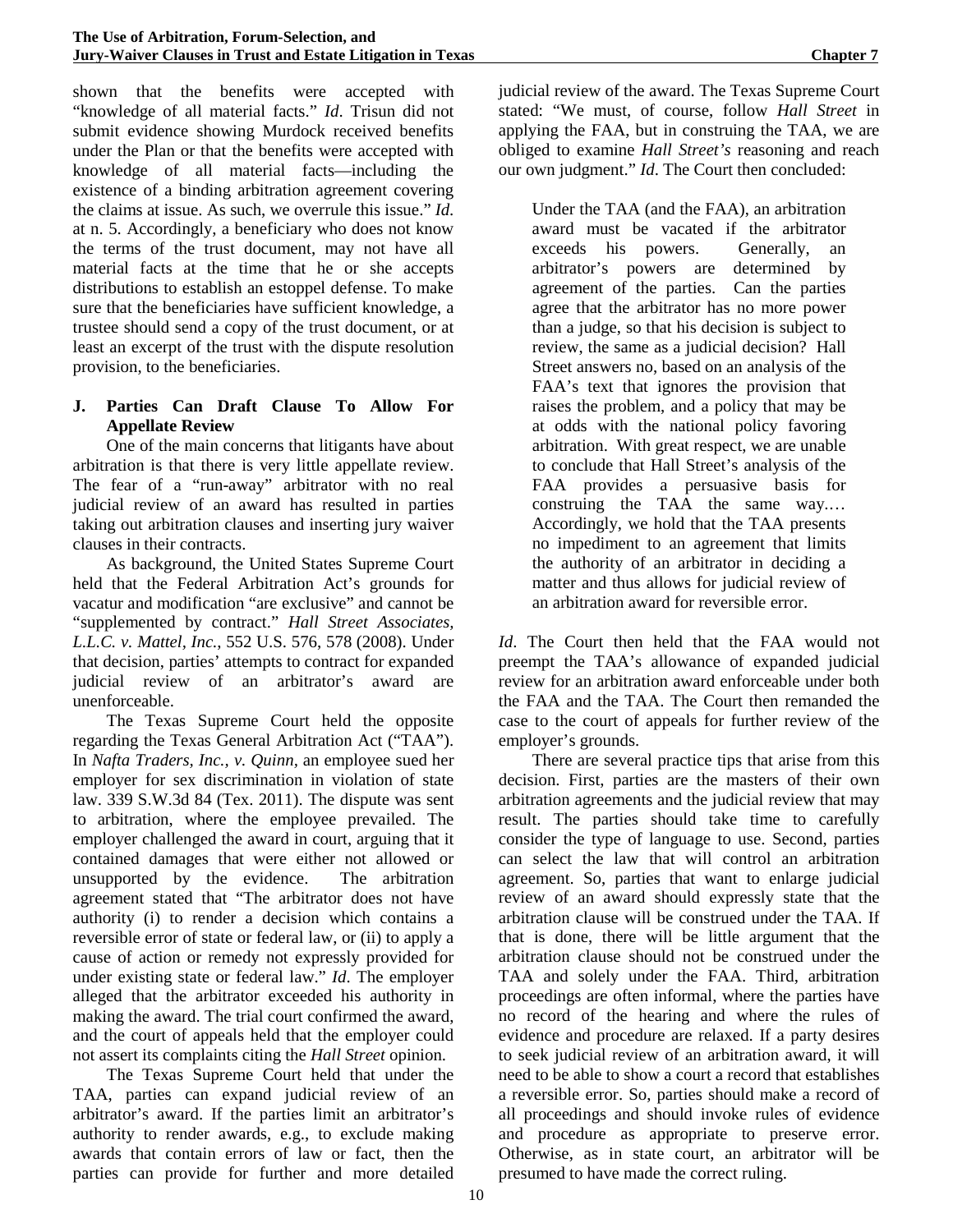shown that the benefits were accepted with "knowledge of all material facts." *Id*. Trisun did not submit evidence showing Murdock received benefits under the Plan or that the benefits were accepted with knowledge of all material facts—including the existence of a binding arbitration agreement covering the claims at issue. As such, we overrule this issue." *Id.* at n. 5. Accordingly, a beneficiary who does not know the terms of the trust document, may not have all material facts at the time that he or she accepts distributions to establish an estoppel defense. To make sure that the beneficiaries have sufficient knowledge, a trustee should send a copy of the trust document, or at least an excerpt of the trust with the dispute resolution provision, to the beneficiaries.

### J. Parties Can Draft Clause To Allow For Appellate Review

One of the main concerns that litigants have about arbitration is that there is very little appellate review. The fear of a "run-away" arbitrator with no real judicial review of an award has resulted in parties taking out arbitration clauses and inserting jury waiver clauses in their contracts.

As background, the United States Supreme Court held that the Federal Arbitration Act's grounds for vacatur and modification "are exclusive" and cannot be "supplemented by contract." *Hall Street Associates, L.L.C. v. Mattel, Inc.*, 552 U.S. 576, 578 (2008). Under that decision, parties' attempts to contract for expanded judicial review of an arbitrator's award are unenforceable.

The Texas Supreme Court held the opposite regarding the Texas General Arbitration Act ("TAA"). In *Nafta Traders, Inc., v. Quinn*, an employee sued her employer for sex discrimination in violation of state law. 339 S.W.3d 84 (Tex. 2011). The dispute was sent to arbitration, where the employee prevailed. The employer challenged the award in court, arguing that it contained damages that were either not allowed or unsupported by the evidence. The arbitration agreement stated that "The arbitrator does not have authority (i) to render a decision which contains a reversible error of state or federal law, or (ii) to apply a cause of action or remedy not expressly provided for under existing state or federal law." *Id*. The employer alleged that the arbitrator exceeded his authority in making the award. The trial court confirmed the award, and the court of appeals held that the employer could not assert its complaints citing the *Hall Street* opinion.

The Texas Supreme Court held that under the TAA, parties can expand judicial review of an arbitrator's award. If the parties limit an arbitrator's authority to render awards, e.g., to exclude making awards that contain errors of law or fact, then the parties can provide for further and more detailed judicial review of the award. The Texas Supreme Court stated: "We must, of course, follow *Hall Street* in applying the FAA, but in construing the TAA, we are obliged to examine *Hall Street's* reasoning and reach our own judgment." *Id*. The Court then concluded:

> Under the TAA (and the FAA), an arbitration award must be vacated if the arbitrator exceeds his powers. Generally, an arbitrator's powers are determined by agreement of the parties. Can the parties agree that the arbitrator has no more power than a judge, so that his decision is subject to review, the same as a judicial decision? Hall Street answers no, based on an analysis of the FAA's text that ignores the provision that raises the problem, and a policy that may be at odds with the national policy favoring arbitration. With great respect, we are unable to conclude that Hall Street's analysis of the FAA provides a persuasive basis for construing the TAA the same way.… Accordingly, we hold that the TAA presents no impediment to an agreement that limits the authority of an arbitrator in deciding a matter and thus allows for judicial review of an arbitration award for reversible error.

*Id*. The Court then held that the FAA would not preempt the TAA's allowance of expanded judicial review for an arbitration award enforceable under both the FAA and the TAA. The Court then remanded the case to the court of appeals for further review of the employer's grounds.

There are several practice tips that arise from this decision. First, parties are the masters of their own arbitration agreements and the judicial review that may result. The parties should take time to carefully consider the type of language to use. Second, parties can select the law that will control an arbitration agreement. So, parties that want to enlarge judicial review of an award should expressly state that the arbitration clause will be construed under the TAA. If that is done, there will be little argument that the arbitration clause should not be construed under the TAA and solely under the FAA. Third, arbitration proceedings are often informal, where the parties have no record of the hearing and where the rules of evidence and procedure are relaxed. If a party desires to seek judicial review of an arbitration award, it will need to be able to show a court a record that establishes a reversible error. So, parties should make a record of all proceedings and should invoke rules of evidence and procedure as appropriate to preserve error. Otherwise, as in state court, an arbitrator will be presumed to have made the correct ruling.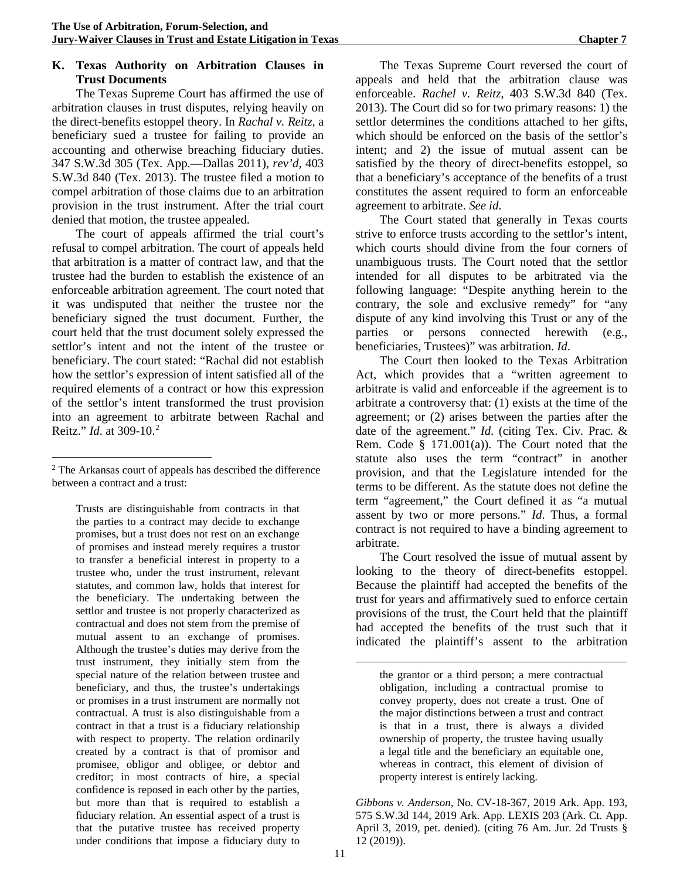## K. Texas Authority on Arbitration Clauses in Trust Documents

The Texas Supreme Court has affirmed the use of arbitration clauses in trust disputes, relying heavily on the direct-benefits estoppel theory. In *Rachal v. Reitz*, a beneficiary sued a trustee for failing to provide an accounting and otherwise breaching fiduciary duties. 347 S.W.3d 305 (Tex. App.—Dallas 2011), *rev'd*, 403 S.W.3d 840 (Tex. 2013). The trustee filed a motion to compel arbitration of those claims due to an arbitration provision in the trust instrument. After the trial court denied that motion, the trustee appealed.

The court of appeals affirmed the trial court's refusal to compel arbitration. The court of appeals held that arbitration is a matter of contract law, and that the trustee had the burden to establish the existence of an enforceable arbitration agreement. The court noted that it was undisputed that neither the trustee nor the beneficiary signed the trust document. Further, the court held that the trust document solely expressed the settlor's intent and not the intent of the trustee or beneficiary. The court stated: "Rachal did not establish how the settlor's expression of intent satisfied all of the required elements of a contract or how this expression of the settlor's intent transformed the trust provision into an agreement to arbitrate between Rachal and Reitz." *Id*. at 309-10.[2]

The Texas Supreme Court reversed the court of appeals and held that the arbitration clause was enforceable. *Rachel v. Reitz*, 403 S.W.3d 840 (Tex. 2013). The Court did so for two primary reasons: 1) the settlor determines the conditions attached to her gifts, which should be enforced on the basis of the settlor's intent; and 2) the issue of mutual assent can be satisfied by the theory of direct-benefits estoppel, so that a beneficiary's acceptance of the benefits of a trust constitutes the assent required to form an enforceable agreement to arbitrate. *See id*.

The Court stated that generally in Texas courts strive to enforce trusts according to the settlor's intent, which courts should divine from the four corners of unambiguous trusts. The Court noted that the settlor intended for all disputes to be arbitrated via the following language: "Despite anything herein to the contrary, the sole and exclusive remedy" for "any dispute of any kind involving this Trust or any of the parties or persons connected herewith (e.g., beneficiaries, Trustees)" was arbitration. *Id*.

The Court then looked to the Texas Arbitration Act, which provides that a "written agreement to arbitrate is valid and enforceable if the agreement is to arbitrate a controversy that: (1) exists at the time of the agreement; or (2) arises between the parties after the date of the agreement." *Id*. (citing Tex. Civ. Prac. & Rem. Code § 171.001(a)). The Court noted that the statute also uses the term "contract" in another provision, and that the Legislature intended for the terms to be different. As the statute does not define the term "agreement," the Court defined it as "a mutual assent by two or more persons." *Id*. Thus, a formal contract is not required to have a binding agreement to arbitrate.

The Court resolved the issue of mutual assent by looking to the theory of direct-benefits estoppel. Because the plaintiff had accepted the benefits of the trust for years and affirmatively sued to enforce certain provisions of the trust, the Court held that the plaintiff had accepted the benefits of the trust such that it indicated the plaintiff's assent to the arbitration

---

[2] The Arkansas court of appeals has described the difference between a contract and a trust:

> Trusts are distinguishable from contracts in that the parties to a contract may decide to exchange promises, but a trust does not rest on an exchange of promises and instead merely requires a trustor to transfer a beneficial interest in property to a trustee who, under the trust instrument, relevant statutes, and common law, holds that interest for the beneficiary. The undertaking between the settlor and trustee is not properly characterized as contractual and does not stem from the premise of mutual assent to an exchange of promises. Although the trustee's duties may derive from the trust instrument, they initially stem from the special nature of the relation between trustee and beneficiary, and thus, the trustee's undertakings or promises in a trust instrument are normally not contractual. A trust is also distinguishable from a contract in that a trust is a fiduciary relationship with respect to property. The relation ordinarily created by a contract is that of promisor and promisee, obligor and obligee, or debtor and creditor; in most contracts of hire, a special confidence is reposed in each other by the parties, but more than that is required to establish a fiduciary relation. An essential aspect of a trust is that the putative trustee has received property under conditions that impose a fiduciary duty to the grantor or a third person; a mere contractual obligation, including a contractual promise to convey property, does not create a trust. One of the major distinctions between a trust and contract is that in a trust, there is always a divided ownership of property, the trustee having usually a legal title and the beneficiary an equitable one, whereas in contract, this element of division of property interest is entirely lacking.

*Gibbons v. Anderson*, No. CV-18-367, 2019 Ark. App. 193, 575 S.W.3d 144, 2019 Ark. App. LEXIS 203 (Ark. Ct. App. April 3, 2019, pet. denied). (citing 76 Am. Jur. 2d Trusts § 12 (2019)).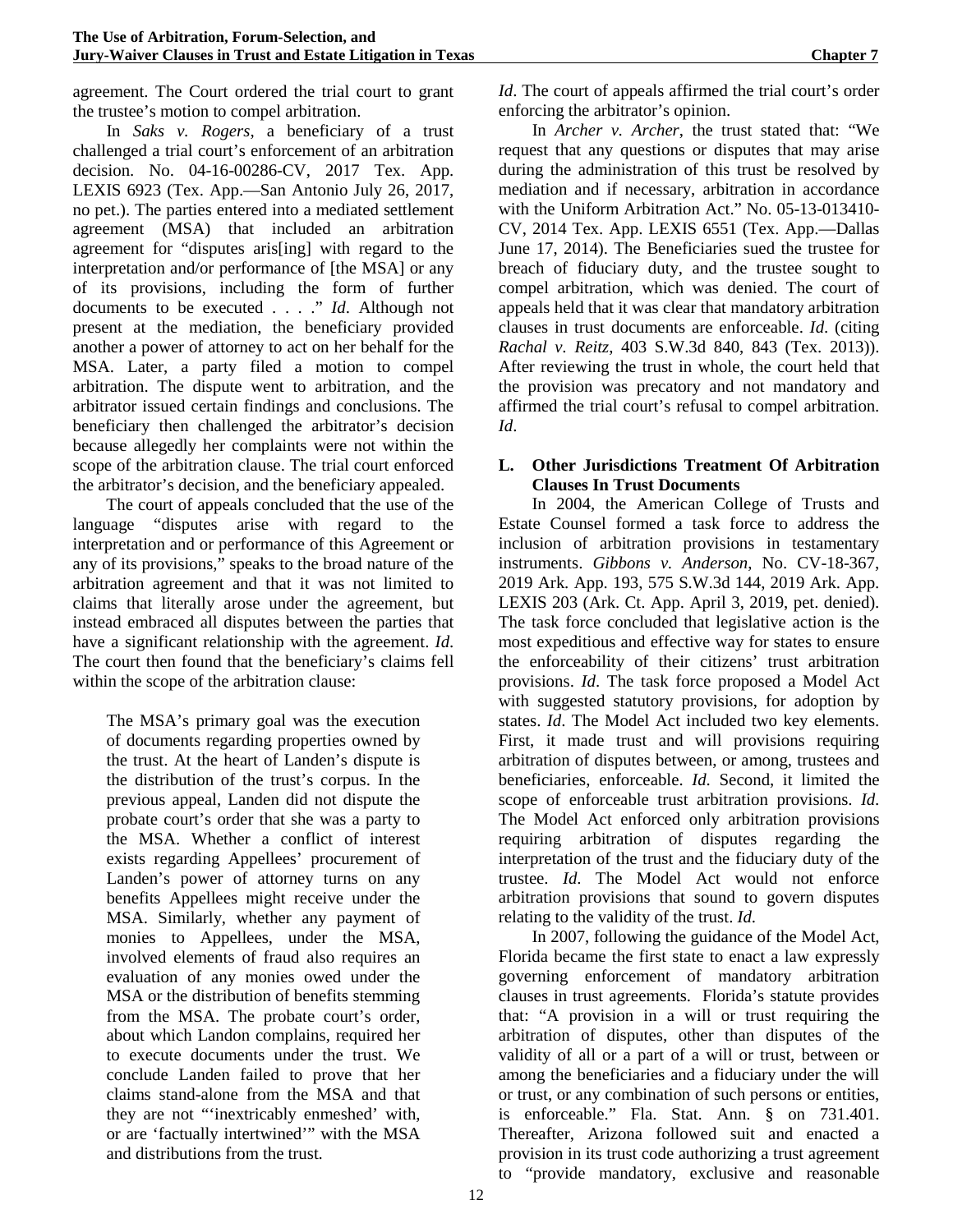agreement. The Court ordered the trial court to grant the trustee's motion to compel arbitration.

In *Saks v. Rogers*, a beneficiary of a trust challenged a trial court's enforcement of an arbitration decision. No. 04-16-00286-CV, 2017 Tex. App. LEXIS 6923 (Tex. App.—San Antonio July 26, 2017, no pet.). The parties entered into a mediated settlement agreement (MSA) that included an arbitration agreement for "disputes aris[ing] with regard to the interpretation and/or performance of [the MSA] or any of its provisions, including the form of further documents to be executed . . . ." *Id*. Although not present at the mediation, the beneficiary provided another a power of attorney to act on her behalf for the MSA. Later, a party filed a motion to compel arbitration. The dispute went to arbitration, and the arbitrator issued certain findings and conclusions. The beneficiary then challenged the arbitrator's decision because allegedly her complaints were not within the scope of the arbitration clause. The trial court enforced the arbitrator's decision, and the beneficiary appealed.

The court of appeals concluded that the use of the language "disputes arise with regard to the interpretation and or performance of this Agreement or any of its provisions," speaks to the broad nature of the arbitration agreement and that it was not limited to claims that literally arose under the agreement, but instead embraced all disputes between the parties that have a significant relationship with the agreement. *Id*. The court then found that the beneficiary's claims fell within the scope of the arbitration clause:

> The MSA's primary goal was the execution of documents regarding properties owned by the trust. At the heart of Landen's dispute is the distribution of the trust's corpus. In the previous appeal, Landen did not dispute the probate court's order that she was a party to the MSA. Whether a conflict of interest exists regarding Appellees' procurement of Landen's power of attorney turns on any benefits Appellees might receive under the MSA. Similarly, whether any payment of monies to Appellees, under the MSA, involved elements of fraud also requires an evaluation of any monies owed under the MSA or the distribution of benefits stemming from the MSA. The probate court's order, about which Landon complains, required her to execute documents under the trust. We conclude Landen failed to prove that her claims stand-alone from the MSA and that they are not "'inextricably enmeshed' with, or are 'factually intertwined'" with the MSA and distributions from the trust.

*Id*. The court of appeals affirmed the trial court's order enforcing the arbitrator's opinion.

In *Archer v. Archer*, the trust stated that: "We request that any questions or disputes that may arise during the administration of this trust be resolved by mediation and if necessary, arbitration in accordance with the Uniform Arbitration Act." No. 05-13-013410-CV, 2014 Tex. App. LEXIS 6551 (Tex. App.—Dallas June 17, 2014). The Beneficiaries sued the trustee for breach of fiduciary duty, and the trustee sought to compel arbitration, which was denied. The court of appeals held that it was clear that mandatory arbitration clauses in trust documents are enforceable. *Id*. (citing *Rachal v. Reitz*, 403 S.W.3d 840, 843 (Tex. 2013)). After reviewing the trust in whole, the court held that the provision was precatory and not mandatory and affirmed the trial court's refusal to compel arbitration. *Id*.

## L. Other Jurisdictions Treatment Of Arbitration Clauses In Trust Documents

In 2004, the American College of Trusts and Estate Counsel formed a task force to address the inclusion of arbitration provisions in testamentary instruments. *Gibbons v. Anderson*, No. CV-18-367, 2019 Ark. App. 193, 575 S.W.3d 144, 2019 Ark. App. LEXIS 203 (Ark. Ct. App. April 3, 2019, pet. denied). The task force concluded that legislative action is the most expeditious and effective way for states to ensure the enforceability of their citizens' trust arbitration provisions. *Id*. The task force proposed a Model Act with suggested statutory provisions, for adoption by states. *Id*. The Model Act included two key elements. First, it made trust and will provisions requiring arbitration of disputes between, or among, trustees and beneficiaries, enforceable. *Id*. Second, it limited the scope of enforceable trust arbitration provisions. *Id*. The Model Act enforced only arbitration provisions requiring arbitration of disputes regarding the interpretation of the trust and the fiduciary duty of the trustee. *Id*. The Model Act would not enforce arbitration provisions that sound to govern disputes relating to the validity of the trust. *Id*.

In 2007, following the guidance of the Model Act, Florida became the first state to enact a law expressly governing enforcement of mandatory arbitration clauses in trust agreements. Florida's statute provides that: "A provision in a will or trust requiring the arbitration of disputes, other than disputes of the validity of all or a part of a will or trust, between or among the beneficiaries and a fiduciary under the will or trust, or any combination of such persons or entities, is enforceable." Fla. Stat. Ann. § on 731.401. Thereafter, Arizona followed suit and enacted a provision in its trust code authorizing a trust agreement to "provide mandatory, exclusive and reasonable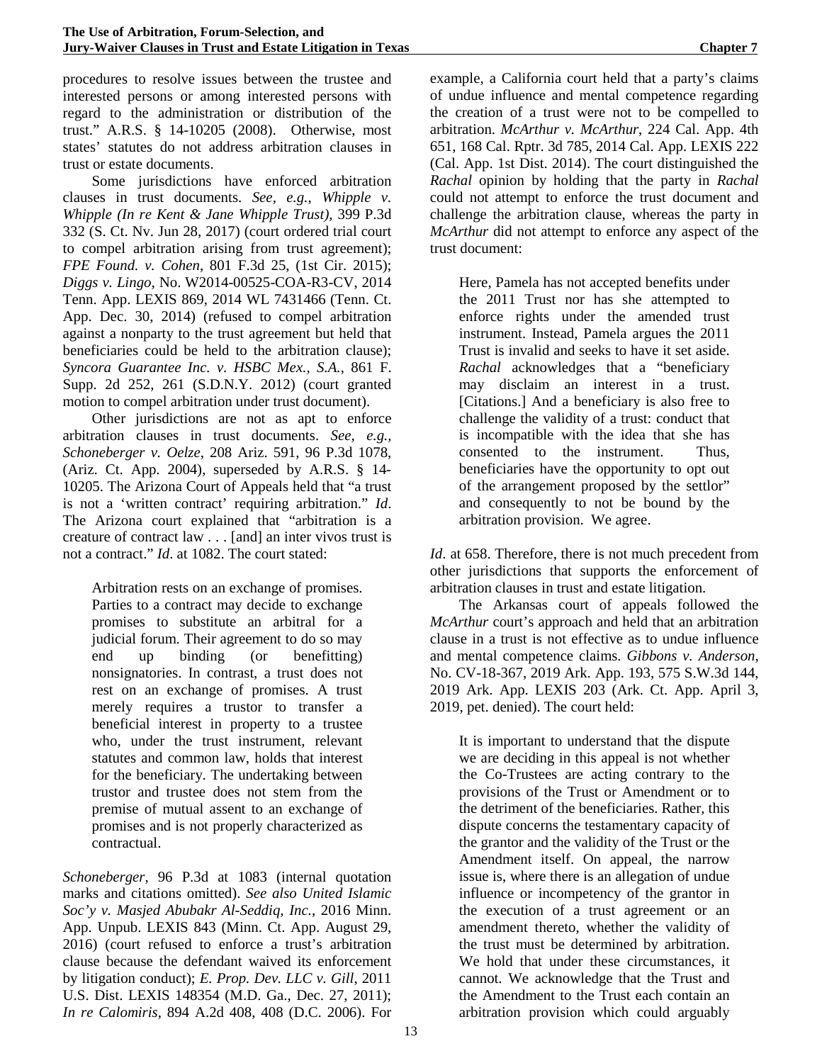procedures to resolve issues between the trustee and interested persons or among interested persons with regard to the administration or distribution of the trust." A.R.S. § 14-10205 (2008). Otherwise, most states' statutes do not address arbitration clauses in trust or estate documents.

Some jurisdictions have enforced arbitration clauses in trust documents. *See, e.g., Whipple v. Whipple (In re Kent & Jane Whipple Trust)*, 399 P.3d 332 (S. Ct. Nv. Jun 28, 2017) (court ordered trial court to compel arbitration arising from trust agreement); *FPE Found. v. Cohen*, 801 F.3d 25, (1st Cir. 2015); *Diggs v. Lingo*, No. W2014-00525-COA-R3-CV, 2014 Tenn. App. LEXIS 869, 2014 WL 7431466 (Tenn. Ct. App. Dec. 30, 2014) (refused to compel arbitration against a nonparty to the trust agreement but held that beneficiaries could be held to the arbitration clause); *Syncora Guarantee Inc. v. HSBC Mex., S.A.*, 861 F. Supp. 2d 252, 261 (S.D.N.Y. 2012) (court granted motion to compel arbitration under trust document).

Other jurisdictions are not as apt to enforce arbitration clauses in trust documents. *See, e.g., Schoneberger v. Oelze*, 208 Ariz. 591, 96 P.3d 1078, (Ariz. Ct. App. 2004), superseded by A.R.S. § 14-10205. The Arizona Court of Appeals held that "a trust is not a 'written contract' requiring arbitration." *Id*. The Arizona court explained that "arbitration is a creature of contract law . . . [and] an inter vivos trust is not a contract." *Id*. at 1082. The court stated:

> Arbitration rests on an exchange of promises. Parties to a contract may decide to exchange promises to substitute an arbitral for a judicial forum. Their agreement to do so may end up binding (or benefitting) nonsignatories. In contrast, a trust does not rest on an exchange of promises. A trust merely requires a trustor to transfer a beneficial interest in property to a trustee who, under the trust instrument, relevant statutes and common law, holds that interest for the beneficiary. The undertaking between trustor and trustee does not stem from the premise of mutual assent to an exchange of promises and is not properly characterized as contractual.

*Schoneberger*, 96 P.3d at 1083 (internal quotation marks and citations omitted). *See also United Islamic Soc'y v. Masjed Abubakr Al-Seddiq, Inc.*, 2016 Minn. App. Unpub. LEXIS 843 (Minn. Ct. App. August 29, 2016) (court refused to enforce a trust's arbitration clause because the defendant waived its enforcement by litigation conduct); *E. Prop. Dev. LLC v. Gill*, 2011 U.S. Dist. LEXIS 148354 (M.D. Ga., Dec. 27, 2011); *In re Calomiris*, 894 A.2d 408, 408 (D.C. 2006). For example, a California court held that a party's claims of undue influence and mental competence regarding the creation of a trust were not to be compelled to arbitration. *McArthur v. McArthur*, 224 Cal. App. 4th 651, 168 Cal. Rptr. 3d 785, 2014 Cal. App. LEXIS 222 (Cal. App. 1st Dist. 2014). The court distinguished the *Rachal* opinion by holding that the party in *Rachal* could not attempt to enforce the trust document and challenge the arbitration clause, whereas the party in *McArthur* did not attempt to enforce any aspect of the trust document:

> Here, Pamela has not accepted benefits under the 2011 Trust nor has she attempted to enforce rights under the amended trust instrument. Instead, Pamela argues the 2011 Trust is invalid and seeks to have it set aside. *Rachal* acknowledges that a "beneficiary may disclaim an interest in a trust. [Citations.] And a beneficiary is also free to challenge the validity of a trust: conduct that is incompatible with the idea that she has consented to the instrument. Thus, beneficiaries have the opportunity to opt out of the arrangement proposed by the settlor" and consequently to not be bound by the arbitration provision. We agree.

*Id*. at 658. Therefore, there is not much precedent from other jurisdictions that supports the enforcement of arbitration clauses in trust and estate litigation.

The Arkansas court of appeals followed the *McArthur* court's approach and held that an arbitration clause in a trust is not effective as to undue influence and mental competence claims. *Gibbons v. Anderson*, No. CV-18-367, 2019 Ark. App. 193, 575 S.W.3d 144, 2019 Ark. App. LEXIS 203 (Ark. Ct. App. April 3, 2019, pet. denied). The court held:

> It is important to understand that the dispute we are deciding in this appeal is not whether the Co-Trustees are acting contrary to the provisions of the Trust or Amendment or to the detriment of the beneficiaries. Rather, this dispute concerns the testamentary capacity of the grantor and the validity of the Trust or the Amendment itself. On appeal, the narrow issue is, where there is an allegation of undue influence or incompetency of the grantor in the execution of a trust agreement or an amendment thereto, whether the validity of the trust must be determined by arbitration. We hold that under these circumstances, it cannot. We acknowledge that the Trust and the Amendment to the Trust each contain an arbitration provision which could arguably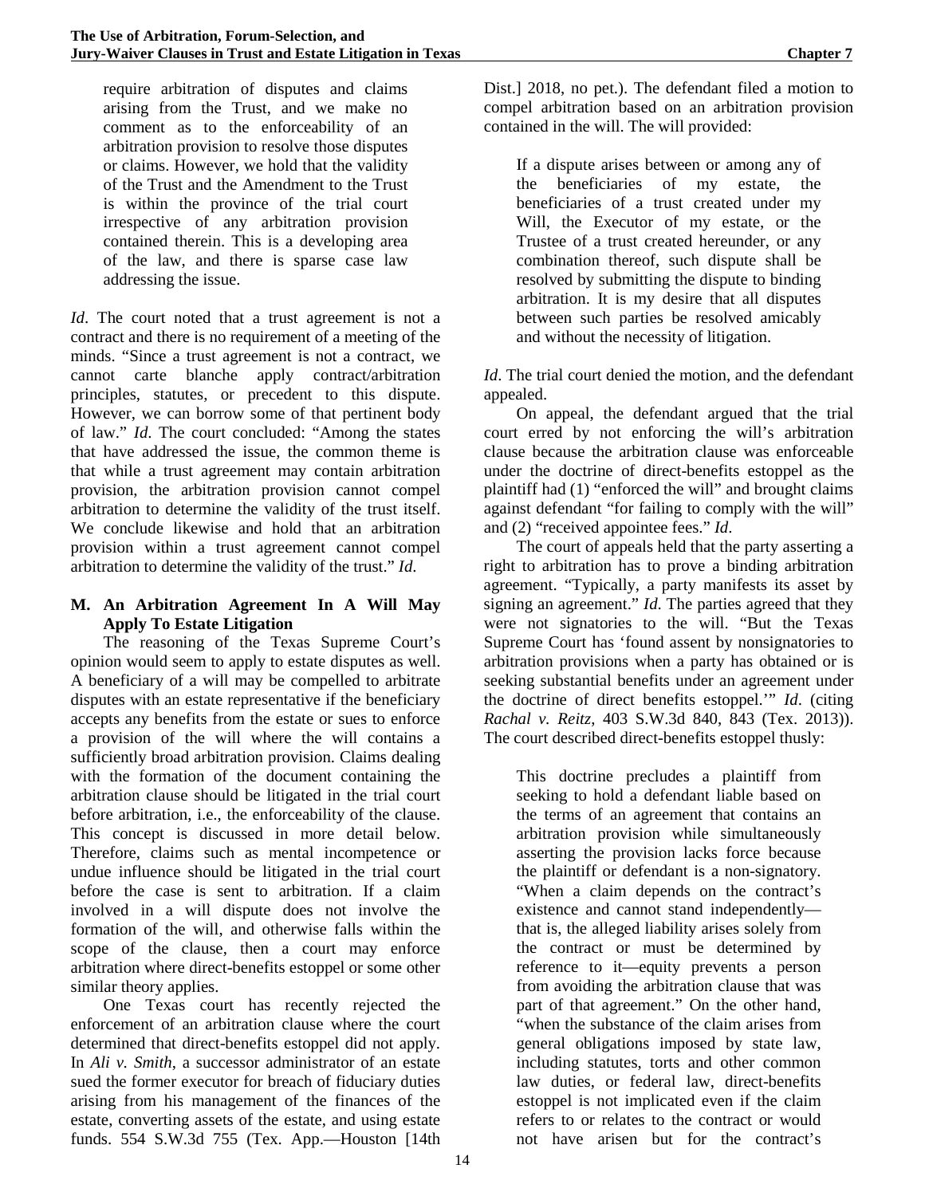> require arbitration of disputes and claims arising from the Trust, and we make no comment as to the enforceability of an arbitration provision to resolve those disputes or claims. However, we hold that the validity of the Trust and the Amendment to the Trust is within the province of the trial court irrespective of any arbitration provision contained therein. This is a developing area of the law, and there is sparse case law addressing the issue.

*Id*. The court noted that a trust agreement is not a contract and there is no requirement of a meeting of the minds. "Since a trust agreement is not a contract, we cannot carte blanche apply contract/arbitration principles, statutes, or precedent to this dispute. However, we can borrow some of that pertinent body of law." *Id*. The court concluded: "Among the states that have addressed the issue, the common theme is that while a trust agreement may contain arbitration provision, the arbitration provision cannot compel arbitration to determine the validity of the trust itself. We conclude likewise and hold that an arbitration provision within a trust agreement cannot compel arbitration to determine the validity of the trust." *Id*.

### M. An Arbitration Agreement In A Will May Apply To Estate Litigation

The reasoning of the Texas Supreme Court's opinion would seem to apply to estate disputes as well. A beneficiary of a will may be compelled to arbitrate disputes with an estate representative if the beneficiary accepts any benefits from the estate or sues to enforce a provision of the will where the will contains a sufficiently broad arbitration provision. Claims dealing with the formation of the document containing the arbitration clause should be litigated in the trial court before arbitration, i.e., the enforceability of the clause. This concept is discussed in more detail below. Therefore, claims such as mental incompetence or undue influence should be litigated in the trial court before the case is sent to arbitration. If a claim involved in a will dispute does not involve the formation of the will, and otherwise falls within the scope of the clause, then a court may enforce arbitration where direct-benefits estoppel or some other similar theory applies.

One Texas court has recently rejected the enforcement of an arbitration clause where the court determined that direct-benefits estoppel did not apply. In *Ali v. Smith*, a successor administrator of an estate sued the former executor for breach of fiduciary duties arising from his management of the finances of the estate, converting assets of the estate, and using estate funds. 554 S.W.3d 755 (Tex. App.—Houston [14th Dist.] 2018, no pet.). The defendant filed a motion to compel arbitration based on an arbitration provision contained in the will. The will provided:

> If a dispute arises between or among any of the beneficiaries of my estate, the beneficiaries of a trust created under my Will, the Executor of my estate, or the Trustee of a trust created hereunder, or any combination thereof, such dispute shall be resolved by submitting the dispute to binding arbitration. It is my desire that all disputes between such parties be resolved amicably and without the necessity of litigation.

*Id*. The trial court denied the motion, and the defendant appealed.

On appeal, the defendant argued that the trial court erred by not enforcing the will's arbitration clause because the arbitration clause was enforceable under the doctrine of direct-benefits estoppel as the plaintiff had (1) "enforced the will" and brought claims against defendant "for failing to comply with the will" and (2) "received appointee fees." *Id*.

The court of appeals held that the party asserting a right to arbitration has to prove a binding arbitration agreement. "Typically, a party manifests its asset by signing an agreement." *Id*. The parties agreed that they were not signatories to the will. "But the Texas Supreme Court has 'found assent by nonsignatories to arbitration provisions when a party has obtained or is seeking substantial benefits under an agreement under the doctrine of direct benefits estoppel.'" *Id*. (citing *Rachal v. Reitz*, 403 S.W.3d 840, 843 (Tex. 2013)). The court described direct-benefits estoppel thusly:

> This doctrine precludes a plaintiff from seeking to hold a defendant liable based on the terms of an agreement that contains an arbitration provision while simultaneously asserting the provision lacks force because the plaintiff or defendant is a non-signatory. "When a claim depends on the contract's existence and cannot stand independently—that is, the alleged liability arises solely from the contract or must be determined by reference to it—equity prevents a person from avoiding the arbitration clause that was part of that agreement." On the other hand, "when the substance of the claim arises from general obligations imposed by state law, including statutes, torts and other common law duties, or federal law, direct-benefits estoppel is not implicated even if the claim refers to or relates to the contract or would not have arisen but for the contract's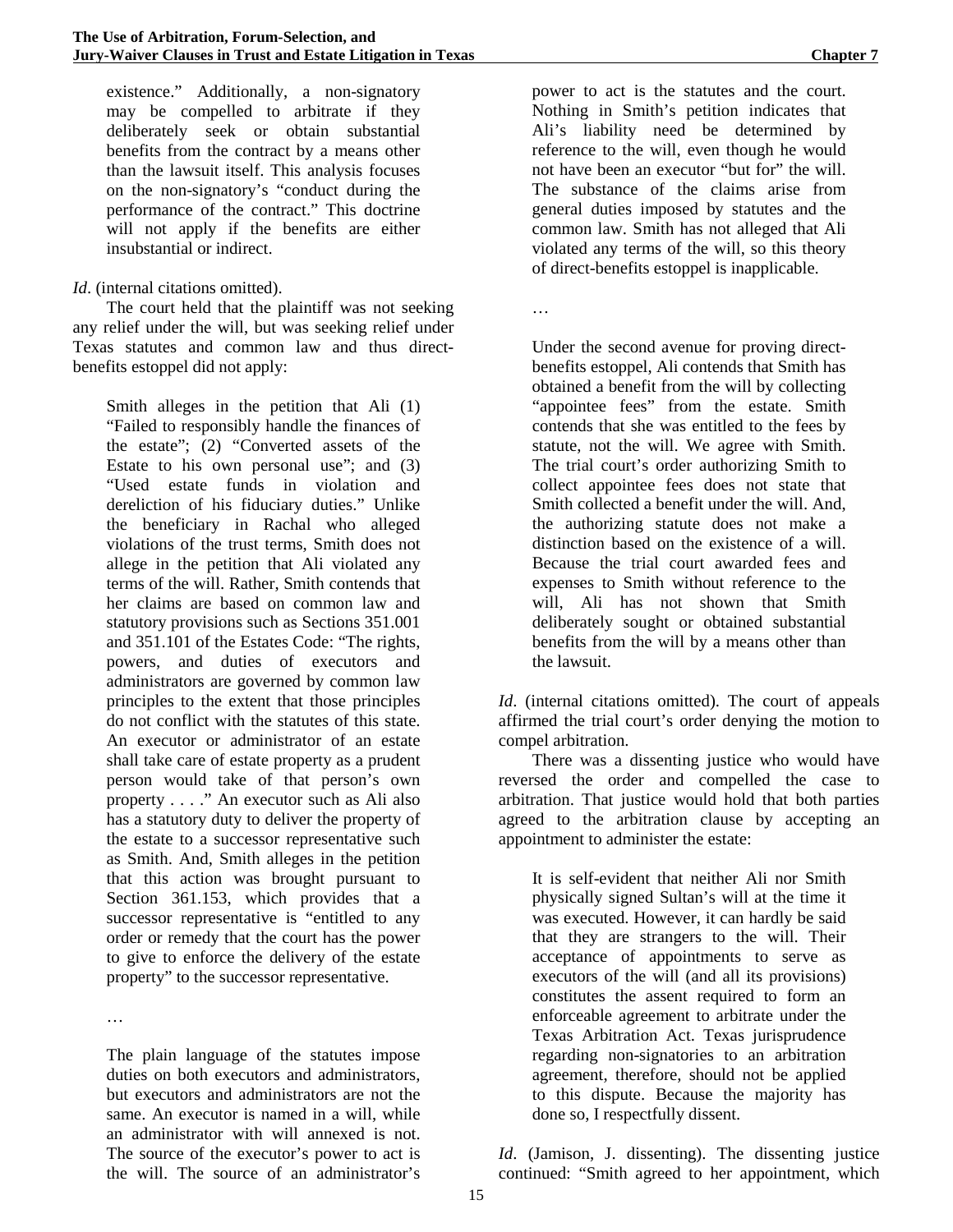> existence." Additionally, a non-signatory may be compelled to arbitrate if they deliberately seek or obtain substantial benefits from the contract by a means other than the lawsuit itself. This analysis focuses on the non-signatory's "conduct during the performance of the contract." This doctrine will not apply if the benefits are either insubstantial or indirect.

*Id*. (internal citations omitted).

The court held that the plaintiff was not seeking any relief under the will, but was seeking relief under Texas statutes and common law and thus direct-benefits estoppel did not apply:

> Smith alleges in the petition that Ali (1) "Failed to responsibly handle the finances of the estate"; (2) "Converted assets of the Estate to his own personal use"; and (3) "Used estate funds in violation and dereliction of his fiduciary duties." Unlike the beneficiary in Rachal who alleged violations of the trust terms, Smith does not allege in the petition that Ali violated any terms of the will. Rather, Smith contends that her claims are based on common law and statutory provisions such as Sections 351.001 and 351.101 of the Estates Code: "The rights, powers, and duties of executors and administrators are governed by common law principles to the extent that those principles do not conflict with the statutes of this state. An executor or administrator of an estate shall take care of estate property as a prudent person would take of that person's own property . . . ." An executor such as Ali also has a statutory duty to deliver the property of the estate to a successor representative such as Smith. And, Smith alleges in the petition that this action was brought pursuant to Section 361.153, which provides that a successor representative is "entitled to any order or remedy that the court has the power to give to enforce the delivery of the estate property" to the successor representative.
>
> …
>
> The plain language of the statutes impose duties on both executors and administrators, but executors and administrators are not the same. An executor is named in a will, while an administrator with will annexed is not. The source of the executor's power to act is the will. The source of an administrator's power to act is the statutes and the court. Nothing in Smith's petition indicates that Ali's liability need be determined by reference to the will, even though he would not have been an executor "but for" the will. The substance of the claims arise from general duties imposed by statutes and the common law. Smith has not alleged that Ali violated any terms of the will, so this theory of direct-benefits estoppel is inapplicable.
>
> …
>
> Under the second avenue for proving direct-benefits estoppel, Ali contends that Smith has obtained a benefit from the will by collecting "appointee fees" from the estate. Smith contends that she was entitled to the fees by statute, not the will. We agree with Smith. The trial court's order authorizing Smith to collect appointee fees does not state that Smith collected a benefit under the will. And, the authorizing statute does not make a distinction based on the existence of a will. Because the trial court awarded fees and expenses to Smith without reference to the will, Ali has not shown that Smith deliberately sought or obtained substantial benefits from the will by a means other than the lawsuit.

*Id*. (internal citations omitted). The court of appeals affirmed the trial court's order denying the motion to compel arbitration.

There was a dissenting justice who would have reversed the order and compelled the case to arbitration. That justice would hold that both parties agreed to the arbitration clause by accepting an appointment to administer the estate:

> It is self-evident that neither Ali nor Smith physically signed Sultan's will at the time it was executed. However, it can hardly be said that they are strangers to the will. Their acceptance of appointments to serve as executors of the will (and all its provisions) constitutes the assent required to form an enforceable agreement to arbitrate under the Texas Arbitration Act. Texas jurisprudence regarding non-signatories to an arbitration agreement, therefore, should not be applied to this dispute. Because the majority has done so, I respectfully dissent.

*Id*. (Jamison, J. dissenting). The dissenting justice continued: "Smith agreed to her appointment, which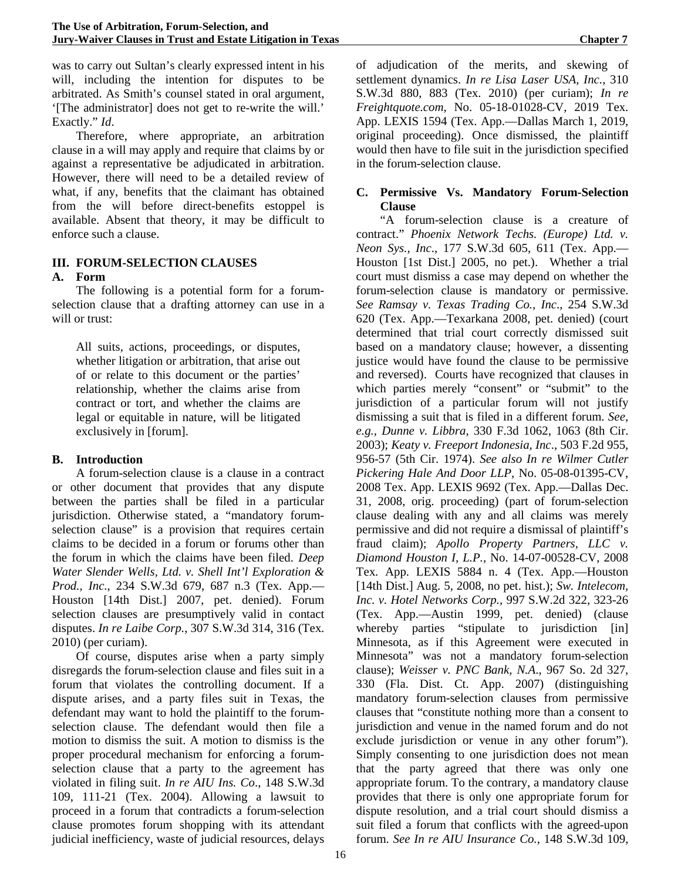was to carry out Sultan's clearly expressed intent in his will, including the intention for disputes to be arbitrated. As Smith's counsel stated in oral argument, '[The administrator] does not get to re-write the will.' Exactly." *Id*.

Therefore, where appropriate, an arbitration clause in a will may apply and require that claims by or against a representative be adjudicated in arbitration. However, there will need to be a detailed review of what, if any, benefits that the claimant has obtained from the will before direct-benefits estoppel is available. Absent that theory, it may be difficult to enforce such a clause.

## III. FORUM-SELECTION CLAUSES

### A. Form

The following is a potential form for a forum-selection clause that a drafting attorney can use in a will or trust:

> All suits, actions, proceedings, or disputes, whether litigation or arbitration, that arise out of or relate to this document or the parties' relationship, whether the claims arise from contract or tort, and whether the claims are legal or equitable in nature, will be litigated exclusively in [forum].

### B. Introduction

A forum-selection clause is a clause in a contract or other document that provides that any dispute between the parties shall be filed in a particular jurisdiction. Otherwise stated, a "mandatory forum-selection clause" is a provision that requires certain claims to be decided in a forum or forums other than the forum in which the claims have been filed. *Deep Water Slender Wells, Ltd. v. Shell Int'l Exploration & Prod., Inc*., 234 S.W.3d 679, 687 n.3 (Tex. App.—Houston [14th Dist.] 2007, pet. denied). Forum selection clauses are presumptively valid in contact disputes. *In re Laibe Corp.*, 307 S.W.3d 314, 316 (Tex. 2010) (per curiam).

Of course, disputes arise when a party simply disregards the forum-selection clause and files suit in a forum that violates the controlling document. If a dispute arises, and a party files suit in Texas, the defendant may want to hold the plaintiff to the forum-selection clause. The defendant would then file a motion to dismiss the suit. A motion to dismiss is the proper procedural mechanism for enforcing a forum-selection clause that a party to the agreement has violated in filing suit. *In re AIU Ins. Co*., 148 S.W.3d 109, 111-21 (Tex. 2004). Allowing a lawsuit to proceed in a forum that contradicts a forum-selection clause promotes forum shopping with its attendant judicial inefficiency, waste of judicial resources, delays of adjudication of the merits, and skewing of settlement dynamics. *In re Lisa Laser USA, Inc.*, 310 S.W.3d 880, 883 (Tex. 2010) (per curiam); *In re Freightquote.com*, No. 05-18-01028-CV, 2019 Tex. App. LEXIS 1594 (Tex. App.—Dallas March 1, 2019, original proceeding). Once dismissed, the plaintiff would then have to file suit in the jurisdiction specified in the forum-selection clause.

### C. Permissive Vs. Mandatory Forum-Selection Clause

"A forum-selection clause is a creature of contract." *Phoenix Network Techs. (Europe) Ltd. v. Neon Sys., Inc*., 177 S.W.3d 605, 611 (Tex. App.—Houston [1st Dist.] 2005, no pet.). Whether a trial court must dismiss a case may depend on whether the forum-selection clause is mandatory or permissive. *See Ramsay v. Texas Trading Co., Inc*., 254 S.W.3d 620 (Tex. App.—Texarkana 2008, pet. denied) (court determined that trial court correctly dismissed suit based on a mandatory clause; however, a dissenting justice would have found the clause to be permissive and reversed). Courts have recognized that clauses in which parties merely "consent" or "submit" to the jurisdiction of a particular forum will not justify dismissing a suit that is filed in a different forum. *See, e.g., Dunne v. Libbra*, 330 F.3d 1062, 1063 (8th Cir. 2003); *Keaty v. Freeport Indonesia, Inc*., 503 F.2d 955, 956-57 (5th Cir. 1974). *See also In re Wilmer Cutler Pickering Hale And Door LLP*, No. 05-08-01395-CV, 2008 Tex. App. LEXIS 9692 (Tex. App.—Dallas Dec. 31, 2008, orig. proceeding) (part of forum-selection clause dealing with any and all claims was merely permissive and did not require a dismissal of plaintiff's fraud claim); *Apollo Property Partners, LLC v. Diamond Houston I, L.P.*, No. 14-07-00528-CV, 2008 Tex. App. LEXIS 5884 n. 4 (Tex. App.—Houston [14th Dist.] Aug. 5, 2008, no pet. hist.); *Sw. Intelecom, Inc. v. Hotel Networks Corp.*, 997 S.W.2d 322, 323-26 (Tex. App.—Austin 1999, pet. denied) (clause whereby parties "stipulate to jurisdiction [in] Minnesota, as if this Agreement were executed in Minnesota" was not a mandatory forum-selection clause); *Weisser v. PNC Bank, N.A.*, 967 So. 2d 327, 330 (Fla. Dist. Ct. App. 2007) (distinguishing mandatory forum-selection clauses from permissive clauses that "constitute nothing more than a consent to jurisdiction and venue in the named forum and do not exclude jurisdiction or venue in any other forum"). Simply consenting to one jurisdiction does not mean that the party agreed that there was only one appropriate forum. To the contrary, a mandatory clause provides that there is only one appropriate forum for dispute resolution, and a trial court should dismiss a suit filed a forum that conflicts with the agreed-upon forum. *See In re AIU Insurance Co.*, 148 S.W.3d 109,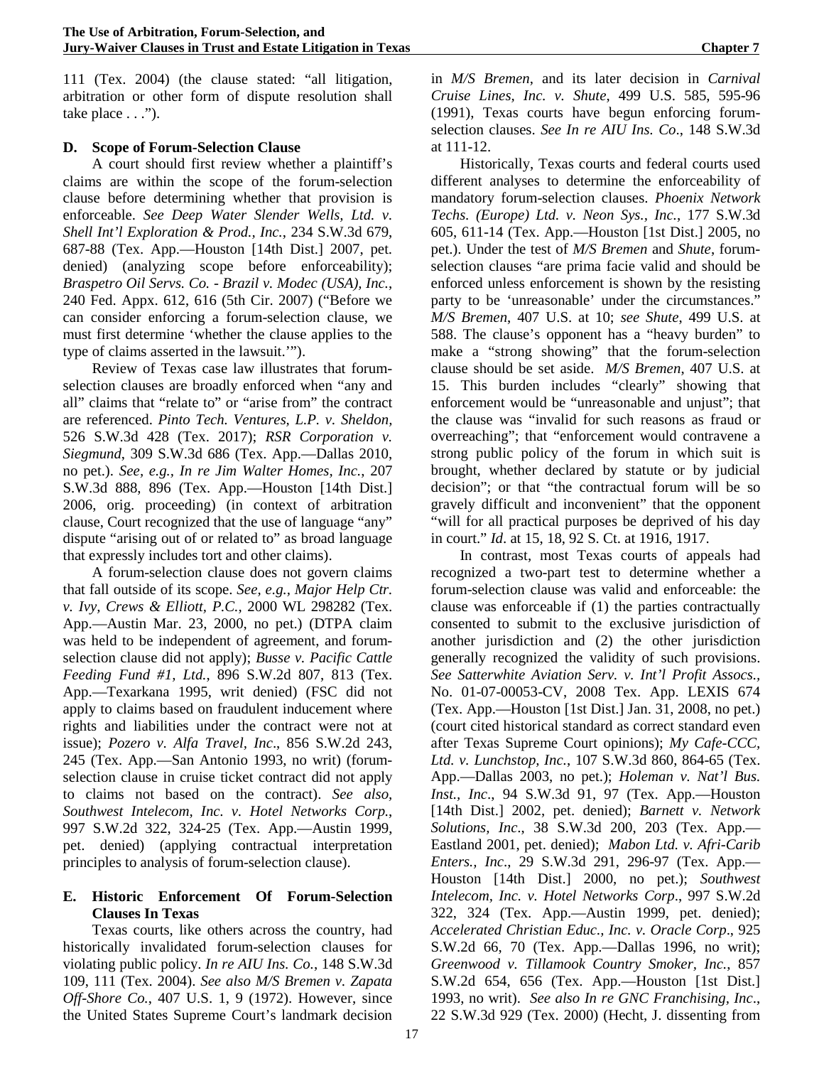111 (Tex. 2004) (the clause stated: "all litigation, arbitration or other form of dispute resolution shall take place . . .").

### D. Scope of Forum-Selection Clause

A court should first review whether a plaintiff's claims are within the scope of the forum-selection clause before determining whether that provision is enforceable. *See Deep Water Slender Wells, Ltd. v. Shell Int'l Exploration & Prod., Inc.*, 234 S.W.3d 679, 687-88 (Tex. App.—Houston [14th Dist.] 2007, pet. denied) (analyzing scope before enforceability); *Braspetro Oil Servs. Co. - Brazil v. Modec (USA), Inc.*, 240 Fed. Appx. 612, 616 (5th Cir. 2007) ("Before we can consider enforcing a forum-selection clause, we must first determine 'whether the clause applies to the type of claims asserted in the lawsuit.'").

Review of Texas case law illustrates that forum-selection clauses are broadly enforced when "any and all" claims that "relate to" or "arise from" the contract are referenced. *Pinto Tech. Ventures, L.P. v. Sheldon,* 526 S.W.3d 428 (Tex. 2017); *RSR Corporation v. Siegmund*, 309 S.W.3d 686 (Tex. App.—Dallas 2010, no pet.). *See, e.g.*, *In re Jim Walter Homes, Inc.*, 207 S.W.3d 888, 896 (Tex. App.—Houston [14th Dist.] 2006, orig. proceeding) (in context of arbitration clause, Court recognized that the use of language "any" dispute "arising out of or related to" as broad language that expressly includes tort and other claims).

A forum-selection clause does not govern claims that fall outside of its scope. *See, e.g.*, *Major Help Ctr. v. Ivy, Crews & Elliott, P.C.,* 2000 WL 298282 (Tex. App.—Austin Mar. 23, 2000, no pet.) (DTPA claim was held to be independent of agreement, and forum-selection clause did not apply); *Busse v. Pacific Cattle Feeding Fund #1, Ltd.,* 896 S.W.2d 807, 813 (Tex. App.—Texarkana 1995, writ denied) (FSC did not apply to claims based on fraudulent inducement where rights and liabilities under the contract were not at issue); *Pozero v. Alfa Travel, Inc*., 856 S.W.2d 243, 245 (Tex. App.—San Antonio 1993, no writ) (forum-selection clause in cruise ticket contract did not apply to claims not based on the contract). *See also, Southwest Intelecom, Inc. v. Hotel Networks Corp.*, 997 S.W.2d 322, 324-25 (Tex. App.—Austin 1999, pet. denied) (applying contractual interpretation principles to analysis of forum-selection clause).

### E. Historic Enforcement Of Forum-Selection Clauses In Texas

Texas courts, like others across the country, had historically invalidated forum-selection clauses for violating public policy. *In re AIU Ins. Co.*, 148 S.W.3d 109, 111 (Tex. 2004). *See also M/S Bremen v. Zapata Off-Shore Co.*, 407 U.S. 1, 9 (1972). However, since the United States Supreme Court's landmark decision in *M/S Bremen*, and its later decision in *Carnival Cruise Lines, Inc. v. Shute*, 499 U.S. 585, 595-96 (1991), Texas courts have begun enforcing forum-selection clauses. *See In re AIU Ins. Co*., 148 S.W.3d at 111-12.

Historically, Texas courts and federal courts used different analyses to determine the enforceability of mandatory forum-selection clauses. *Phoenix Network Techs. (Europe) Ltd. v. Neon Sys., Inc.*, 177 S.W.3d 605, 611-14 (Tex. App.—Houston [1st Dist.] 2005, no pet.). Under the test of *M/S Bremen* and *Shute*, forum-selection clauses "are prima facie valid and should be enforced unless enforcement is shown by the resisting party to be 'unreasonable' under the circumstances." *M/S Bremen*, 407 U.S. at 10; *see Shute*, 499 U.S. at 588. The clause's opponent has a "heavy burden" to make a "strong showing" that the forum-selection clause should be set aside. *M/S Bremen*, 407 U.S. at 15. This burden includes "clearly" showing that enforcement would be "unreasonable and unjust"; that the clause was "invalid for such reasons as fraud or overreaching"; that "enforcement would contravene a strong public policy of the forum in which suit is brought, whether declared by statute or by judicial decision"; or that "the contractual forum will be so gravely difficult and inconvenient" that the opponent "will for all practical purposes be deprived of his day in court." *Id*. at 15, 18, 92 S. Ct. at 1916, 1917.

In contrast, most Texas courts of appeals had recognized a two-part test to determine whether a forum-selection clause was valid and enforceable: the clause was enforceable if (1) the parties contractually consented to submit to the exclusive jurisdiction of another jurisdiction and (2) the other jurisdiction generally recognized the validity of such provisions. *See Satterwhite Aviation Serv. v. Int'l Profit Assocs.,* No. 01-07-00053-CV, 2008 Tex. App. LEXIS 674 (Tex. App.—Houston [1st Dist.] Jan. 31, 2008, no pet.) (court cited historical standard as correct standard even after Texas Supreme Court opinions); *My Cafe-CCC, Ltd. v. Lunchstop, Inc.*, 107 S.W.3d 860, 864-65 (Tex. App.—Dallas 2003, no pet.); *Holeman v. Nat'l Bus. Inst., Inc*., 94 S.W.3d 91, 97 (Tex. App.—Houston [14th Dist.] 2002, pet. denied); *Barnett v. Network Solutions, Inc*., 38 S.W.3d 200, 203 (Tex. App.—Eastland 2001, pet. denied); *Mabon Ltd. v. Afri-Carib Enters., Inc*., 29 S.W.3d 291, 296-97 (Tex. App.—Houston [14th Dist.] 2000, no pet.); *Southwest Intelecom, Inc. v. Hotel Networks Corp*., 997 S.W.2d 322, 324 (Tex. App.—Austin 1999, pet. denied); *Accelerated Christian Educ., Inc. v. Oracle Corp*., 925 S.W.2d 66, 70 (Tex. App.—Dallas 1996, no writ); *Greenwood v. Tillamook Country Smoker, Inc.*, 857 S.W.2d 654, 656 (Tex. App.—Houston [1st Dist.] 1993, no writ). *See also In re GNC Franchising, Inc*., 22 S.W.3d 929 (Tex. 2000) (Hecht, J. dissenting from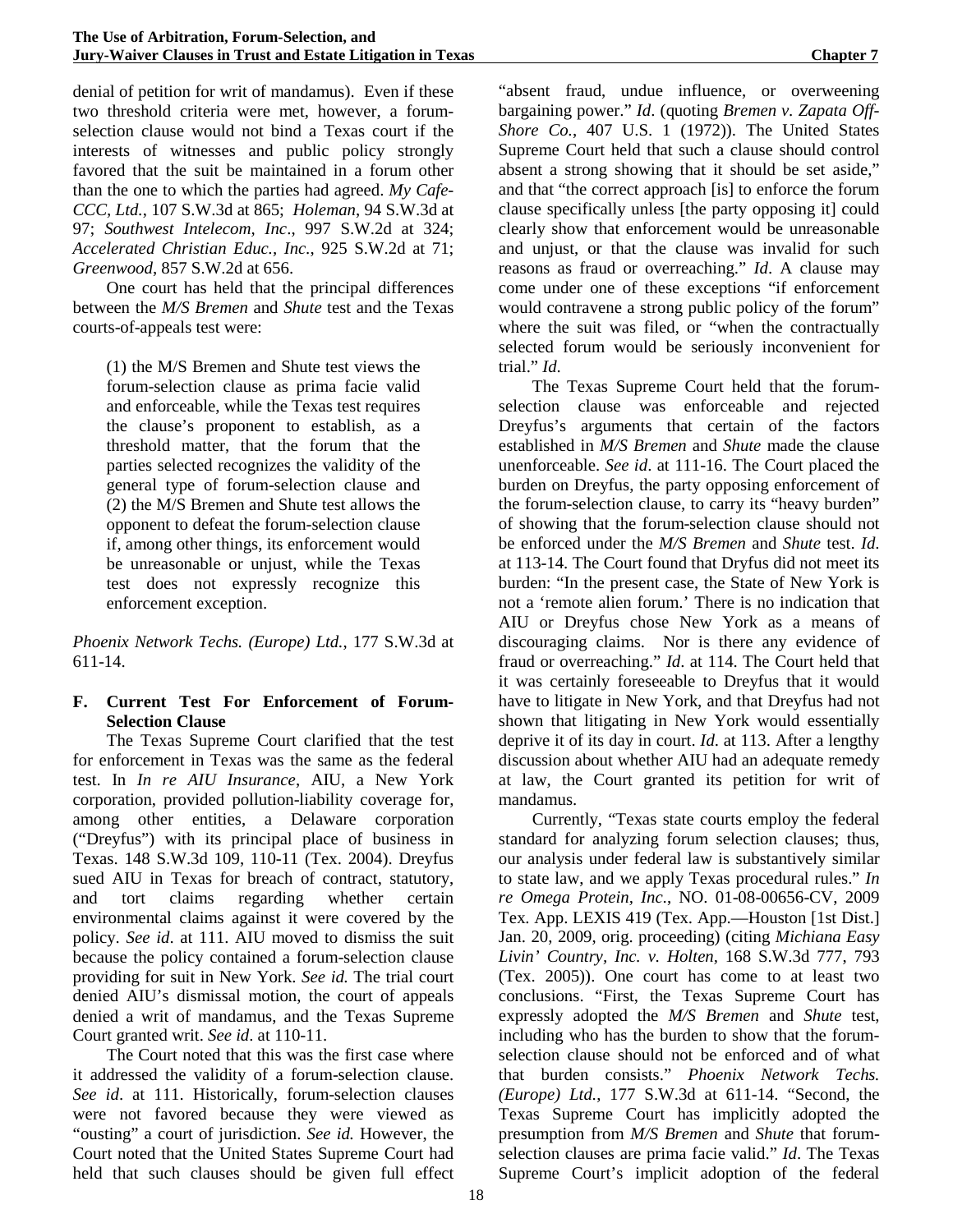denial of petition for writ of mandamus). Even if these two threshold criteria were met, however, a forum-selection clause would not bind a Texas court if the interests of witnesses and public policy strongly favored that the suit be maintained in a forum other than the one to which the parties had agreed. *My Cafe-CCC, Ltd.*, 107 S.W.3d at 865; *Holeman*, 94 S.W.3d at 97; *Southwest Intelecom, Inc*., 997 S.W.2d at 324; *Accelerated Christian Educ., Inc*., 925 S.W.2d at 71; *Greenwood*, 857 S.W.2d at 656.

One court has held that the principal differences between the *M/S Bremen* and *Shute* test and the Texas courts-of-appeals test were:

> (1) the M/S Bremen and Shute test views the forum-selection clause as prima facie valid and enforceable, while the Texas test requires the clause's proponent to establish, as a threshold matter, that the forum that the parties selected recognizes the validity of the general type of forum-selection clause and (2) the M/S Bremen and Shute test allows the opponent to defeat the forum-selection clause if, among other things, its enforcement would be unreasonable or unjust, while the Texas test does not expressly recognize this enforcement exception.

*Phoenix Network Techs. (Europe) Ltd.*, 177 S.W.3d at 611-14.

### F. Current Test For Enforcement of Forum-Selection Clause

The Texas Supreme Court clarified that the test for enforcement in Texas was the same as the federal test. In *In re AIU Insurance*, AIU, a New York corporation, provided pollution-liability coverage for, among other entities, a Delaware corporation ("Dreyfus") with its principal place of business in Texas. 148 S.W.3d 109, 110-11 (Tex. 2004). Dreyfus sued AIU in Texas for breach of contract, statutory, and tort claims regarding whether certain environmental claims against it were covered by the policy. *See id*. at 111. AIU moved to dismiss the suit because the policy contained a forum-selection clause providing for suit in New York. *See id.* The trial court denied AIU's dismissal motion, the court of appeals denied a writ of mandamus, and the Texas Supreme Court granted writ. *See id*. at 110-11.

The Court noted that this was the first case where it addressed the validity of a forum-selection clause. *See id*. at 111. Historically, forum-selection clauses were not favored because they were viewed as "ousting" a court of jurisdiction. *See id.* However, the Court noted that the United States Supreme Court had held that such clauses should be given full effect "absent fraud, undue influence, or overweening bargaining power." *Id*. (quoting *Bremen v. Zapata Off-Shore Co.*, 407 U.S. 1 (1972)). The United States Supreme Court held that such a clause should control absent a strong showing that it should be set aside," and that "the correct approach [is] to enforce the forum clause specifically unless [the party opposing it] could clearly show that enforcement would be unreasonable and unjust, or that the clause was invalid for such reasons as fraud or overreaching." *Id*. A clause may come under one of these exceptions "if enforcement would contravene a strong public policy of the forum" where the suit was filed, or "when the contractually selected forum would be seriously inconvenient for trial." *Id*.

The Texas Supreme Court held that the forum-selection clause was enforceable and rejected Dreyfus's arguments that certain of the factors established in *M/S Bremen* and *Shute* made the clause unenforceable. *See id*. at 111-16. The Court placed the burden on Dreyfus, the party opposing enforcement of the forum-selection clause, to carry its "heavy burden" of showing that the forum-selection clause should not be enforced under the *M/S Bremen* and *Shute* test. *Id*. at 113-14. The Court found that Dryfus did not meet its burden: "In the present case, the State of New York is not a 'remote alien forum.' There is no indication that AIU or Dreyfus chose New York as a means of discouraging claims. Nor is there any evidence of fraud or overreaching." *Id*. at 114. The Court held that it was certainly foreseeable to Dreyfus that it would have to litigate in New York, and that Dreyfus had not shown that litigating in New York would essentially deprive it of its day in court. *Id*. at 113. After a lengthy discussion about whether AIU had an adequate remedy at law, the Court granted its petition for writ of mandamus.

Currently, "Texas state courts employ the federal standard for analyzing forum selection clauses; thus, our analysis under federal law is substantively similar to state law, and we apply Texas procedural rules." *In re Omega Protein, Inc.*, NO. 01-08-00656-CV, 2009 Tex. App. LEXIS 419 (Tex. App.—Houston [1st Dist.] Jan. 20, 2009, orig. proceeding) (citing *Michiana Easy Livin' Country, Inc. v. Holten*, 168 S.W.3d 777, 793 (Tex. 2005)). One court has come to at least two conclusions. "First, the Texas Supreme Court has expressly adopted the *M/S Bremen* and *Shute* test, including who has the burden to show that the forum-selection clause should not be enforced and of what that burden consists." *Phoenix Network Techs. (Europe) Ltd.*, 177 S.W.3d at 611-14. "Second, the Texas Supreme Court has implicitly adopted the presumption from *M/S Bremen* and *Shute* that forum-selection clauses are prima facie valid." *Id*. The Texas Supreme Court's implicit adoption of the federal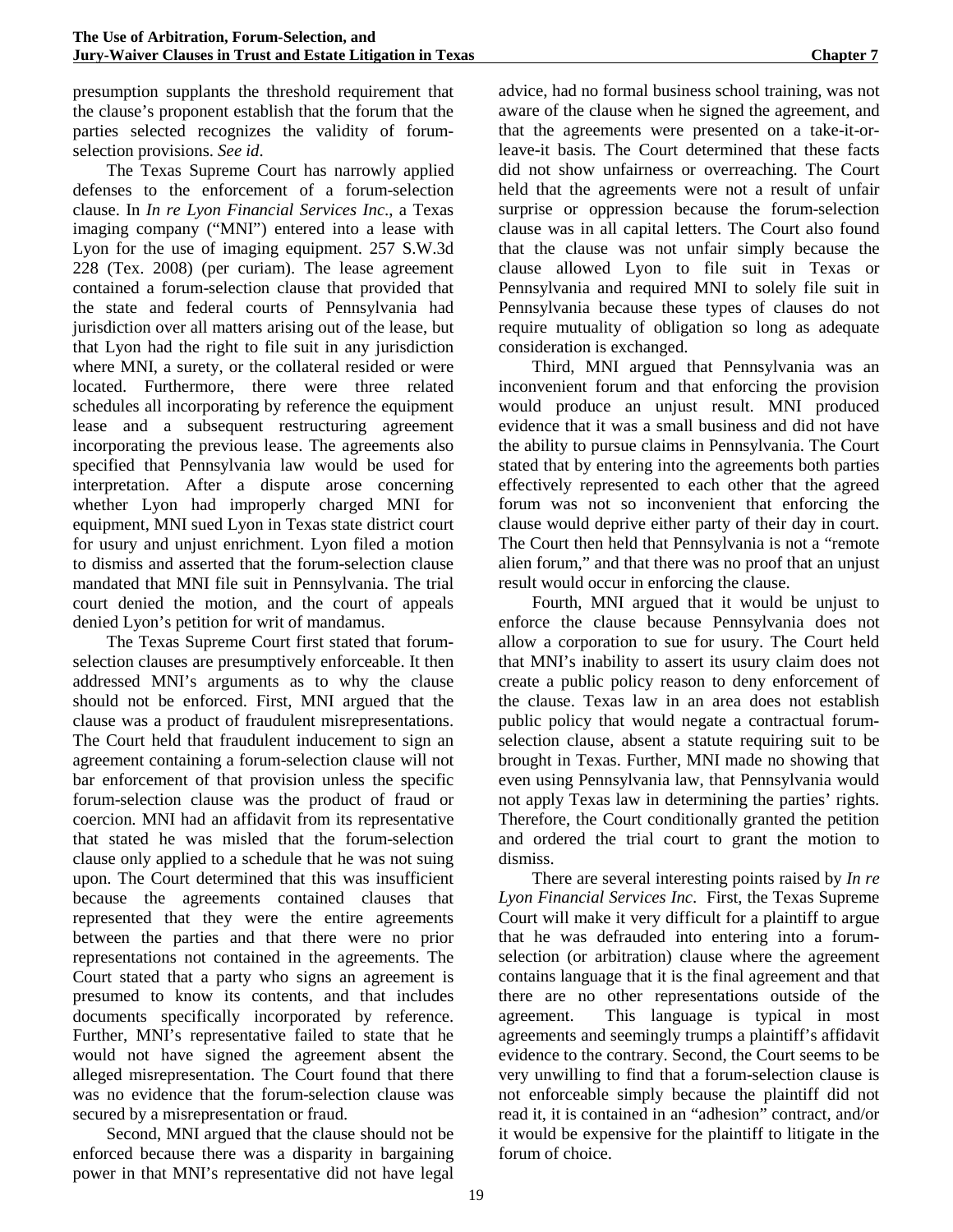presumption supplants the threshold requirement that the clause's proponent establish that the forum that the parties selected recognizes the validity of forum-selection provisions. *See id*.

The Texas Supreme Court has narrowly applied defenses to the enforcement of a forum-selection clause. In *In re Lyon Financial Services Inc*., a Texas imaging company ("MNI") entered into a lease with Lyon for the use of imaging equipment. 257 S.W.3d 228 (Tex. 2008) (per curiam). The lease agreement contained a forum-selection clause that provided that the state and federal courts of Pennsylvania had jurisdiction over all matters arising out of the lease, but that Lyon had the right to file suit in any jurisdiction where MNI, a surety, or the collateral resided or were located. Furthermore, there were three related schedules all incorporating by reference the equipment lease and a subsequent restructuring agreement incorporating the previous lease. The agreements also specified that Pennsylvania law would be used for interpretation. After a dispute arose concerning whether Lyon had improperly charged MNI for equipment, MNI sued Lyon in Texas state district court for usury and unjust enrichment. Lyon filed a motion to dismiss and asserted that the forum-selection clause mandated that MNI file suit in Pennsylvania. The trial court denied the motion, and the court of appeals denied Lyon's petition for writ of mandamus.

The Texas Supreme Court first stated that forum-selection clauses are presumptively enforceable. It then addressed MNI's arguments as to why the clause should not be enforced. First, MNI argued that the clause was a product of fraudulent misrepresentations. The Court held that fraudulent inducement to sign an agreement containing a forum-selection clause will not bar enforcement of that provision unless the specific forum-selection clause was the product of fraud or coercion. MNI had an affidavit from its representative that stated he was misled that the forum-selection clause only applied to a schedule that he was not suing upon. The Court determined that this was insufficient because the agreements contained clauses that represented that they were the entire agreements between the parties and that there were no prior representations not contained in the agreements. The Court stated that a party who signs an agreement is presumed to know its contents, and that includes documents specifically incorporated by reference. Further, MNI's representative failed to state that he would not have signed the agreement absent the alleged misrepresentation. The Court found that there was no evidence that the forum-selection clause was secured by a misrepresentation or fraud.

Second, MNI argued that the clause should not be enforced because there was a disparity in bargaining power in that MNI's representative did not have legal advice, had no formal business school training, was not aware of the clause when he signed the agreement, and that the agreements were presented on a take-it-or-leave-it basis. The Court determined that these facts did not show unfairness or overreaching. The Court held that the agreements were not a result of unfair surprise or oppression because the forum-selection clause was in all capital letters. The Court also found that the clause was not unfair simply because the clause allowed Lyon to file suit in Texas or Pennsylvania and required MNI to solely file suit in Pennsylvania because these types of clauses do not require mutuality of obligation so long as adequate consideration is exchanged.

Third, MNI argued that Pennsylvania was an inconvenient forum and that enforcing the provision would produce an unjust result. MNI produced evidence that it was a small business and did not have the ability to pursue claims in Pennsylvania. The Court stated that by entering into the agreements both parties effectively represented to each other that the agreed forum was not so inconvenient that enforcing the clause would deprive either party of their day in court. The Court then held that Pennsylvania is not a "remote alien forum," and that there was no proof that an unjust result would occur in enforcing the clause.

Fourth, MNI argued that it would be unjust to enforce the clause because Pennsylvania does not allow a corporation to sue for usury. The Court held that MNI's inability to assert its usury claim does not create a public policy reason to deny enforcement of the clause. Texas law in an area does not establish public policy that would negate a contractual forum-selection clause, absent a statute requiring suit to be brought in Texas. Further, MNI made no showing that even using Pennsylvania law, that Pennsylvania would not apply Texas law in determining the parties' rights. Therefore, the Court conditionally granted the petition and ordered the trial court to grant the motion to dismiss.

There are several interesting points raised by *In re Lyon Financial Services Inc*. First, the Texas Supreme Court will make it very difficult for a plaintiff to argue that he was defrauded into entering into a forum-selection (or arbitration) clause where the agreement contains language that it is the final agreement and that there are no other representations outside of the agreement. This language is typical in most agreements and seemingly trumps a plaintiff's affidavit evidence to the contrary. Second, the Court seems to be very unwilling to find that a forum-selection clause is not enforceable simply because the plaintiff did not read it, it is contained in an "adhesion" contract, and/or it would be expensive for the plaintiff to litigate in the forum of choice.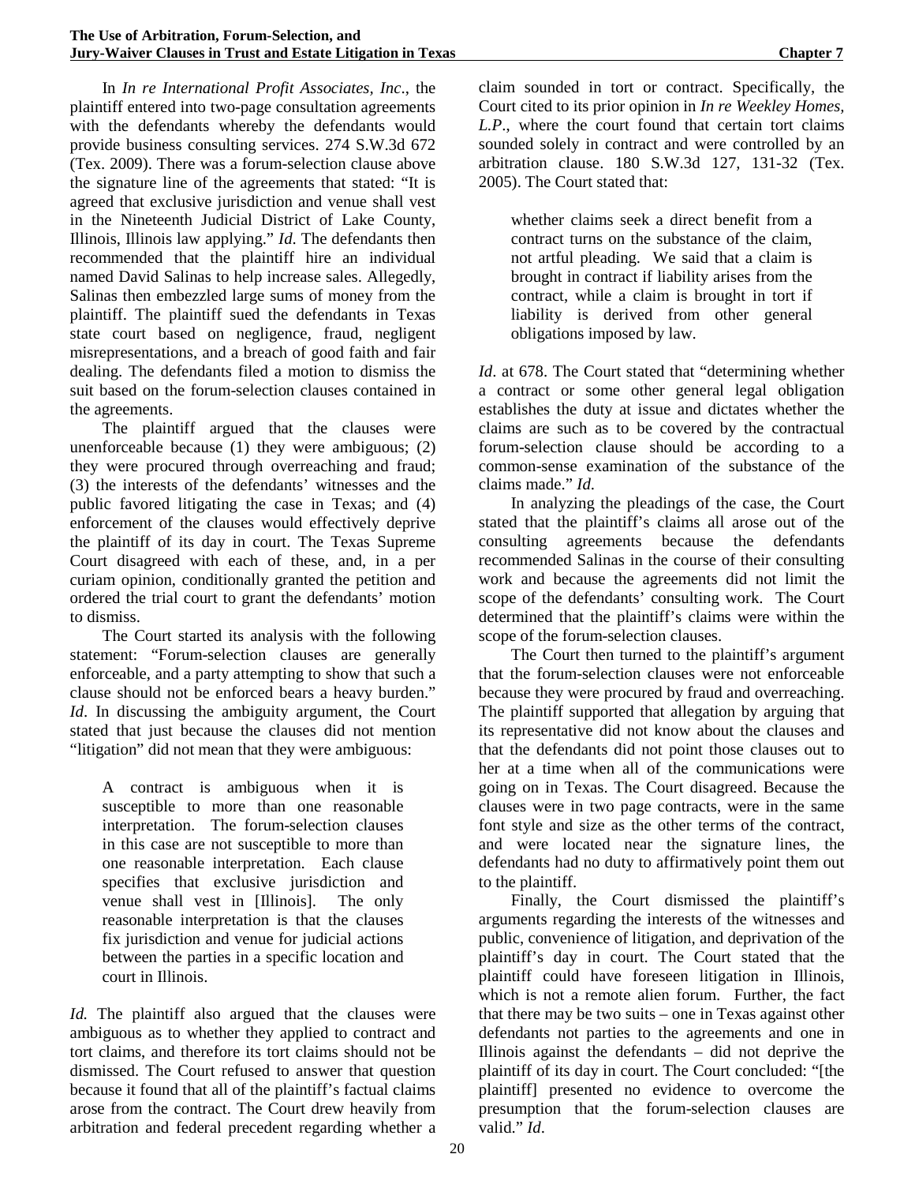In *In re International Profit Associates, Inc*., the plaintiff entered into two-page consultation agreements with the defendants whereby the defendants would provide business consulting services. 274 S.W.3d 672 (Tex. 2009). There was a forum-selection clause above the signature line of the agreements that stated: "It is agreed that exclusive jurisdiction and venue shall vest in the Nineteenth Judicial District of Lake County, Illinois, Illinois law applying." *Id*. The defendants then recommended that the plaintiff hire an individual named David Salinas to help increase sales. Allegedly, Salinas then embezzled large sums of money from the plaintiff. The plaintiff sued the defendants in Texas state court based on negligence, fraud, negligent misrepresentations, and a breach of good faith and fair dealing. The defendants filed a motion to dismiss the suit based on the forum-selection clauses contained in the agreements.

The plaintiff argued that the clauses were unenforceable because (1) they were ambiguous; (2) they were procured through overreaching and fraud; (3) the interests of the defendants' witnesses and the public favored litigating the case in Texas; and (4) enforcement of the clauses would effectively deprive the plaintiff of its day in court. The Texas Supreme Court disagreed with each of these, and, in a per curiam opinion, conditionally granted the petition and ordered the trial court to grant the defendants' motion to dismiss.

The Court started its analysis with the following statement: "Forum-selection clauses are generally enforceable, and a party attempting to show that such a clause should not be enforced bears a heavy burden." *Id*. In discussing the ambiguity argument, the Court stated that just because the clauses did not mention "litigation" did not mean that they were ambiguous:

> A contract is ambiguous when it is susceptible to more than one reasonable interpretation. The forum-selection clauses in this case are not susceptible to more than one reasonable interpretation. Each clause specifies that exclusive jurisdiction and venue shall vest in [Illinois]. The only reasonable interpretation is that the clauses fix jurisdiction and venue for judicial actions between the parties in a specific location and court in Illinois.

*Id.* The plaintiff also argued that the clauses were ambiguous as to whether they applied to contract and tort claims, and therefore its tort claims should not be dismissed. The Court refused to answer that question because it found that all of the plaintiff's factual claims arose from the contract. The Court drew heavily from arbitration and federal precedent regarding whether a claim sounded in tort or contract. Specifically, the Court cited to its prior opinion in *In re Weekley Homes, L.P*., where the court found that certain tort claims sounded solely in contract and were controlled by an arbitration clause. 180 S.W.3d 127, 131-32 (Tex. 2005). The Court stated that:

> whether claims seek a direct benefit from a contract turns on the substance of the claim, not artful pleading. We said that a claim is brought in contract if liability arises from the contract, while a claim is brought in tort if liability is derived from other general obligations imposed by law.

*Id*. at 678. The Court stated that "determining whether a contract or some other general legal obligation establishes the duty at issue and dictates whether the claims are such as to be covered by the contractual forum-selection clause should be according to a common-sense examination of the substance of the claims made." *Id*.

In analyzing the pleadings of the case, the Court stated that the plaintiff's claims all arose out of the consulting agreements because the defendants recommended Salinas in the course of their consulting work and because the agreements did not limit the scope of the defendants' consulting work. The Court determined that the plaintiff's claims were within the scope of the forum-selection clauses.

The Court then turned to the plaintiff's argument that the forum-selection clauses were not enforceable because they were procured by fraud and overreaching. The plaintiff supported that allegation by arguing that its representative did not know about the clauses and that the defendants did not point those clauses out to her at a time when all of the communications were going on in Texas. The Court disagreed. Because the clauses were in two page contracts, were in the same font style and size as the other terms of the contract, and were located near the signature lines, the defendants had no duty to affirmatively point them out to the plaintiff.

Finally, the Court dismissed the plaintiff's arguments regarding the interests of the witnesses and public, convenience of litigation, and deprivation of the plaintiff's day in court. The Court stated that the plaintiff could have foreseen litigation in Illinois, which is not a remote alien forum. Further, the fact that there may be two suits – one in Texas against other defendants not parties to the agreements and one in Illinois against the defendants – did not deprive the plaintiff of its day in court. The Court concluded: "[the plaintiff] presented no evidence to overcome the presumption that the forum-selection clauses are valid." *Id*.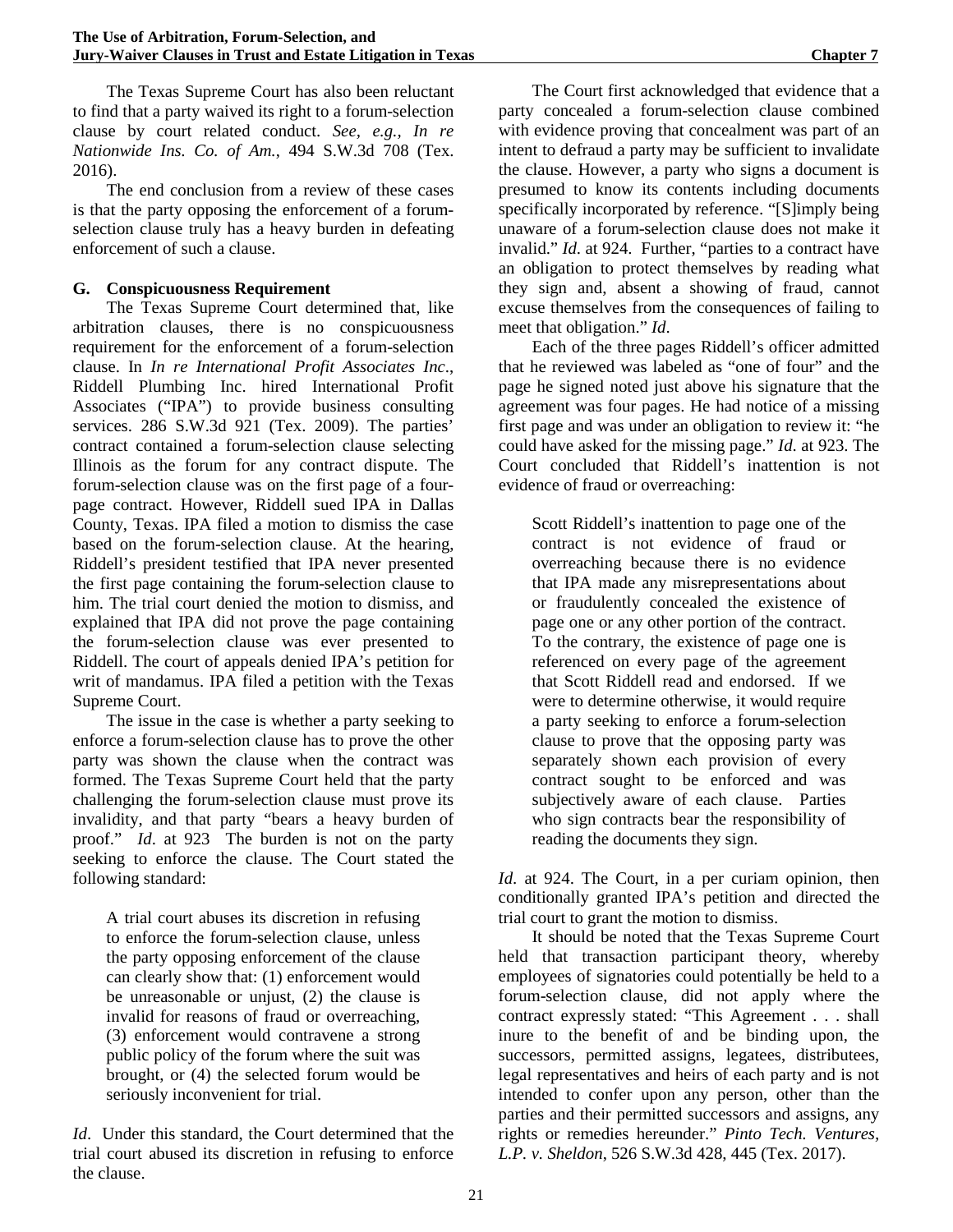The Texas Supreme Court has also been reluctant to find that a party waived its right to a forum-selection clause by court related conduct. *See, e.g., In re Nationwide Ins. Co. of Am.*, 494 S.W.3d 708 (Tex. 2016).

The end conclusion from a review of these cases is that the party opposing the enforcement of a forum-selection clause truly has a heavy burden in defeating enforcement of such a clause.

### G. Conspicuousness Requirement

The Texas Supreme Court determined that, like arbitration clauses, there is no conspicuousness requirement for the enforcement of a forum-selection clause. In *In re International Profit Associates Inc*., Riddell Plumbing Inc. hired International Profit Associates ("IPA") to provide business consulting services. 286 S.W.3d 921 (Tex. 2009). The parties' contract contained a forum-selection clause selecting Illinois as the forum for any contract dispute. The forum-selection clause was on the first page of a four-page contract. However, Riddell sued IPA in Dallas County, Texas. IPA filed a motion to dismiss the case based on the forum-selection clause. At the hearing, Riddell's president testified that IPA never presented the first page containing the forum-selection clause to him. The trial court denied the motion to dismiss, and explained that IPA did not prove the page containing the forum-selection clause was ever presented to Riddell. The court of appeals denied IPA's petition for writ of mandamus. IPA filed a petition with the Texas Supreme Court.

The issue in the case is whether a party seeking to enforce a forum-selection clause has to prove the other party was shown the clause when the contract was formed. The Texas Supreme Court held that the party challenging the forum-selection clause must prove its invalidity, and that party "bears a heavy burden of proof." *Id*. at 923 The burden is not on the party seeking to enforce the clause. The Court stated the following standard:

> A trial court abuses its discretion in refusing to enforce the forum-selection clause, unless the party opposing enforcement of the clause can clearly show that: (1) enforcement would be unreasonable or unjust, (2) the clause is invalid for reasons of fraud or overreaching, (3) enforcement would contravene a strong public policy of the forum where the suit was brought, or (4) the selected forum would be seriously inconvenient for trial.

*Id*. Under this standard, the Court determined that the trial court abused its discretion in refusing to enforce the clause.

The Court first acknowledged that evidence that a party concealed a forum-selection clause combined with evidence proving that concealment was part of an intent to defraud a party may be sufficient to invalidate the clause. However, a party who signs a document is presumed to know its contents including documents specifically incorporated by reference. "[S]imply being unaware of a forum-selection clause does not make it invalid." *Id.* at 924. Further, "parties to a contract have an obligation to protect themselves by reading what they sign and, absent a showing of fraud, cannot excuse themselves from the consequences of failing to meet that obligation." *Id*.

Each of the three pages Riddell's officer admitted that he reviewed was labeled as "one of four" and the page he signed noted just above his signature that the agreement was four pages. He had notice of a missing first page and was under an obligation to review it: "he could have asked for the missing page." *Id.* at 923. The Court concluded that Riddell's inattention is not evidence of fraud or overreaching:

> Scott Riddell's inattention to page one of the contract is not evidence of fraud or overreaching because there is no evidence that IPA made any misrepresentations about or fraudulently concealed the existence of page one or any other portion of the contract. To the contrary, the existence of page one is referenced on every page of the agreement that Scott Riddell read and endorsed. If we were to determine otherwise, it would require a party seeking to enforce a forum-selection clause to prove that the opposing party was separately shown each provision of every contract sought to be enforced and was subjectively aware of each clause. Parties who sign contracts bear the responsibility of reading the documents they sign.

*Id*. at 924. The Court, in a per curiam opinion, then conditionally granted IPA's petition and directed the trial court to grant the motion to dismiss.

It should be noted that the Texas Supreme Court held that transaction participant theory, whereby employees of signatories could potentially be held to a forum-selection clause, did not apply where the contract expressly stated: "This Agreement . . . shall inure to the benefit of and be binding upon, the successors, permitted assigns, legatees, distributees, legal representatives and heirs of each party and is not intended to confer upon any person, other than the parties and their permitted successors and assigns, any rights or remedies hereunder." *Pinto Tech. Ventures, L.P. v. Sheldon*, 526 S.W.3d 428, 445 (Tex. 2017).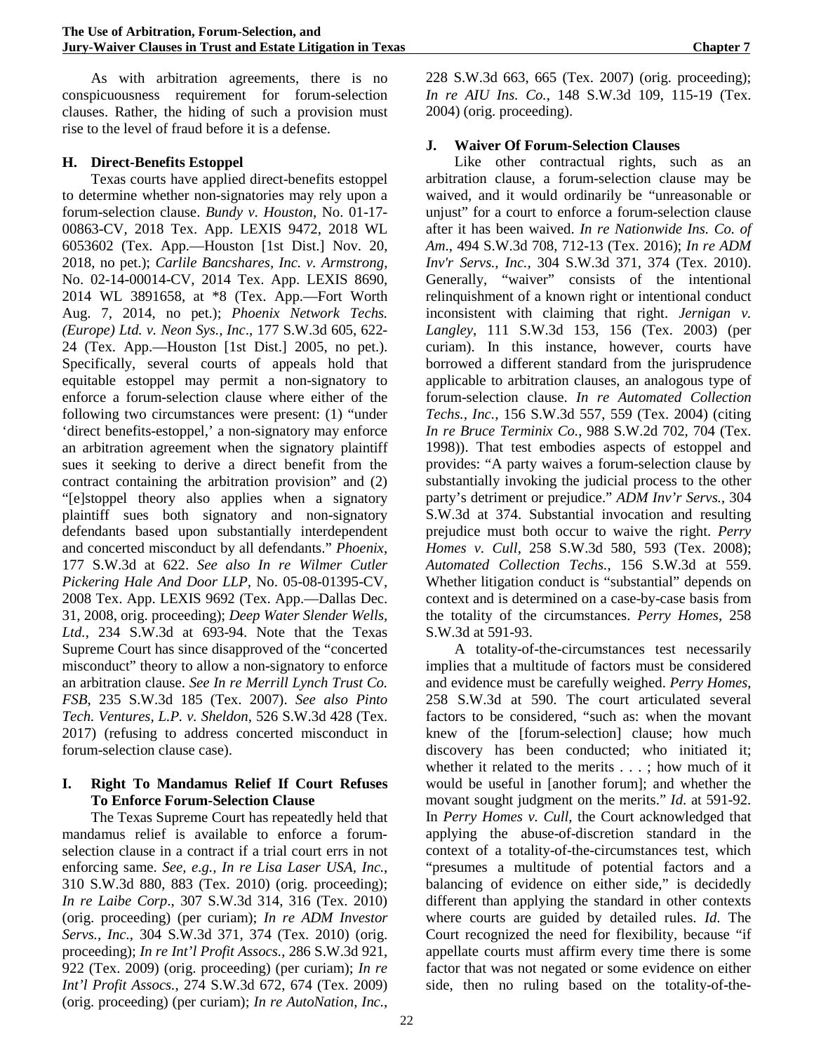As with arbitration agreements, there is no conspicuousness requirement for forum-selection clauses. Rather, the hiding of such a provision must rise to the level of fraud before it is a defense.

### H. Direct-Benefits Estoppel

Texas courts have applied direct-benefits estoppel to determine whether non-signatories may rely upon a forum-selection clause. *Bundy v. Houston*, No. 01-17-00863-CV, 2018 Tex. App. LEXIS 9472, 2018 WL 6053602 (Tex. App.—Houston [1st Dist.] Nov. 20, 2018, no pet.); *Carlile Bancshares, Inc. v. Armstrong*, No. 02-14-00014-CV, 2014 Tex. App. LEXIS 8690, 2014 WL 3891658, at *8 (Tex. App.—Fort Worth Aug. 7, 2014, no pet.); *Phoenix Network Techs. (Europe) Ltd. v. Neon Sys., Inc*., 177 S.W.3d 605, 622-24 (Tex. App.—Houston [1st Dist.] 2005, no pet.). Specifically, several courts of appeals hold that equitable estoppel may permit a non-signatory to enforce a forum-selection clause where either of the following two circumstances were present: (1) "under 'direct benefits-estoppel,' a non-signatory may enforce an arbitration agreement when the signatory plaintiff sues it seeking to derive a direct benefit from the contract containing the arbitration provision" and (2) "[e]stoppel theory also applies when a signatory plaintiff sues both signatory and non-signatory defendants based upon substantially interdependent and concerted misconduct by all defendants." *Phoenix*, 177 S.W.3d at 622. *See also In re Wilmer Cutler Pickering Hale And Door LLP*, No. 05-08-01395-CV, 2008 Tex. App. LEXIS 9692 (Tex. App.—Dallas Dec. 31, 2008, orig. proceeding); *Deep Water Slender Wells, Ltd.*, 234 S.W.3d at 693-94. Note that the Texas Supreme Court has since disapproved of the "concerted misconduct" theory to allow a non-signatory to enforce an arbitration clause. *See In re Merrill Lynch Trust Co. FSB*, 235 S.W.3d 185 (Tex. 2007). *See also Pinto Tech. Ventures, L.P. v. Sheldon*, 526 S.W.3d 428 (Tex. 2017) (refusing to address concerted misconduct in forum-selection clause case).

### I. Right To Mandamus Relief If Court Refuses To Enforce Forum-Selection Clause

The Texas Supreme Court has repeatedly held that mandamus relief is available to enforce a forum-selection clause in a contract if a trial court errs in not enforcing same. *See, e.g., In re Lisa Laser USA, Inc.*, 310 S.W.3d 880, 883 (Tex. 2010) (orig. proceeding); *In re Laibe Corp*., 307 S.W.3d 314, 316 (Tex. 2010) (orig. proceeding) (per curiam); *In re ADM Investor Servs., Inc.*, 304 S.W.3d 371, 374 (Tex. 2010) (orig. proceeding); *In re Int'l Profit Assocs.*, 286 S.W.3d 921, 922 (Tex. 2009) (orig. proceeding) (per curiam); *In re Int'l Profit Assocs.*, 274 S.W.3d 672, 674 (Tex. 2009) (orig. proceeding) (per curiam); *In re AutoNation, Inc*., 228 S.W.3d 663, 665 (Tex. 2007) (orig. proceeding); *In re AIU Ins. Co.*, 148 S.W.3d 109, 115-19 (Tex. 2004) (orig. proceeding).

### J. Waiver Of Forum-Selection Clauses

Like other contractual rights, such as an arbitration clause, a forum-selection clause may be waived, and it would ordinarily be "unreasonable or unjust" for a court to enforce a forum-selection clause after it has been waived. *In re Nationwide Ins. Co. of Am*., 494 S.W.3d 708, 712-13 (Tex. 2016); *In re ADM Inv'r Servs., Inc.*, 304 S.W.3d 371, 374 (Tex. 2010). Generally, "waiver" consists of the intentional relinquishment of a known right or intentional conduct inconsistent with claiming that right. *Jernigan v. Langley*, 111 S.W.3d 153, 156 (Tex. 2003) (per curiam). In this instance, however, courts have borrowed a different standard from the jurisprudence applicable to arbitration clauses, an analogous type of forum-selection clause. *In re Automated Collection Techs., Inc.*, 156 S.W.3d 557, 559 (Tex. 2004) (citing *In re Bruce Terminix Co.*, 988 S.W.2d 702, 704 (Tex. 1998)). That test embodies aspects of estoppel and provides: "A party waives a forum-selection clause by substantially invoking the judicial process to the other party's detriment or prejudice." *ADM Inv'r Servs.*, 304 S.W.3d at 374. Substantial invocation and resulting prejudice must both occur to waive the right. *Perry Homes v. Cull*, 258 S.W.3d 580, 593 (Tex. 2008); *Automated Collection Techs.*, 156 S.W.3d at 559. Whether litigation conduct is "substantial" depends on context and is determined on a case-by-case basis from the totality of the circumstances. *Perry Homes*, 258 S.W.3d at 591-93.

A totality-of-the-circumstances test necessarily implies that a multitude of factors must be considered and evidence must be carefully weighed. *Perry Homes*, 258 S.W.3d at 590. The court articulated several factors to be considered, "such as: when the movant knew of the [forum-selection] clause; how much discovery has been conducted; who initiated it; whether it related to the merits . . . ; how much of it would be useful in [another forum]; and whether the movant sought judgment on the merits." *Id*. at 591-92. In *Perry Homes v. Cull*, the Court acknowledged that applying the abuse-of-discretion standard in the context of a totality-of-the-circumstances test, which "presumes a multitude of potential factors and a balancing of evidence on either side," is decidedly different than applying the standard in other contexts where courts are guided by detailed rules. *Id*. The Court recognized the need for flexibility, because "if appellate courts must affirm every time there is some factor that was not negated or some evidence on either side, then no ruling based on the totality-of-the-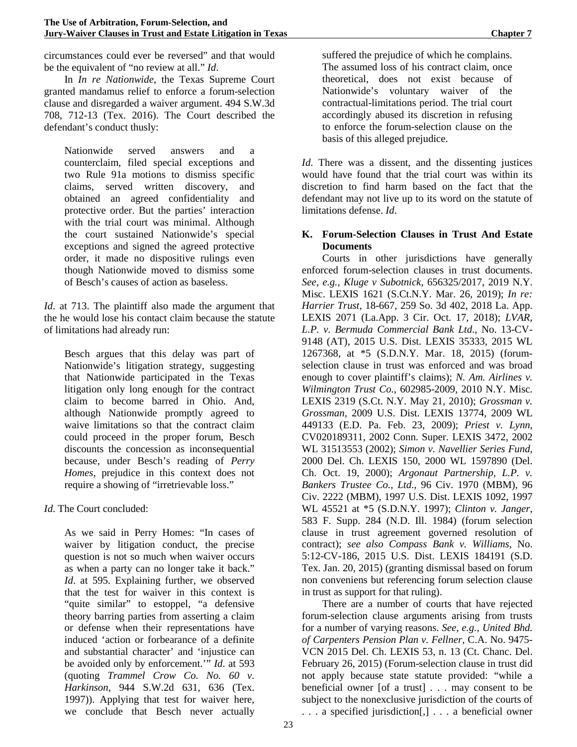circumstances could ever be reversed" and that would be the equivalent of "no review at all." *Id*.

In *In re Nationwide*, the Texas Supreme Court granted mandamus relief to enforce a forum-selection clause and disregarded a waiver argument. 494 S.W.3d 708, 712-13 (Tex. 2016). The Court described the defendant's conduct thusly:

> Nationwide served answers and a counterclaim, filed special exceptions and two Rule 91a motions to dismiss specific claims, served written discovery, and obtained an agreed confidentiality and protective order. But the parties' interaction with the trial court was minimal. Although the court sustained Nationwide's special exceptions and signed the agreed protective order, it made no dispositive rulings even though Nationwide moved to dismiss some of Besch's causes of action as baseless.

*Id*. at 713. The plaintiff also made the argument that the he would lose his contact claim because the statute of limitations had already run:

> Besch argues that this delay was part of Nationwide's litigation strategy, suggesting that Nationwide participated in the Texas litigation only long enough for the contract claim to become barred in Ohio. And, although Nationwide promptly agreed to waive limitations so that the contract claim could proceed in the proper forum, Besch discounts the concession as inconsequential because, under Besch's reading of *Perry Homes*, prejudice in this context does not require a showing of "irretrievable loss."

*Id*. The Court concluded:

> As we said in Perry Homes: "In cases of waiver by litigation conduct, the precise question is not so much when waiver occurs as when a party can no longer take it back." *Id*. at 595. Explaining further, we observed that the test for waiver in this context is "quite similar" to estoppel, "a defensive theory barring parties from asserting a claim or defense when their representations have induced 'action or forbearance of a definite and substantial character' and 'injustice can be avoided only by enforcement.'" *Id*. at 593 (quoting *Trammel Crow Co. No. 60 v. Harkinson*, 944 S.W.2d 631, 636 (Tex. 1997)). Applying that test for waiver here, we conclude that Besch never actually suffered the prejudice of which he complains. The assumed loss of his contract claim, once theoretical, does not exist because of Nationwide's voluntary waiver of the contractual-limitations period. The trial court accordingly abused its discretion in refusing to enforce the forum-selection clause on the basis of this alleged prejudice.

*Id*. There was a dissent, and the dissenting justices would have found that the trial court was within its discretion to find harm based on the fact that the defendant may not live up to its word on the statute of limitations defense. *Id*.

### K. Forum-Selection Clauses in Trust And Estate Documents

Courts in other jurisdictions have generally enforced forum-selection clauses in trust documents. *See, e.g., Kluge v Subotnick*, 656325/2017, 2019 N.Y. Misc. LEXIS 1621 (S.Ct.N.Y. Mar. 26, 2019); *In re: Harrier Trust*, 18-667, 259 So. 3d 402, 2018 La. App. LEXIS 2071 (La.App. 3 Cir. Oct. 17, 2018); *LVAR, L.P. v. Bermuda Commercial Bank Ltd*., No. 13-CV-9148 (AT), 2015 U.S. Dist. LEXIS 35333, 2015 WL 1267368, at *5 (S.D.N.Y. Mar. 18, 2015) (forum-selection clause in trust was enforced and was broad enough to cover plaintiff's claims); *N. Am. Airlines v. Wilmington Trust Co.*, 602985-2009, 2010 N.Y. Misc. LEXIS 2319 (S.Ct. N.Y. May 21, 2010); *Grossman v. Grossman*, 2009 U.S. Dist. LEXIS 13774, 2009 WL 449133 (E.D. Pa. Feb. 23, 2009); *Priest v. Lynn*, CV020189311, 2002 Conn. Super. LEXIS 3472, 2002 WL 31513553 (2002); *Simon v. Navellier Series Fund*, 2000 Del. Ch. LEXIS 150, 2000 WL 1597890 (Del. Ch. Oct. 19, 2000); *Argonaut Partnership, L.P. v. Bankers Trustee Co., Ltd*., 96 Civ. 1970 (MBM), 96 Civ. 2222 (MBM), 1997 U.S. Dist. LEXIS 1092, 1997 WL 45521 at *5 (S.D.N.Y. 1997); *Clinton v. Janger*, 583 F. Supp. 284 (N.D. Ill. 1984) (forum selection clause in trust agreement governed resolution of contract); *see also Compass Bank v. Williams*, No. 5:12-CV-186, 2015 U.S. Dist. LEXIS 184191 (S.D. Tex. Jan. 20, 2015) (granting dismissal based on forum non conveniens but referencing forum selection clause in trust as support for that ruling).

There are a number of courts that have rejected forum-selection clause arguments arising from trusts for a number of varying reasons. *See, e.g., United Bhd. of Carpenters Pension Plan v. Fellner,* C.A. No. 9475-VCN 2015 Del. Ch. LEXIS 53, n. 13 (Ct. Chanc. Del. February 26, 2015) (Forum-selection clause in trust did not apply because state statute provided: "while a beneficial owner [of a trust] . . . may consent to be subject to the nonexclusive jurisdiction of the courts of . . . a specified jurisdiction[,] . . . a beneficial owner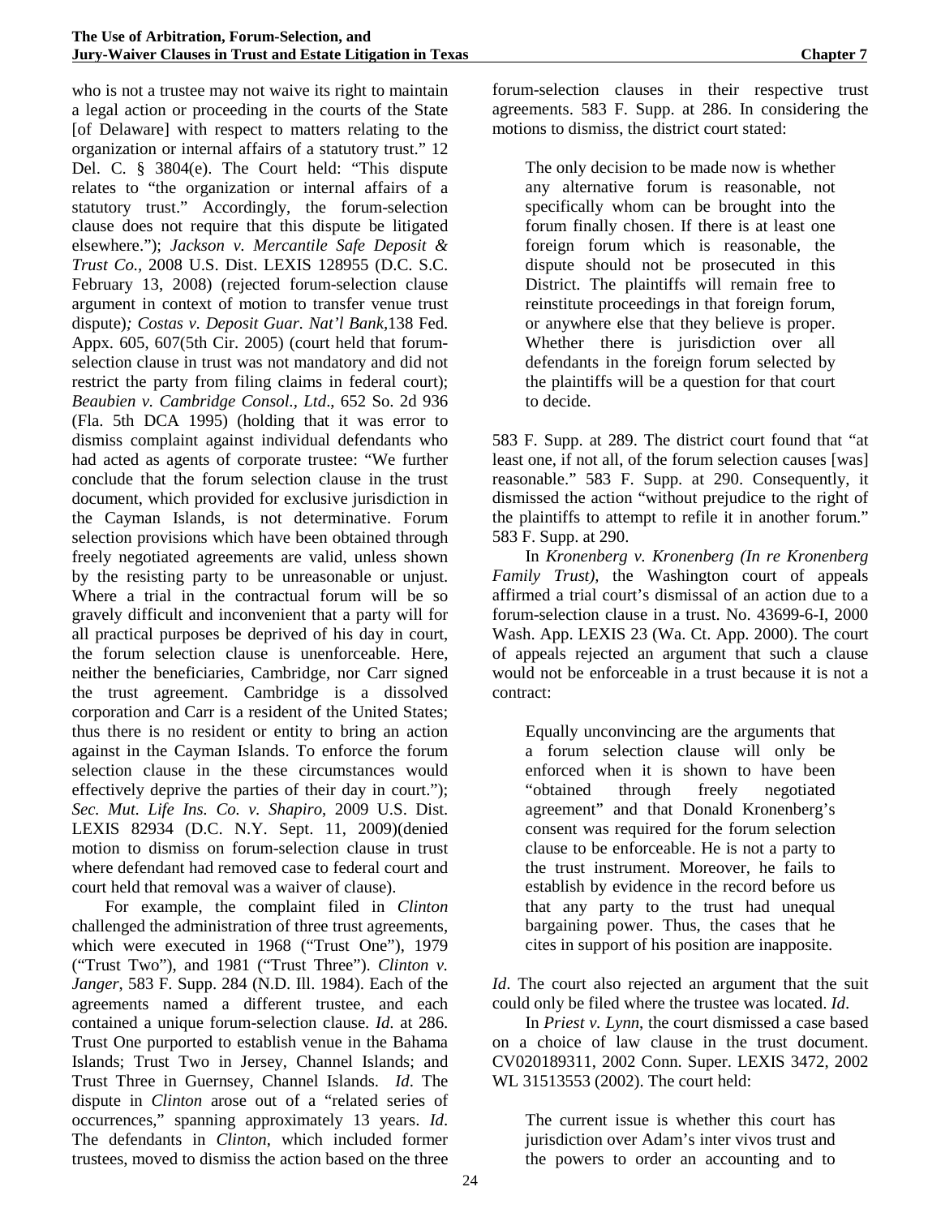who is not a trustee may not waive its right to maintain a legal action or proceeding in the courts of the State [of Delaware] with respect to matters relating to the organization or internal affairs of a statutory trust." 12 Del. C. § 3804(e). The Court held: "This dispute relates to "the organization or internal affairs of a statutory trust." Accordingly, the forum-selection clause does not require that this dispute be litigated elsewhere."); *Jackson v. Mercantile Safe Deposit & Trust Co.*, 2008 U.S. Dist. LEXIS 128955 (D.C. S.C. February 13, 2008) (rejected forum-selection clause argument in context of motion to transfer venue trust dispute)*; Costas v. Deposit Guar. Nat'l Bank*,138 Fed. Appx. 605, 607(5th Cir. 2005) (court held that forum-selection clause in trust was not mandatory and did not restrict the party from filing claims in federal court); *Beaubien v. Cambridge Consol., Ltd*., 652 So. 2d 936 (Fla. 5th DCA 1995) (holding that it was error to dismiss complaint against individual defendants who had acted as agents of corporate trustee: "We further conclude that the forum selection clause in the trust document, which provided for exclusive jurisdiction in the Cayman Islands, is not determinative. Forum selection provisions which have been obtained through freely negotiated agreements are valid, unless shown by the resisting party to be unreasonable or unjust. Where a trial in the contractual forum will be so gravely difficult and inconvenient that a party will for all practical purposes be deprived of his day in court, the forum selection clause is unenforceable. Here, neither the beneficiaries, Cambridge, nor Carr signed the trust agreement. Cambridge is a dissolved corporation and Carr is a resident of the United States; thus there is no resident or entity to bring an action against in the Cayman Islands. To enforce the forum selection clause in the these circumstances would effectively deprive the parties of their day in court."); *Sec. Mut. Life Ins. Co. v. Shapiro*, 2009 U.S. Dist. LEXIS 82934 (D.C. N.Y. Sept. 11, 2009)(denied motion to dismiss on forum-selection clause in trust where defendant had removed case to federal court and court held that removal was a waiver of clause).

For example, the complaint filed in *Clinton* challenged the administration of three trust agreements, which were executed in 1968 ("Trust One"), 1979 ("Trust Two"), and 1981 ("Trust Three"). *Clinton v. Janger*, 583 F. Supp. 284 (N.D. Ill. 1984). Each of the agreements named a different trustee, and each contained a unique forum-selection clause. *Id.* at 286. Trust One purported to establish venue in the Bahama Islands; Trust Two in Jersey, Channel Islands; and Trust Three in Guernsey, Channel Islands. *Id*. The dispute in *Clinton* arose out of a "related series of occurrences," spanning approximately 13 years. *Id*. The defendants in *Clinton*, which included former trustees, moved to dismiss the action based on the three forum-selection clauses in their respective trust agreements. 583 F. Supp. at 286. In considering the motions to dismiss, the district court stated:

> The only decision to be made now is whether any alternative forum is reasonable, not specifically whom can be brought into the forum finally chosen. If there is at least one foreign forum which is reasonable, the dispute should not be prosecuted in this District. The plaintiffs will remain free to reinstitute proceedings in that foreign forum, or anywhere else that they believe is proper. Whether there is jurisdiction over all defendants in the foreign forum selected by the plaintiffs will be a question for that court to decide.

583 F. Supp. at 289. The district court found that "at least one, if not all, of the forum selection causes [was] reasonable." 583 F. Supp. at 290. Consequently, it dismissed the action "without prejudice to the right of the plaintiffs to attempt to refile it in another forum." 583 F. Supp. at 290.

In *Kronenberg v. Kronenberg (In re Kronenberg Family Trust),* the Washington court of appeals affirmed a trial court's dismissal of an action due to a forum-selection clause in a trust. No. 43699-6-I, 2000 Wash. App. LEXIS 23 (Wa. Ct. App. 2000). The court of appeals rejected an argument that such a clause would not be enforceable in a trust because it is not a contract:

> Equally unconvincing are the arguments that a forum selection clause will only be enforced when it is shown to have been "obtained through freely negotiated agreement" and that Donald Kronenberg's consent was required for the forum selection clause to be enforceable. He is not a party to the trust instrument. Moreover, he fails to establish by evidence in the record before us that any party to the trust had unequal bargaining power. Thus, the cases that he cites in support of his position are inapposite.

*Id*. The court also rejected an argument that the suit could only be filed where the trustee was located. *Id*.

In *Priest v. Lynn*, the court dismissed a case based on a choice of law clause in the trust document. CV020189311, 2002 Conn. Super. LEXIS 3472, 2002 WL 31513553 (2002). The court held:

> The current issue is whether this court has jurisdiction over Adam's inter vivos trust and the powers to order an accounting and to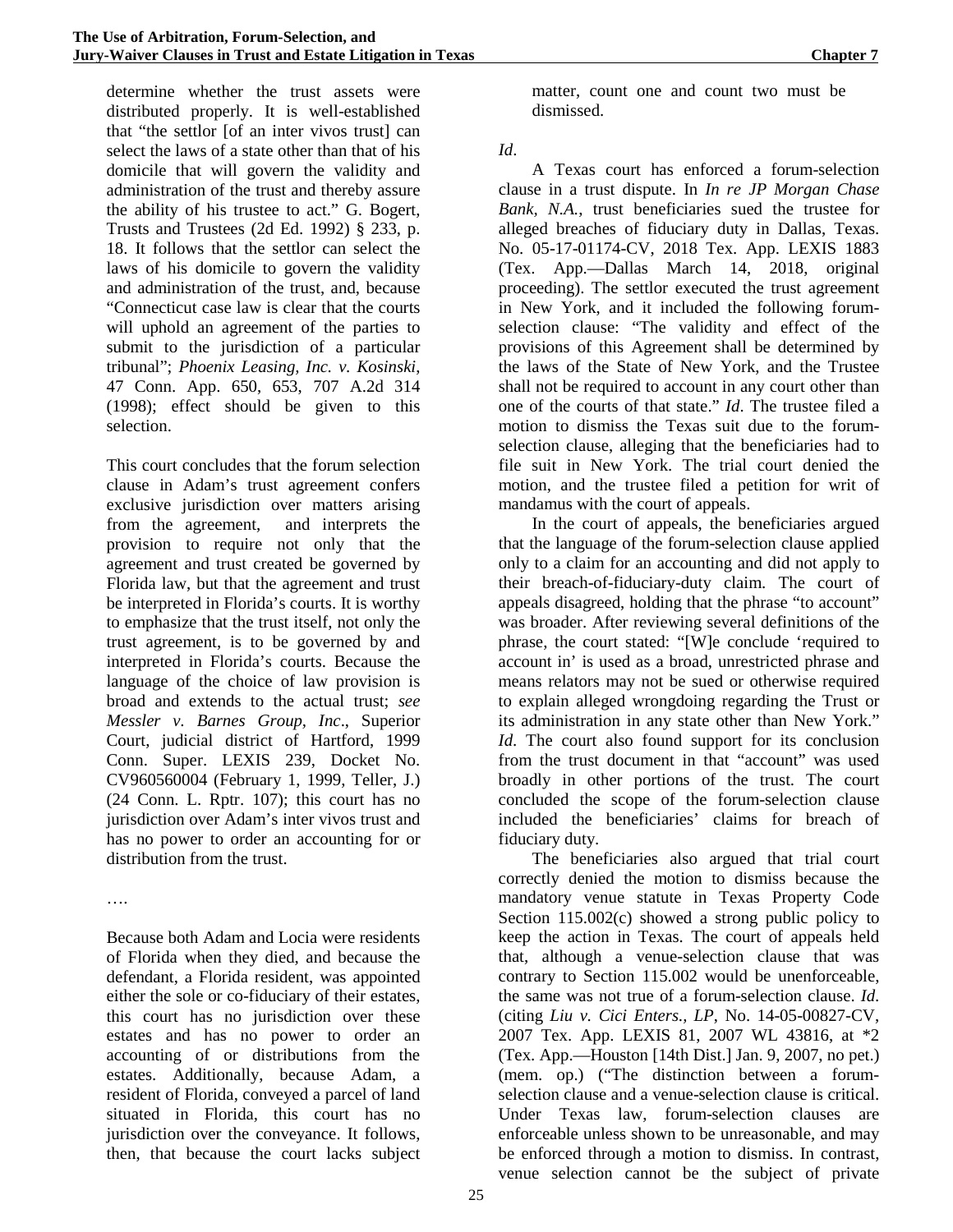determine whether the trust assets were distributed properly. It is well-established that "the settlor [of an inter vivos trust] can select the laws of a state other than that of his domicile that will govern the validity and administration of the trust and thereby assure the ability of his trustee to act." G. Bogert, Trusts and Trustees (2d Ed. 1992) § 233, p. 18. It follows that the settlor can select the laws of his domicile to govern the validity and administration of the trust, and, because "Connecticut case law is clear that the courts will uphold an agreement of the parties to submit to the jurisdiction of a particular tribunal"; *Phoenix Leasing, Inc. v. Kosinski*, 47 Conn. App. 650, 653, 707 A.2d 314 (1998); effect should be given to this selection.

This court concludes that the forum selection clause in Adam's trust agreement confers exclusive jurisdiction over matters arising from the agreement, and interprets the provision to require not only that the agreement and trust created be governed by Florida law, but that the agreement and trust be interpreted in Florida's courts. It is worthy to emphasize that the trust itself, not only the trust agreement, is to be governed by and interpreted in Florida's courts. Because the language of the choice of law provision is broad and extends to the actual trust; *see Messler v. Barnes Group, Inc*., Superior Court, judicial district of Hartford, 1999 Conn. Super. LEXIS 239, Docket No. CV960560004 (February 1, 1999, Teller, J.) (24 Conn. L. Rptr. 107); this court has no jurisdiction over Adam's inter vivos trust and has no power to order an accounting for or distribution from the trust.

….

Because both Adam and Locia were residents of Florida when they died, and because the defendant, a Florida resident, was appointed either the sole or co-fiduciary of their estates, this court has no jurisdiction over these estates and has no power to order an accounting of or distributions from the estates. Additionally, because Adam, a resident of Florida, conveyed a parcel of land situated in Florida, this court has no jurisdiction over the conveyance. It follows, then, that because the court lacks subject matter, count one and count two must be dismissed.

*Id*.

A Texas court has enforced a forum-selection clause in a trust dispute. In *In re JP Morgan Chase Bank, N.A.*, trust beneficiaries sued the trustee for alleged breaches of fiduciary duty in Dallas, Texas. No. 05-17-01174-CV, 2018 Tex. App. LEXIS 1883 (Tex. App.—Dallas March 14, 2018, original proceeding). The settlor executed the trust agreement in New York, and it included the following forum-selection clause: "The validity and effect of the provisions of this Agreement shall be determined by the laws of the State of New York, and the Trustee shall not be required to account in any court other than one of the courts of that state." *Id*. The trustee filed a motion to dismiss the Texas suit due to the forum-selection clause, alleging that the beneficiaries had to file suit in New York. The trial court denied the motion, and the trustee filed a petition for writ of mandamus with the court of appeals.

In the court of appeals, the beneficiaries argued that the language of the forum-selection clause applied only to a claim for an accounting and did not apply to their breach-of-fiduciary-duty claim. The court of appeals disagreed, holding that the phrase "to account" was broader. After reviewing several definitions of the phrase, the court stated: "[W]e conclude 'required to account in' is used as a broad, unrestricted phrase and means relators may not be sued or otherwise required to explain alleged wrongdoing regarding the Trust or its administration in any state other than New York." *Id*. The court also found support for its conclusion from the trust document in that "account" was used broadly in other portions of the trust. The court concluded the scope of the forum-selection clause included the beneficiaries' claims for breach of fiduciary duty.

The beneficiaries also argued that trial court correctly denied the motion to dismiss because the mandatory venue statute in Texas Property Code Section 115.002(c) showed a strong public policy to keep the action in Texas. The court of appeals held that, although a venue-selection clause that was contrary to Section 115.002 would be unenforceable, the same was not true of a forum-selection clause. *Id*. (citing *Liu v. Cici Enters., LP*, No. 14-05-00827-CV, 2007 Tex. App. LEXIS 81, 2007 WL 43816, at *2 (Tex. App.—Houston [14th Dist.] Jan. 9, 2007, no pet.) (mem. op.) ("The distinction between a forum-selection clause and a venue-selection clause is critical. Under Texas law, forum-selection clauses are enforceable unless shown to be unreasonable, and may be enforced through a motion to dismiss. In contrast, venue selection cannot be the subject of private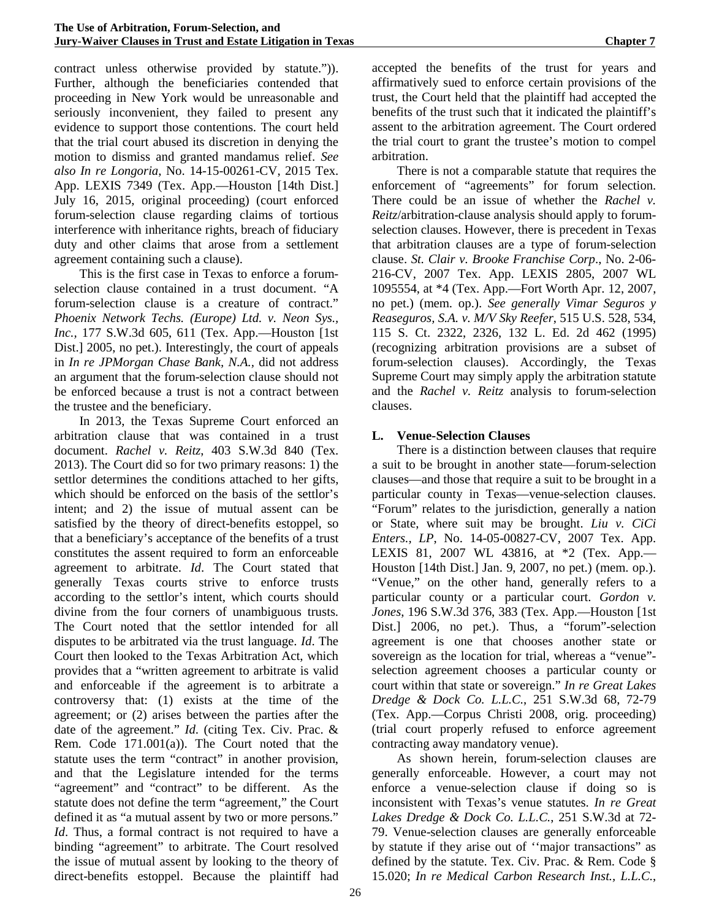contract unless otherwise provided by statute.")). Further, although the beneficiaries contended that proceeding in New York would be unreasonable and seriously inconvenient, they failed to present any evidence to support those contentions. The court held that the trial court abused its discretion in denying the motion to dismiss and granted mandamus relief. *See also In re Longoria*, No. 14-15-00261-CV, 2015 Tex. App. LEXIS 7349 (Tex. App.—Houston [14th Dist.] July 16, 2015, original proceeding) (court enforced forum-selection clause regarding claims of tortious interference with inheritance rights, breach of fiduciary duty and other claims that arose from a settlement agreement containing such a clause).

This is the first case in Texas to enforce a forum-selection clause contained in a trust document. "A forum-selection clause is a creature of contract." *Phoenix Network Techs. (Europe) Ltd. v. Neon Sys., Inc.*, 177 S.W.3d 605, 611 (Tex. App.—Houston [1st Dist.] 2005, no pet.). Interestingly, the court of appeals in *In re JPMorgan Chase Bank, N.A.*, did not address an argument that the forum-selection clause should not be enforced because a trust is not a contract between the trustee and the beneficiary.

In 2013, the Texas Supreme Court enforced an arbitration clause that was contained in a trust document. *Rachel v. Reitz*, 403 S.W.3d 840 (Tex. 2013). The Court did so for two primary reasons: 1) the settlor determines the conditions attached to her gifts, which should be enforced on the basis of the settlor's intent; and 2) the issue of mutual assent can be satisfied by the theory of direct-benefits estoppel, so that a beneficiary's acceptance of the benefits of a trust constitutes the assent required to form an enforceable agreement to arbitrate. *Id*. The Court stated that generally Texas courts strive to enforce trusts according to the settlor's intent, which courts should divine from the four corners of unambiguous trusts. The Court noted that the settlor intended for all disputes to be arbitrated via the trust language. *Id*. The Court then looked to the Texas Arbitration Act, which provides that a "written agreement to arbitrate is valid and enforceable if the agreement is to arbitrate a controversy that: (1) exists at the time of the agreement; or (2) arises between the parties after the date of the agreement." *Id.* (citing Tex. Civ. Prac. & Rem. Code 171.001(a)). The Court noted that the statute uses the term "contract" in another provision, and that the Legislature intended for the terms "agreement" and "contract" to be different. As the statute does not define the term "agreement," the Court defined it as "a mutual assent by two or more persons." *Id*. Thus, a formal contract is not required to have a binding "agreement" to arbitrate. The Court resolved the issue of mutual assent by looking to the theory of direct-benefits estoppel. Because the plaintiff had accepted the benefits of the trust for years and affirmatively sued to enforce certain provisions of the trust, the Court held that the plaintiff had accepted the benefits of the trust such that it indicated the plaintiff's assent to the arbitration agreement. The Court ordered the trial court to grant the trustee's motion to compel arbitration.

There is not a comparable statute that requires the enforcement of "agreements" for forum selection. There could be an issue of whether the *Rachel v. Reitz*/arbitration-clause analysis should apply to forum-selection clauses. However, there is precedent in Texas that arbitration clauses are a type of forum-selection clause. *St. Clair v. Brooke Franchise Corp*., No. 2-06-216-CV, 2007 Tex. App. LEXIS 2805, 2007 WL 1095554, at *4 (Tex. App.—Fort Worth Apr. 12, 2007, no pet.) (mem. op.). *See generally Vimar Seguros y Reaseguros, S.A. v. M/V Sky Reefer*, 515 U.S. 528, 534, 115 S. Ct. 2322, 2326, 132 L. Ed. 2d 462 (1995) (recognizing arbitration provisions are a subset of forum-selection clauses). Accordingly, the Texas Supreme Court may simply apply the arbitration statute and the *Rachel v. Reitz* analysis to forum-selection clauses.

### L. Venue-Selection Clauses

There is a distinction between clauses that require a suit to be brought in another state—forum-selection clauses—and those that require a suit to be brought in a particular county in Texas—venue-selection clauses. "Forum" relates to the jurisdiction, generally a nation or State, where suit may be brought. *Liu v. CiCi Enters., LP*, No. 14-05-00827-CV, 2007 Tex. App. LEXIS 81, 2007 WL 43816, at *2 (Tex. App.—Houston [14th Dist.] Jan. 9, 2007, no pet.) (mem. op.). "Venue," on the other hand, generally refers to a particular county or a particular court. *Gordon v. Jones*, 196 S.W.3d 376, 383 (Tex. App.—Houston [1st Dist.] 2006, no pet.). Thus, a "forum"-selection agreement is one that chooses another state or sovereign as the location for trial, whereas a "venue"-selection agreement chooses a particular county or court within that state or sovereign." *In re Great Lakes Dredge & Dock Co. L.L.C.*, 251 S.W.3d 68, 72-79 (Tex. App.—Corpus Christi 2008, orig. proceeding) (trial court properly refused to enforce agreement contracting away mandatory venue).

As shown herein, forum-selection clauses are generally enforceable. However, a court may not enforce a venue-selection clause if doing so is inconsistent with Texas's venue statutes. *In re Great Lakes Dredge & Dock Co. L.L.C.*, 251 S.W.3d at 72-79. Venue-selection clauses are generally enforceable by statute if they arise out of ''major transactions" as defined by the statute. Tex. Civ. Prac. & Rem. Code § 15.020; *In re Medical Carbon Research Inst., L.L.C.*,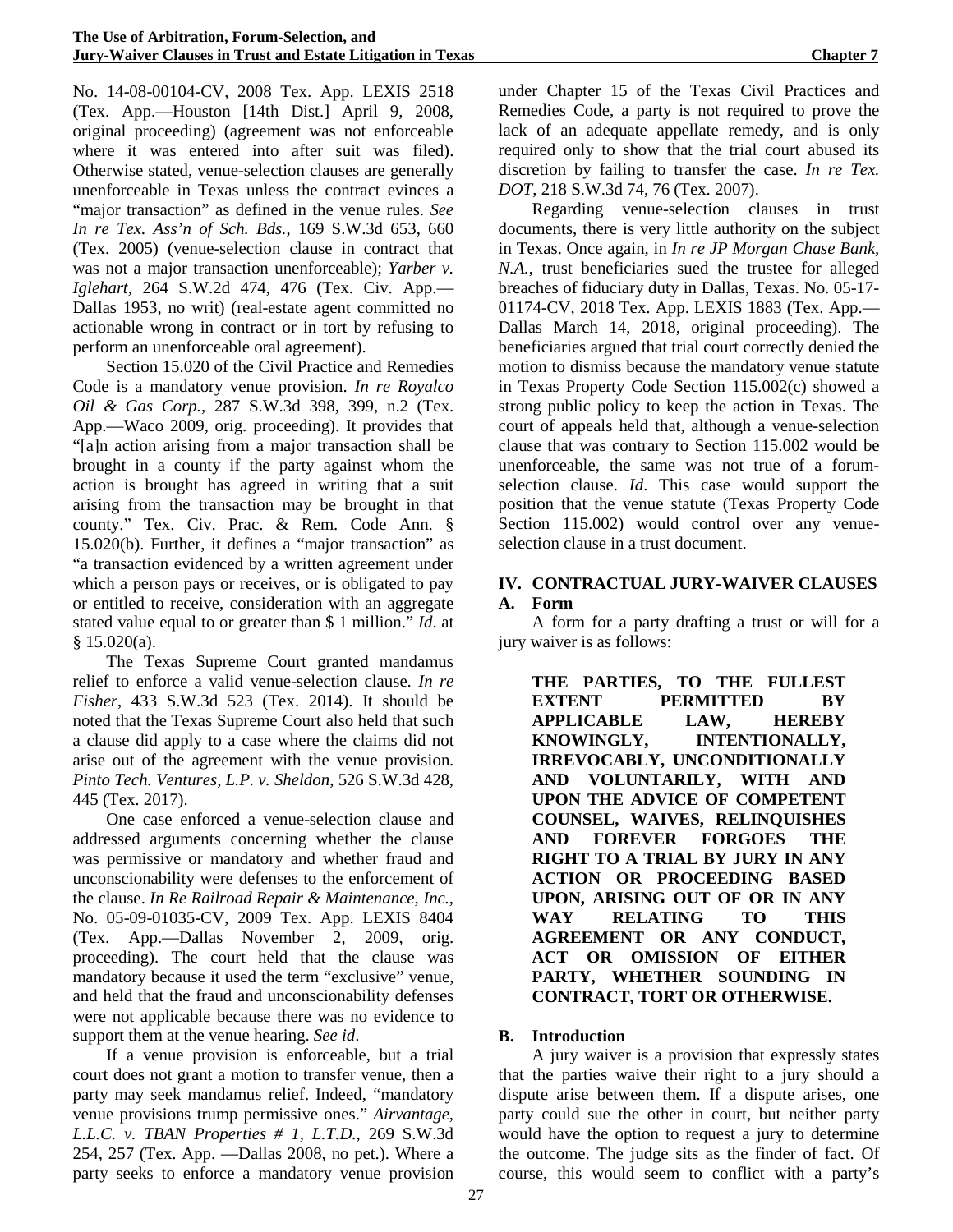No. 14-08-00104-CV, 2008 Tex. App. LEXIS 2518 (Tex. App.—Houston [14th Dist.] April 9, 2008, original proceeding) (agreement was not enforceable where it was entered into after suit was filed). Otherwise stated, venue-selection clauses are generally unenforceable in Texas unless the contract evinces a "major transaction" as defined in the venue rules. *See In re Tex. Ass'n of Sch. Bds.*, 169 S.W.3d 653, 660 (Tex. 2005) (venue-selection clause in contract that was not a major transaction unenforceable); *Yarber v. Iglehart*, 264 S.W.2d 474, 476 (Tex. Civ. App.—Dallas 1953, no writ) (real-estate agent committed no actionable wrong in contract or in tort by refusing to perform an unenforceable oral agreement).

Section 15.020 of the Civil Practice and Remedies Code is a mandatory venue provision. *In re Royalco Oil & Gas Corp.*, 287 S.W.3d 398, 399, n.2 (Tex. App.—Waco 2009, orig. proceeding). It provides that "[a]n action arising from a major transaction shall be brought in a county if the party against whom the action is brought has agreed in writing that a suit arising from the transaction may be brought in that county." Tex. Civ. Prac. & Rem. Code Ann. § 15.020(b). Further, it defines a "major transaction" as "a transaction evidenced by a written agreement under which a person pays or receives, or is obligated to pay or entitled to receive, consideration with an aggregate stated value equal to or greater than $ 1 million." *Id*. at § 15.020(a).

The Texas Supreme Court granted mandamus relief to enforce a valid venue-selection clause. *In re Fisher*, 433 S.W.3d 523 (Tex. 2014). It should be noted that the Texas Supreme Court also held that such a clause did apply to a case where the claims did not arise out of the agreement with the venue provision. *Pinto Tech. Ventures, L.P. v. Sheldon*, 526 S.W.3d 428, 445 (Tex. 2017).

One case enforced a venue-selection clause and addressed arguments concerning whether the clause was permissive or mandatory and whether fraud and unconscionability were defenses to the enforcement of the clause. *In Re Railroad Repair & Maintenance, Inc.*, No. 05-09-01035-CV, 2009 Tex. App. LEXIS 8404 (Tex. App.—Dallas November 2, 2009, orig. proceeding). The court held that the clause was mandatory because it used the term "exclusive" venue, and held that the fraud and unconscionability defenses were not applicable because there was no evidence to support them at the venue hearing. *See id*.

If a venue provision is enforceable, but a trial court does not grant a motion to transfer venue, then a party may seek mandamus relief. Indeed, "mandatory venue provisions trump permissive ones." *Airvantage, L.L.C. v. TBAN Properties # 1, L.T.D.*, 269 S.W.3d 254, 257 (Tex. App. —Dallas 2008, no pet.). Where a party seeks to enforce a mandatory venue provision under Chapter 15 of the Texas Civil Practices and Remedies Code, a party is not required to prove the lack of an adequate appellate remedy, and is only required only to show that the trial court abused its discretion by failing to transfer the case. *In re Tex. DOT*, 218 S.W.3d 74, 76 (Tex. 2007).

Regarding venue-selection clauses in trust documents, there is very little authority on the subject in Texas. Once again, in *In re JP Morgan Chase Bank, N.A.*, trust beneficiaries sued the trustee for alleged breaches of fiduciary duty in Dallas, Texas. No. 05-17-01174-CV, 2018 Tex. App. LEXIS 1883 (Tex. App.—Dallas March 14, 2018, original proceeding). The beneficiaries argued that trial court correctly denied the motion to dismiss because the mandatory venue statute in Texas Property Code Section 115.002(c) showed a strong public policy to keep the action in Texas. The court of appeals held that, although a venue-selection clause that was contrary to Section 115.002 would be unenforceable, the same was not true of a forum-selection clause. *Id*. This case would support the position that the venue statute (Texas Property Code Section 115.002) would control over any venue-selection clause in a trust document.

## IV. CONTRACTUAL JURY-WAIVER CLAUSES

### A. Form

A form for a party drafting a trust or will for a jury waiver is as follows:

> **THE PARTIES, TO THE FULLEST EXTENT PERMITTED BY APPLICABLE LAW, HEREBY KNOWINGLY, INTENTIONALLY, IRREVOCABLY, UNCONDITIONALLY AND VOLUNTARILY, WITH AND UPON THE ADVICE OF COMPETENT COUNSEL, WAIVES, RELINQUISHES AND FOREVER FORGOES THE RIGHT TO A TRIAL BY JURY IN ANY ACTION OR PROCEEDING BASED UPON, ARISING OUT OF OR IN ANY WAY RELATING TO THIS AGREEMENT OR ANY CONDUCT, ACT OR OMISSION OF EITHER PARTY, WHETHER SOUNDING IN CONTRACT, TORT OR OTHERWISE.**

### B. Introduction

A jury waiver is a provision that expressly states that the parties waive their right to a jury should a dispute arise between them. If a dispute arises, one party could sue the other in court, but neither party would have the option to request a jury to determine the outcome. The judge sits as the finder of fact. Of course, this would seem to conflict with a party's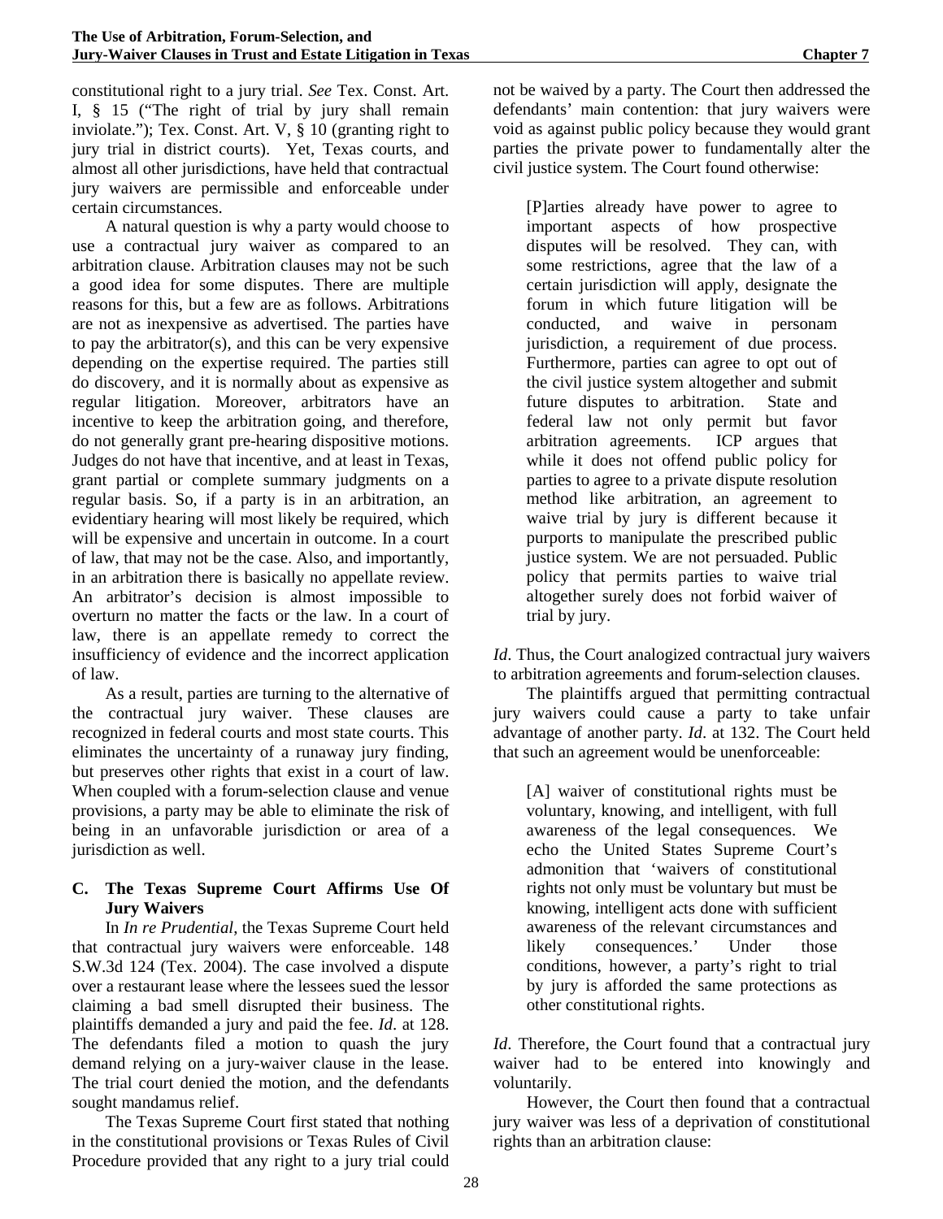constitutional right to a jury trial. *See* Tex. Const. Art. I, § 15 ("The right of trial by jury shall remain inviolate."); Tex. Const. Art. V, § 10 (granting right to jury trial in district courts). Yet, Texas courts, and almost all other jurisdictions, have held that contractual jury waivers are permissible and enforceable under certain circumstances.

A natural question is why a party would choose to use a contractual jury waiver as compared to an arbitration clause. Arbitration clauses may not be such a good idea for some disputes. There are multiple reasons for this, but a few are as follows. Arbitrations are not as inexpensive as advertised. The parties have to pay the arbitrator(s), and this can be very expensive depending on the expertise required. The parties still do discovery, and it is normally about as expensive as regular litigation. Moreover, arbitrators have an incentive to keep the arbitration going, and therefore, do not generally grant pre-hearing dispositive motions. Judges do not have that incentive, and at least in Texas, grant partial or complete summary judgments on a regular basis. So, if a party is in an arbitration, an evidentiary hearing will most likely be required, which will be expensive and uncertain in outcome. In a court of law, that may not be the case. Also, and importantly, in an arbitration there is basically no appellate review. An arbitrator's decision is almost impossible to overturn no matter the facts or the law. In a court of law, there is an appellate remedy to correct the insufficiency of evidence and the incorrect application of law.

As a result, parties are turning to the alternative of the contractual jury waiver. These clauses are recognized in federal courts and most state courts. This eliminates the uncertainty of a runaway jury finding, but preserves other rights that exist in a court of law. When coupled with a forum-selection clause and venue provisions, a party may be able to eliminate the risk of being in an unfavorable jurisdiction or area of a jurisdiction as well.

### C. The Texas Supreme Court Affirms Use Of Jury Waivers

In *In re Prudential*, the Texas Supreme Court held that contractual jury waivers were enforceable. 148 S.W.3d 124 (Tex. 2004). The case involved a dispute over a restaurant lease where the lessees sued the lessor claiming a bad smell disrupted their business. The plaintiffs demanded a jury and paid the fee. *Id*. at 128. The defendants filed a motion to quash the jury demand relying on a jury-waiver clause in the lease. The trial court denied the motion, and the defendants sought mandamus relief.

The Texas Supreme Court first stated that nothing in the constitutional provisions or Texas Rules of Civil Procedure provided that any right to a jury trial could not be waived by a party. The Court then addressed the defendants' main contention: that jury waivers were void as against public policy because they would grant parties the private power to fundamentally alter the civil justice system. The Court found otherwise:

> [P]arties already have power to agree to important aspects of how prospective disputes will be resolved. They can, with some restrictions, agree that the law of a certain jurisdiction will apply, designate the forum in which future litigation will be conducted, and waive in personam jurisdiction, a requirement of due process. Furthermore, parties can agree to opt out of the civil justice system altogether and submit future disputes to arbitration. State and federal law not only permit but favor arbitration agreements. ICP argues that while it does not offend public policy for parties to agree to a private dispute resolution method like arbitration, an agreement to waive trial by jury is different because it purports to manipulate the prescribed public justice system. We are not persuaded. Public policy that permits parties to waive trial altogether surely does not forbid waiver of trial by jury.

*Id*. Thus, the Court analogized contractual jury waivers to arbitration agreements and forum-selection clauses.

The plaintiffs argued that permitting contractual jury waivers could cause a party to take unfair advantage of another party. *Id*. at 132. The Court held that such an agreement would be unenforceable:

> [A] waiver of constitutional rights must be voluntary, knowing, and intelligent, with full awareness of the legal consequences. We echo the United States Supreme Court's admonition that 'waivers of constitutional rights not only must be voluntary but must be knowing, intelligent acts done with sufficient awareness of the relevant circumstances and likely consequences.' Under those conditions, however, a party's right to trial by jury is afforded the same protections as other constitutional rights.

*Id*. Therefore, the Court found that a contractual jury waiver had to be entered into knowingly and voluntarily.

However, the Court then found that a contractual jury waiver was less of a deprivation of constitutional rights than an arbitration clause: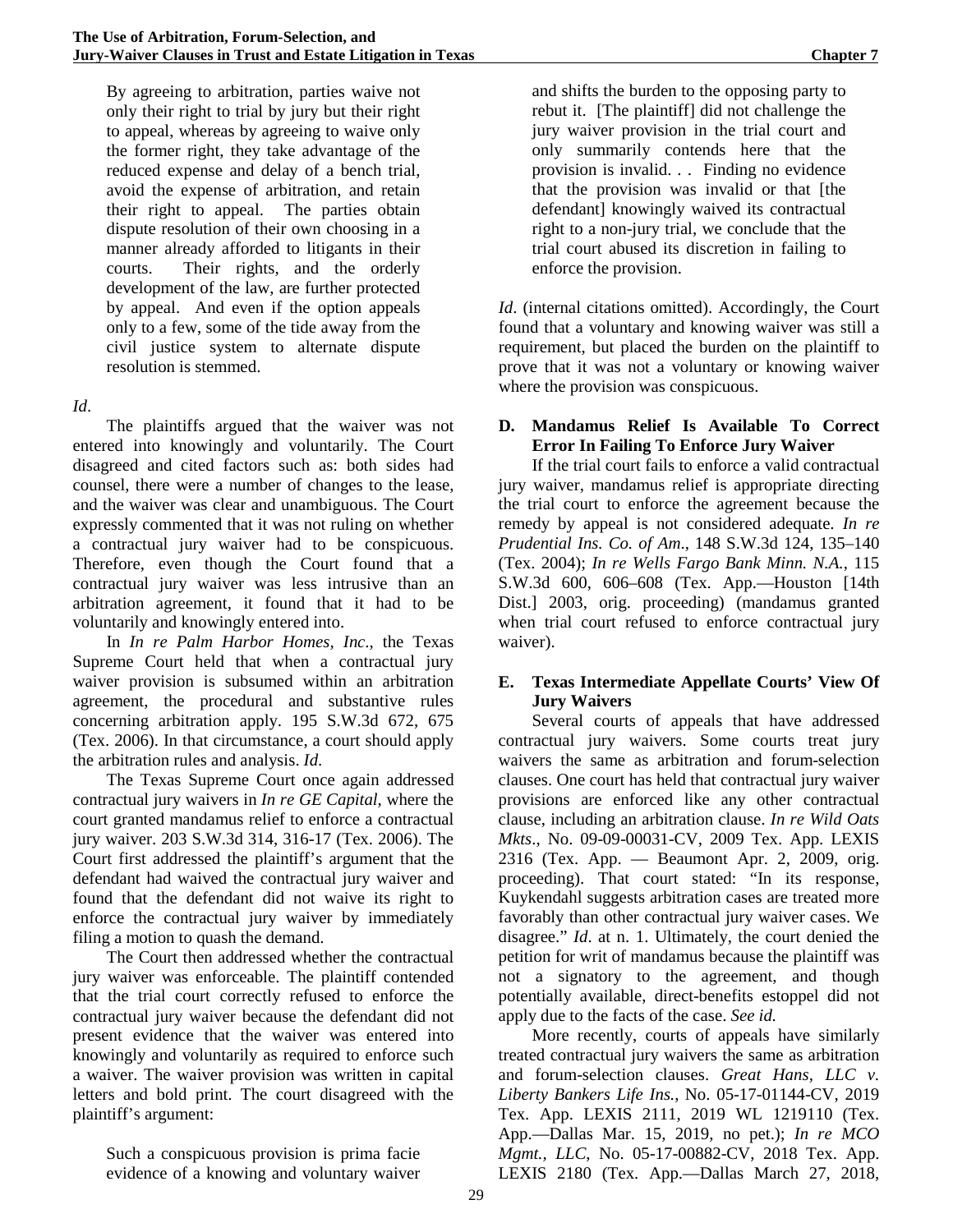> By agreeing to arbitration, parties waive not only their right to trial by jury but their right to appeal, whereas by agreeing to waive only the former right, they take advantage of the reduced expense and delay of a bench trial, avoid the expense of arbitration, and retain their right to appeal. The parties obtain dispute resolution of their own choosing in a manner already afforded to litigants in their courts. Their rights, and the orderly development of the law, are further protected by appeal. And even if the option appeals only to a few, some of the tide away from the civil justice system to alternate dispute resolution is stemmed.

*Id*.

The plaintiffs argued that the waiver was not entered into knowingly and voluntarily. The Court disagreed and cited factors such as: both sides had counsel, there were a number of changes to the lease, and the waiver was clear and unambiguous. The Court expressly commented that it was not ruling on whether a contractual jury waiver had to be conspicuous. Therefore, even though the Court found that a contractual jury waiver was less intrusive than an arbitration agreement, it found that it had to be voluntarily and knowingly entered into.

In *In re Palm Harbor Homes, Inc*., the Texas Supreme Court held that when a contractual jury waiver provision is subsumed within an arbitration agreement, the procedural and substantive rules concerning arbitration apply. 195 S.W.3d 672, 675 (Tex. 2006). In that circumstance, a court should apply the arbitration rules and analysis. *Id*.

The Texas Supreme Court once again addressed contractual jury waivers in *In re GE Capital*, where the court granted mandamus relief to enforce a contractual jury waiver. 203 S.W.3d 314, 316-17 (Tex. 2006). The Court first addressed the plaintiff's argument that the defendant had waived the contractual jury waiver and found that the defendant did not waive its right to enforce the contractual jury waiver by immediately filing a motion to quash the demand.

The Court then addressed whether the contractual jury waiver was enforceable. The plaintiff contended that the trial court correctly refused to enforce the contractual jury waiver because the defendant did not present evidence that the waiver was entered into knowingly and voluntarily as required to enforce such a waiver. The waiver provision was written in capital letters and bold print. The court disagreed with the plaintiff's argument:

> Such a conspicuous provision is prima facie evidence of a knowing and voluntary waiver and shifts the burden to the opposing party to rebut it. [The plaintiff] did not challenge the jury waiver provision in the trial court and only summarily contends here that the provision is invalid. . . Finding no evidence that the provision was invalid or that [the defendant] knowingly waived its contractual right to a non-jury trial, we conclude that the trial court abused its discretion in failing to enforce the provision.

*Id*. (internal citations omitted). Accordingly, the Court found that a voluntary and knowing waiver was still a requirement, but placed the burden on the plaintiff to prove that it was not a voluntary or knowing waiver where the provision was conspicuous.

### D. Mandamus Relief Is Available To Correct Error In Failing To Enforce Jury Waiver

If the trial court fails to enforce a valid contractual jury waiver, mandamus relief is appropriate directing the trial court to enforce the agreement because the remedy by appeal is not considered adequate. *In re Prudential Ins. Co. of Am*., 148 S.W.3d 124, 135–140 (Tex. 2004); *In re Wells Fargo Bank Minn. N.A.*, 115 S.W.3d 600, 606–608 (Tex. App.—Houston [14th Dist.] 2003, orig. proceeding) (mandamus granted when trial court refused to enforce contractual jury waiver).

### E. Texas Intermediate Appellate Courts' View Of Jury Waivers

Several courts of appeals that have addressed contractual jury waivers. Some courts treat jury waivers the same as arbitration and forum-selection clauses. One court has held that contractual jury waiver provisions are enforced like any other contractual clause, including an arbitration clause. *In re Wild Oats Mkts*., No. 09-09-00031-CV, 2009 Tex. App. LEXIS 2316 (Tex. App. — Beaumont Apr. 2, 2009, orig. proceeding). That court stated: "In its response, Kuykendahl suggests arbitration cases are treated more favorably than other contractual jury waiver cases. We disagree." *Id*. at n. 1. Ultimately, the court denied the petition for writ of mandamus because the plaintiff was not a signatory to the agreement, and though potentially available, direct-benefits estoppel did not apply due to the facts of the case. *See id.*

More recently, courts of appeals have similarly treated contractual jury waivers the same as arbitration and forum-selection clauses. *Great Hans, LLC v. Liberty Bankers Life Ins.*, No. 05-17-01144-CV, 2019 Tex. App. LEXIS 2111, 2019 WL 1219110 (Tex. App.—Dallas Mar. 15, 2019, no pet.); *In re MCO Mgmt., LLC*, No. 05-17-00882-CV, 2018 Tex. App. LEXIS 2180 (Tex. App.—Dallas March 27, 2018,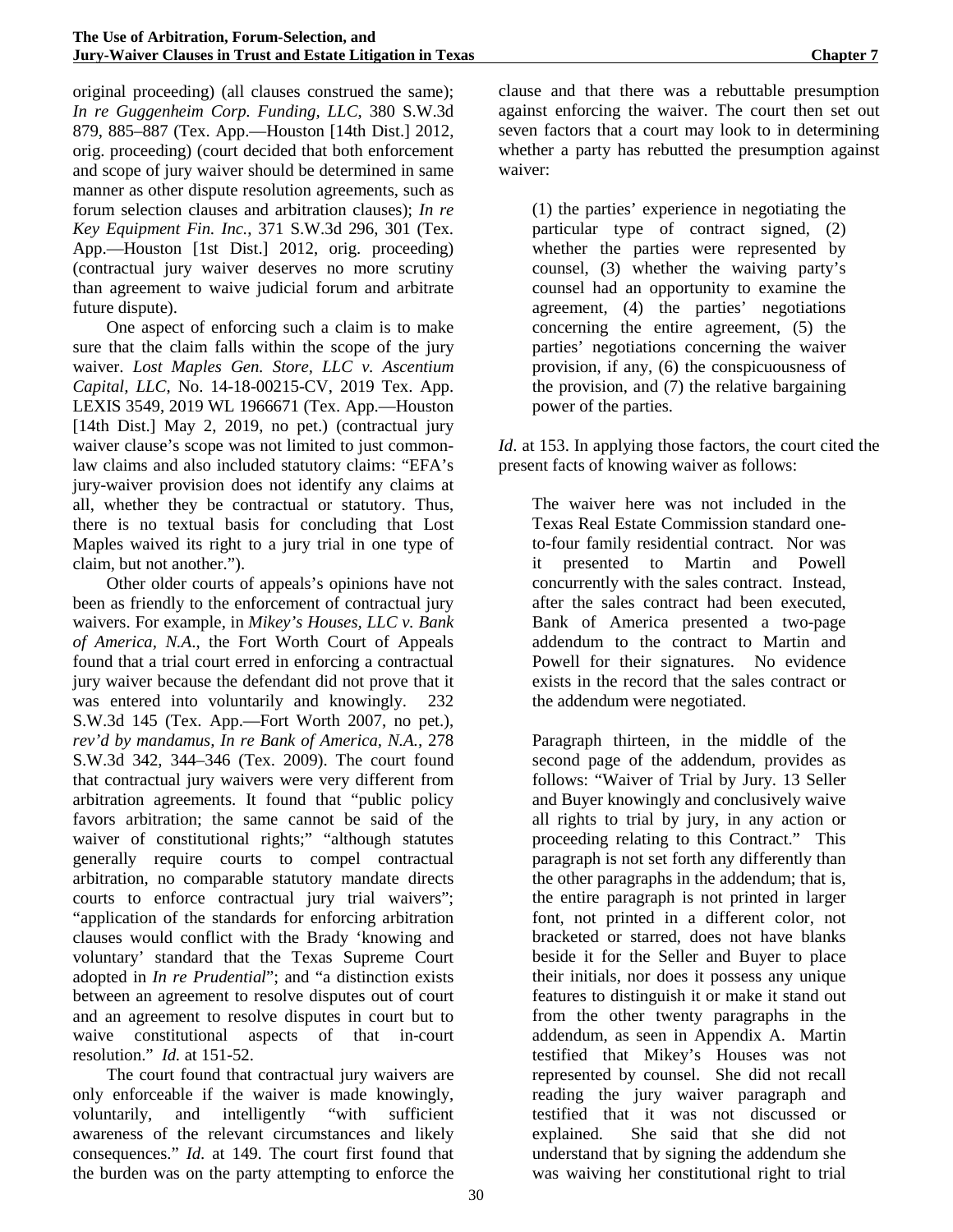original proceeding) (all clauses construed the same); *In re Guggenheim Corp. Funding, LLC*, 380 S.W.3d 879, 885–887 (Tex. App.—Houston [14th Dist.] 2012, orig. proceeding) (court decided that both enforcement and scope of jury waiver should be determined in same manner as other dispute resolution agreements, such as forum selection clauses and arbitration clauses); *In re Key Equipment Fin. Inc.*, 371 S.W.3d 296, 301 (Tex. App.—Houston [1st Dist.] 2012, orig. proceeding) (contractual jury waiver deserves no more scrutiny than agreement to waive judicial forum and arbitrate future dispute).

One aspect of enforcing such a claim is to make sure that the claim falls within the scope of the jury waiver. *Lost Maples Gen. Store, LLC v. Ascentium Capital, LLC*, No. 14-18-00215-CV, 2019 Tex. App. LEXIS 3549, 2019 WL 1966671 (Tex. App.—Houston [14th Dist.] May 2, 2019, no pet.) (contractual jury waiver clause's scope was not limited to just common-law claims and also included statutory claims: "EFA's jury-waiver provision does not identify any claims at all, whether they be contractual or statutory. Thus, there is no textual basis for concluding that Lost Maples waived its right to a jury trial in one type of claim, but not another.").

Other older courts of appeals's opinions have not been as friendly to the enforcement of contractual jury waivers. For example, in *Mikey's Houses, LLC v. Bank of America, N.A.*, the Fort Worth Court of Appeals found that a trial court erred in enforcing a contractual jury waiver because the defendant did not prove that it was entered into voluntarily and knowingly. 232 S.W.3d 145 (Tex. App.—Fort Worth 2007, no pet.), *rev'd by mandamus*, *In re Bank of America, N.A.*, 278 S.W.3d 342, 344–346 (Tex. 2009). The court found that contractual jury waivers were very different from arbitration agreements. It found that "public policy favors arbitration; the same cannot be said of the waiver of constitutional rights;" "although statutes generally require courts to compel contractual arbitration, no comparable statutory mandate directs courts to enforce contractual jury trial waivers"; "application of the standards for enforcing arbitration clauses would conflict with the Brady 'knowing and voluntary' standard that the Texas Supreme Court adopted in *In re Prudential*"; and "a distinction exists between an agreement to resolve disputes out of court and an agreement to resolve disputes in court but to waive constitutional aspects of that in-court resolution." *Id.* at 151-52.

The court found that contractual jury waivers are only enforceable if the waiver is made knowingly, voluntarily, and intelligently "with sufficient awareness of the relevant circumstances and likely consequences." *Id.* at 149. The court first found that the burden was on the party attempting to enforce the clause and that there was a rebuttable presumption against enforcing the waiver. The court then set out seven factors that a court may look to in determining whether a party has rebutted the presumption against waiver:

> (1) the parties' experience in negotiating the particular type of contract signed, (2) whether the parties were represented by counsel, (3) whether the waiving party's counsel had an opportunity to examine the agreement, (4) the parties' negotiations concerning the entire agreement, (5) the parties' negotiations concerning the waiver provision, if any, (6) the conspicuousness of the provision, and (7) the relative bargaining power of the parties.

*Id*. at 153. In applying those factors, the court cited the present facts of knowing waiver as follows:

> The waiver here was not included in the Texas Real Estate Commission standard one-to-four family residential contract. Nor was it presented to Martin and Powell concurrently with the sales contract. Instead, after the sales contract had been executed, Bank of America presented a two-page addendum to the contract to Martin and Powell for their signatures. No evidence exists in the record that the sales contract or the addendum were negotiated.
>
> Paragraph thirteen, in the middle of the second page of the addendum, provides as follows: "Waiver of Trial by Jury. 13 Seller and Buyer knowingly and conclusively waive all rights to trial by jury, in any action or proceeding relating to this Contract." This paragraph is not set forth any differently than the other paragraphs in the addendum; that is, the entire paragraph is not printed in larger font, not printed in a different color, not bracketed or starred, does not have blanks beside it for the Seller and Buyer to place their initials, nor does it possess any unique features to distinguish it or make it stand out from the other twenty paragraphs in the addendum, as seen in Appendix A. Martin testified that Mikey's Houses was not represented by counsel. She did not recall reading the jury waiver paragraph and testified that it was not discussed or explained. She said that she did not understand that by signing the addendum she was waiving her constitutional right to trial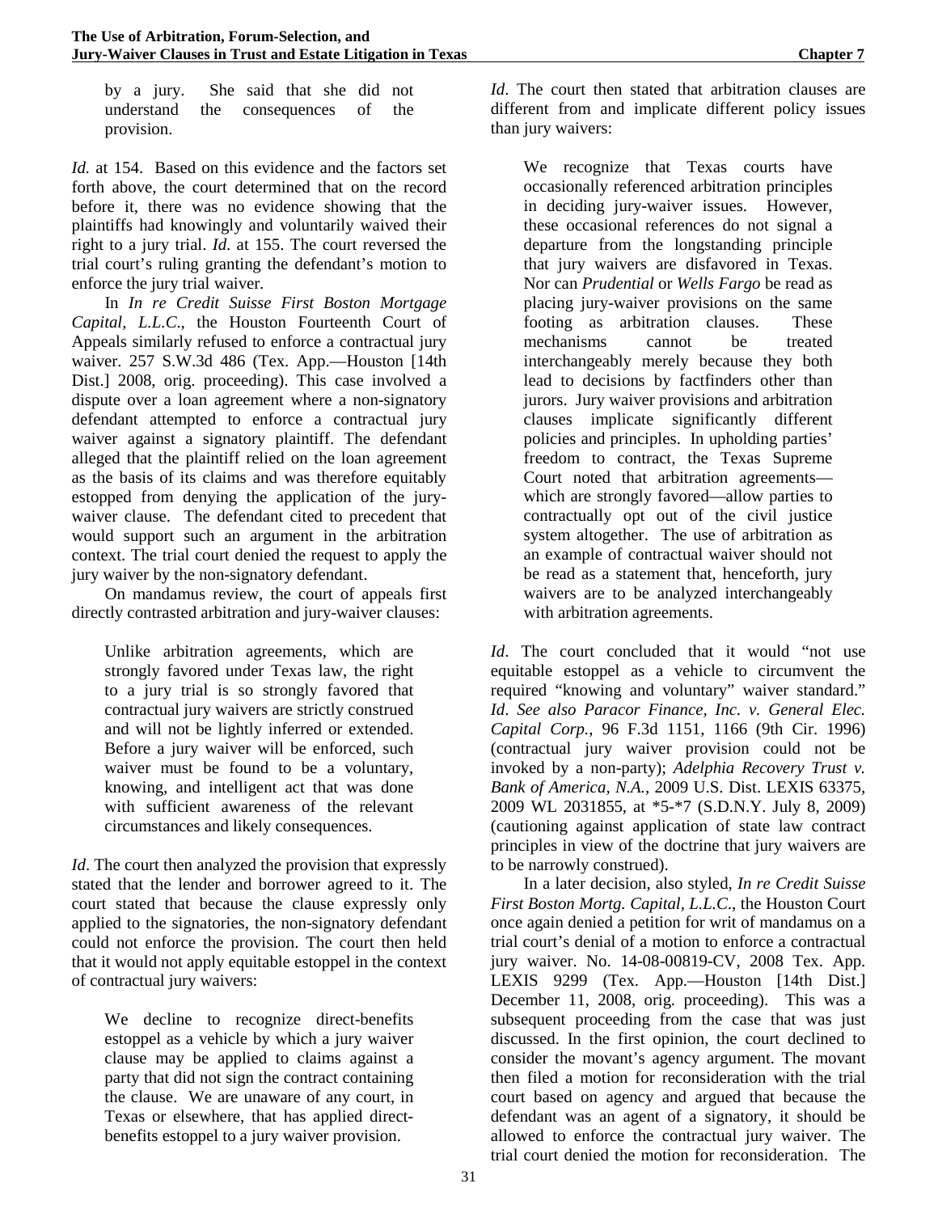> by a jury. She said that she did not understand the consequences of the provision.

*Id.* at 154. Based on this evidence and the factors set forth above, the court determined that on the record before it, there was no evidence showing that the plaintiffs had knowingly and voluntarily waived their right to a jury trial. *Id.* at 155. The court reversed the trial court's ruling granting the defendant's motion to enforce the jury trial waiver.

In *In re Credit Suisse First Boston Mortgage Capital, L.L.C.*, the Houston Fourteenth Court of Appeals similarly refused to enforce a contractual jury waiver. 257 S.W.3d 486 (Tex. App.—Houston [14th Dist.] 2008, orig. proceeding). This case involved a dispute over a loan agreement where a non-signatory defendant attempted to enforce a contractual jury waiver against a signatory plaintiff. The defendant alleged that the plaintiff relied on the loan agreement as the basis of its claims and was therefore equitably estopped from denying the application of the jury-waiver clause. The defendant cited to precedent that would support such an argument in the arbitration context. The trial court denied the request to apply the jury waiver by the non-signatory defendant.

On mandamus review, the court of appeals first directly contrasted arbitration and jury-waiver clauses:

> Unlike arbitration agreements, which are strongly favored under Texas law, the right to a jury trial is so strongly favored that contractual jury waivers are strictly construed and will not be lightly inferred or extended. Before a jury waiver will be enforced, such waiver must be found to be a voluntary, knowing, and intelligent act that was done with sufficient awareness of the relevant circumstances and likely consequences.

*Id*. The court then analyzed the provision that expressly stated that the lender and borrower agreed to it. The court stated that because the clause expressly only applied to the signatories, the non-signatory defendant could not enforce the provision. The court then held that it would not apply equitable estoppel in the context of contractual jury waivers:

> We decline to recognize direct-benefits estoppel as a vehicle by which a jury waiver clause may be applied to claims against a party that did not sign the contract containing the clause. We are unaware of any court, in Texas or elsewhere, that has applied direct-benefits estoppel to a jury waiver provision.

*Id*. The court then stated that arbitration clauses are different from and implicate different policy issues than jury waivers:

> We recognize that Texas courts have occasionally referenced arbitration principles in deciding jury-waiver issues. However, these occasional references do not signal a departure from the longstanding principle that jury waivers are disfavored in Texas. Nor can *Prudential* or *Wells Fargo* be read as placing jury-waiver provisions on the same footing as arbitration clauses. These mechanisms cannot be treated interchangeably merely because they both lead to decisions by factfinders other than jurors. Jury waiver provisions and arbitration clauses implicate significantly different policies and principles. In upholding parties' freedom to contract, the Texas Supreme Court noted that arbitration agreements—which are strongly favored—allow parties to contractually opt out of the civil justice system altogether. The use of arbitration as an example of contractual waiver should not be read as a statement that, henceforth, jury waivers are to be analyzed interchangeably with arbitration agreements.

*Id*. The court concluded that it would "not use equitable estoppel as a vehicle to circumvent the required "knowing and voluntary" waiver standard." *Id*. *See also Paracor Finance, Inc. v. General Elec. Capital Corp.*, 96 F.3d 1151, 1166 (9th Cir. 1996) (contractual jury waiver provision could not be invoked by a non-party); *Adelphia Recovery Trust v. Bank of America, N.A.*, 2009 U.S. Dist. LEXIS 63375, 2009 WL 2031855, at *5-*7 (S.D.N.Y. July 8, 2009) (cautioning against application of state law contract principles in view of the doctrine that jury waivers are to be narrowly construed).

In a later decision, also styled, *In re Credit Suisse First Boston Mortg. Capital, L.L.C.*, the Houston Court once again denied a petition for writ of mandamus on a trial court's denial of a motion to enforce a contractual jury waiver. No. 14-08-00819-CV, 2008 Tex. App. LEXIS 9299 (Tex. App.—Houston [14th Dist.] December 11, 2008, orig. proceeding). This was a subsequent proceeding from the case that was just discussed. In the first opinion, the court declined to consider the movant's agency argument. The movant then filed a motion for reconsideration with the trial court based on agency and argued that because the defendant was an agent of a signatory, it should be allowed to enforce the contractual jury waiver. The trial court denied the motion for reconsideration. The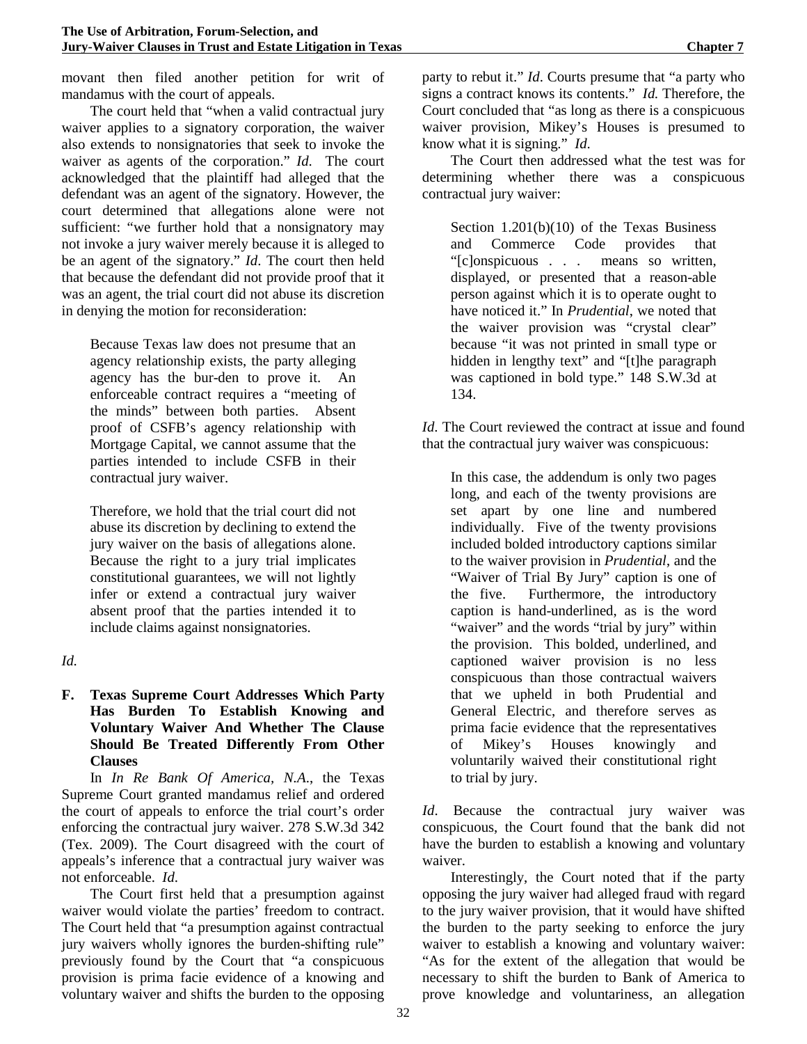movant then filed another petition for writ of mandamus with the court of appeals.

The court held that "when a valid contractual jury waiver applies to a signatory corporation, the waiver also extends to nonsignatories that seek to invoke the waiver as agents of the corporation." *Id*. The court acknowledged that the plaintiff had alleged that the defendant was an agent of the signatory. However, the court determined that allegations alone were not sufficient: "we further hold that a nonsignatory may not invoke a jury waiver merely because it is alleged to be an agent of the signatory." *Id*. The court then held that because the defendant did not provide proof that it was an agent, the trial court did not abuse its discretion in denying the motion for reconsideration:

> Because Texas law does not presume that an agency relationship exists, the party alleging agency has the bur-den to prove it. An enforceable contract requires a "meeting of the minds" between both parties. Absent proof of CSFB's agency relationship with Mortgage Capital, we cannot assume that the parties intended to include CSFB in their contractual jury waiver.
>
> Therefore, we hold that the trial court did not abuse its discretion by declining to extend the jury waiver on the basis of allegations alone. Because the right to a jury trial implicates constitutional guarantees, we will not lightly infer or extend a contractual jury waiver absent proof that the parties intended it to include claims against nonsignatories.

*Id.*

### F. Texas Supreme Court Addresses Which Party Has Burden To Establish Knowing and Voluntary Waiver And Whether The Clause Should Be Treated Differently From Other Clauses

In *In Re Bank Of America, N.A*., the Texas Supreme Court granted mandamus relief and ordered the court of appeals to enforce the trial court's order enforcing the contractual jury waiver. 278 S.W.3d 342 (Tex. 2009). The Court disagreed with the court of appeals's inference that a contractual jury waiver was not enforceable. *Id.*

The Court first held that a presumption against waiver would violate the parties' freedom to contract. The Court held that "a presumption against contractual jury waivers wholly ignores the burden-shifting rule" previously found by the Court that "a conspicuous provision is prima facie evidence of a knowing and voluntary waiver and shifts the burden to the opposing party to rebut it." *Id*. Courts presume that "a party who signs a contract knows its contents." *Id.* Therefore, the Court concluded that "as long as there is a conspicuous waiver provision, Mikey's Houses is presumed to know what it is signing." *Id.*

The Court then addressed what the test was for determining whether there was a conspicuous contractual jury waiver:

> Section 1.201(b)(10) of the Texas Business and Commerce Code provides that "[c]onspicuous . . . means so written, displayed, or presented that a reason-able person against which it is to operate ought to have noticed it." In *Prudential*, we noted that the waiver provision was "crystal clear" because "it was not printed in small type or hidden in lengthy text" and "[t]he paragraph was captioned in bold type." 148 S.W.3d at 134.

*Id*. The Court reviewed the contract at issue and found that the contractual jury waiver was conspicuous:

> In this case, the addendum is only two pages long, and each of the twenty provisions are set apart by one line and numbered individually. Five of the twenty provisions included bolded introductory captions similar to the waiver provision in *Prudential*, and the "Waiver of Trial By Jury" caption is one of the five. Furthermore, the introductory caption is hand-underlined, as is the word "waiver" and the words "trial by jury" within the provision. This bolded, underlined, and captioned waiver provision is no less conspicuous than those contractual waivers that we upheld in both Prudential and General Electric, and therefore serves as prima facie evidence that the representatives of Mikey's Houses knowingly and voluntarily waived their constitutional right to trial by jury.

*Id*. Because the contractual jury waiver was conspicuous, the Court found that the bank did not have the burden to establish a knowing and voluntary waiver.

Interestingly, the Court noted that if the party opposing the jury waiver had alleged fraud with regard to the jury waiver provision, that it would have shifted the burden to the party seeking to enforce the jury waiver to establish a knowing and voluntary waiver: "As for the extent of the allegation that would be necessary to shift the burden to Bank of America to prove knowledge and voluntariness, an allegation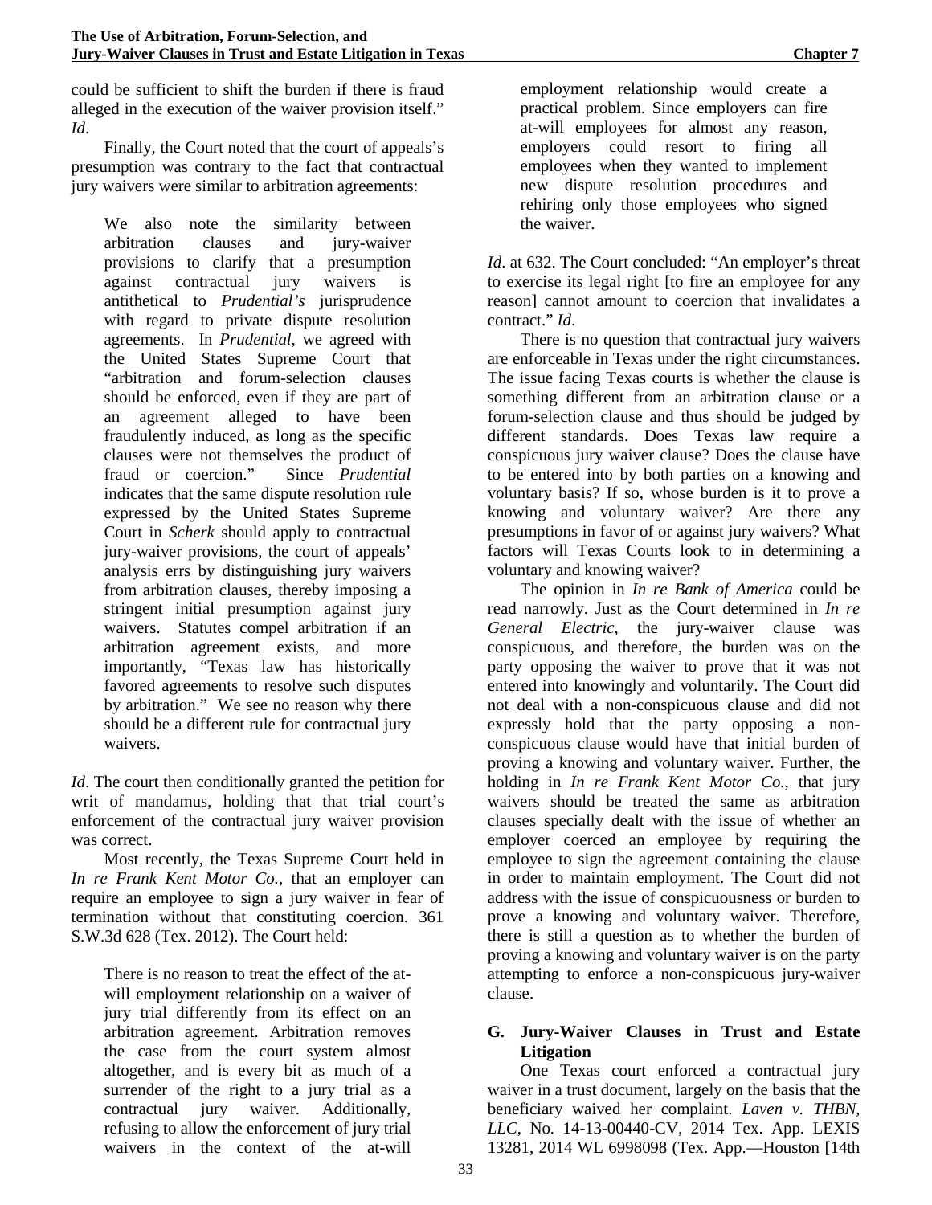could be sufficient to shift the burden if there is fraud alleged in the execution of the waiver provision itself." *Id*.

Finally, the Court noted that the court of appeals's presumption was contrary to the fact that contractual jury waivers were similar to arbitration agreements:

> We also note the similarity between arbitration clauses and jury-waiver provisions to clarify that a presumption against contractual jury waivers is antithetical to *Prudential's* jurisprudence with regard to private dispute resolution agreements. In *Prudential*, we agreed with the United States Supreme Court that "arbitration and forum-selection clauses should be enforced, even if they are part of an agreement alleged to have been fraudulently induced, as long as the specific clauses were not themselves the product of fraud or coercion." Since *Prudential* indicates that the same dispute resolution rule expressed by the United States Supreme Court in *Scherk* should apply to contractual jury-waiver provisions, the court of appeals' analysis errs by distinguishing jury waivers from arbitration clauses, thereby imposing a stringent initial presumption against jury waivers. Statutes compel arbitration if an arbitration agreement exists, and more importantly, "Texas law has historically favored agreements to resolve such disputes by arbitration." We see no reason why there should be a different rule for contractual jury waivers.

*Id*. The court then conditionally granted the petition for writ of mandamus, holding that that trial court's enforcement of the contractual jury waiver provision was correct.

Most recently, the Texas Supreme Court held in *In re Frank Kent Motor Co.*, that an employer can require an employee to sign a jury waiver in fear of termination without that constituting coercion. 361 S.W.3d 628 (Tex. 2012). The Court held:

> There is no reason to treat the effect of the at-will employment relationship on a waiver of jury trial differently from its effect on an arbitration agreement. Arbitration removes the case from the court system almost altogether, and is every bit as much of a surrender of the right to a jury trial as a contractual jury waiver. Additionally, refusing to allow the enforcement of jury trial waivers in the context of the at-will employment relationship would create a practical problem. Since employers can fire at-will employees for almost any reason, employers could resort to firing all employees when they wanted to implement new dispute resolution procedures and rehiring only those employees who signed the waiver.

*Id*. at 632. The Court concluded: "An employer's threat to exercise its legal right [to fire an employee for any reason] cannot amount to coercion that invalidates a contract." *Id*.

There is no question that contractual jury waivers are enforceable in Texas under the right circumstances. The issue facing Texas courts is whether the clause is something different from an arbitration clause or a forum-selection clause and thus should be judged by different standards. Does Texas law require a conspicuous jury waiver clause? Does the clause have to be entered into by both parties on a knowing and voluntary basis? If so, whose burden is it to prove a knowing and voluntary waiver? Are there any presumptions in favor of or against jury waivers? What factors will Texas Courts look to in determining a voluntary and knowing waiver?

The opinion in *In re Bank of America* could be read narrowly. Just as the Court determined in *In re General Electric*, the jury-waiver clause was conspicuous, and therefore, the burden was on the party opposing the waiver to prove that it was not entered into knowingly and voluntarily. The Court did not deal with a non-conspicuous clause and did not expressly hold that the party opposing a non-conspicuous clause would have that initial burden of proving a knowing and voluntary waiver. Further, the holding in *In re Frank Kent Motor Co.*, that jury waivers should be treated the same as arbitration clauses specially dealt with the issue of whether an employer coerced an employee by requiring the employee to sign the agreement containing the clause in order to maintain employment. The Court did not address with the issue of conspicuousness or burden to prove a knowing and voluntary waiver. Therefore, there is still a question as to whether the burden of proving a knowing and voluntary waiver is on the party attempting to enforce a non-conspicuous jury-waiver clause.

### G. Jury-Waiver Clauses in Trust and Estate Litigation

One Texas court enforced a contractual jury waiver in a trust document, largely on the basis that the beneficiary waived her complaint. *Laven v. THBN, LLC*, No. 14-13-00440-CV, 2014 Tex. App. LEXIS 13281, 2014 WL 6998098 (Tex. App.—Houston [14th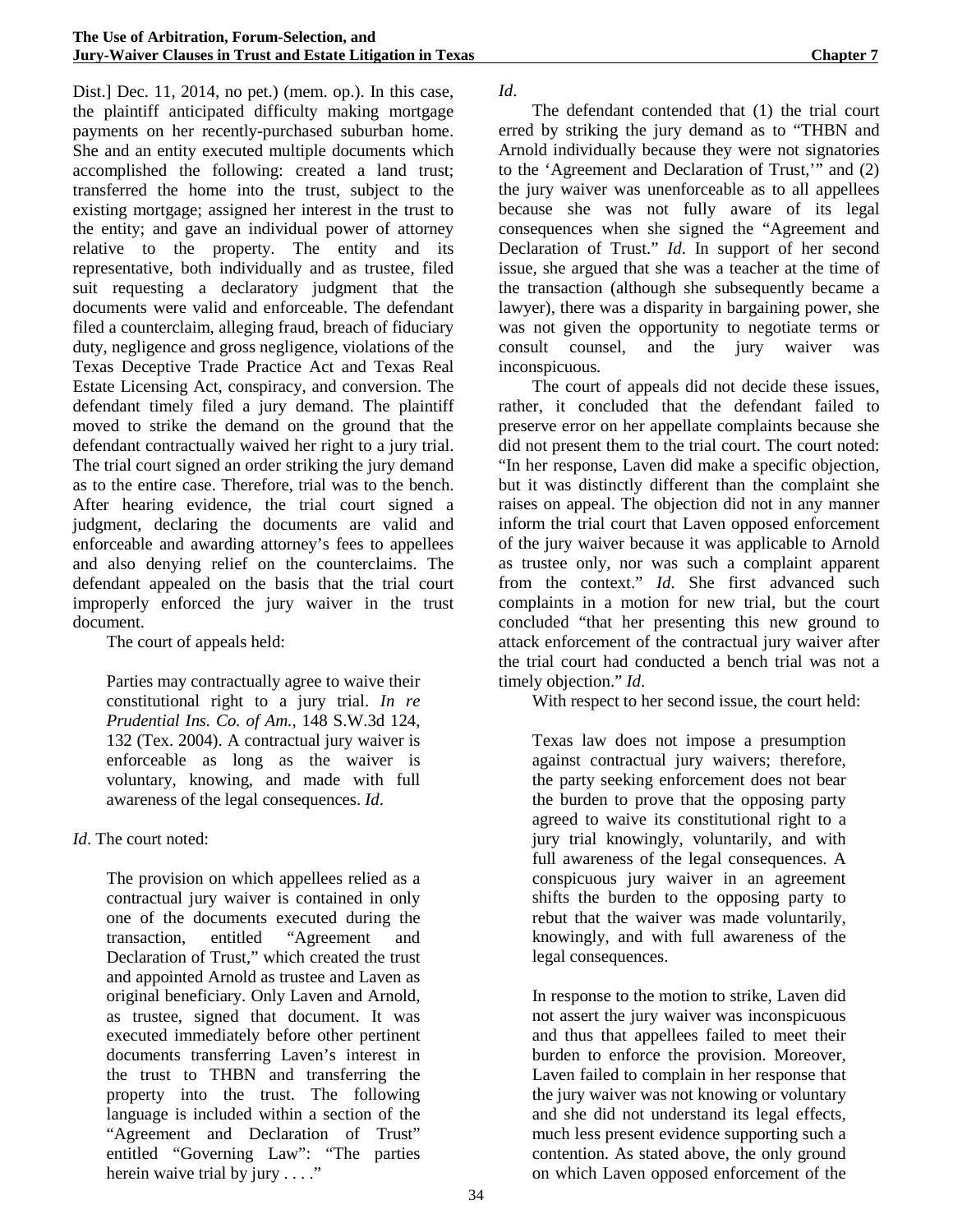Dist.] Dec. 11, 2014, no pet.) (mem. op.). In this case, the plaintiff anticipated difficulty making mortgage payments on her recently-purchased suburban home. She and an entity executed multiple documents which accomplished the following: created a land trust; transferred the home into the trust, subject to the existing mortgage; assigned her interest in the trust to the entity; and gave an individual power of attorney relative to the property. The entity and its representative, both individually and as trustee, filed suit requesting a declaratory judgment that the documents were valid and enforceable. The defendant filed a counterclaim, alleging fraud, breach of fiduciary duty, negligence and gross negligence, violations of the Texas Deceptive Trade Practice Act and Texas Real Estate Licensing Act, conspiracy, and conversion. The defendant timely filed a jury demand. The plaintiff moved to strike the demand on the ground that the defendant contractually waived her right to a jury trial. The trial court signed an order striking the jury demand as to the entire case. Therefore, trial was to the bench. After hearing evidence, the trial court signed a judgment, declaring the documents are valid and enforceable and awarding attorney's fees to appellees and also denying relief on the counterclaims. The defendant appealed on the basis that the trial court improperly enforced the jury waiver in the trust document.

The court of appeals held:

> Parties may contractually agree to waive their constitutional right to a jury trial. *In re Prudential Ins. Co. of Am.*, 148 S.W.3d 124, 132 (Tex. 2004). A contractual jury waiver is enforceable as long as the waiver is voluntary, knowing, and made with full awareness of the legal consequences. *Id*.

*Id*. The court noted:

> The provision on which appellees relied as a contractual jury waiver is contained in only one of the documents executed during the transaction, entitled "Agreement and Declaration of Trust," which created the trust and appointed Arnold as trustee and Laven as original beneficiary. Only Laven and Arnold, as trustee, signed that document. It was executed immediately before other pertinent documents transferring Laven's interest in the trust to THBN and transferring the property into the trust. The following language is included within a section of the "Agreement and Declaration of Trust" entitled "Governing Law": "The parties herein waive trial by jury . . . ."

*Id*.

The defendant contended that (1) the trial court erred by striking the jury demand as to "THBN and Arnold individually because they were not signatories to the 'Agreement and Declaration of Trust,'" and (2) the jury waiver was unenforceable as to all appellees because she was not fully aware of its legal consequences when she signed the "Agreement and Declaration of Trust." *Id*. In support of her second issue, she argued that she was a teacher at the time of the transaction (although she subsequently became a lawyer), there was a disparity in bargaining power, she was not given the opportunity to negotiate terms or consult counsel, and the jury waiver was inconspicuous.

The court of appeals did not decide these issues, rather, it concluded that the defendant failed to preserve error on her appellate complaints because she did not present them to the trial court. The court noted: "In her response, Laven did make a specific objection, but it was distinctly different than the complaint she raises on appeal. The objection did not in any manner inform the trial court that Laven opposed enforcement of the jury waiver because it was applicable to Arnold as trustee only, nor was such a complaint apparent from the context." *Id*. She first advanced such complaints in a motion for new trial, but the court concluded "that her presenting this new ground to attack enforcement of the contractual jury waiver after the trial court had conducted a bench trial was not a timely objection." *Id*.

With respect to her second issue, the court held:

> Texas law does not impose a presumption against contractual jury waivers; therefore, the party seeking enforcement does not bear the burden to prove that the opposing party agreed to waive its constitutional right to a jury trial knowingly, voluntarily, and with full awareness of the legal consequences. A conspicuous jury waiver in an agreement shifts the burden to the opposing party to rebut that the waiver was made voluntarily, knowingly, and with full awareness of the legal consequences.
>
> In response to the motion to strike, Laven did not assert the jury waiver was inconspicuous and thus that appellees failed to meet their burden to enforce the provision. Moreover, Laven failed to complain in her response that the jury waiver was not knowing or voluntary and she did not understand its legal effects, much less present evidence supporting such a contention. As stated above, the only ground on which Laven opposed enforcement of the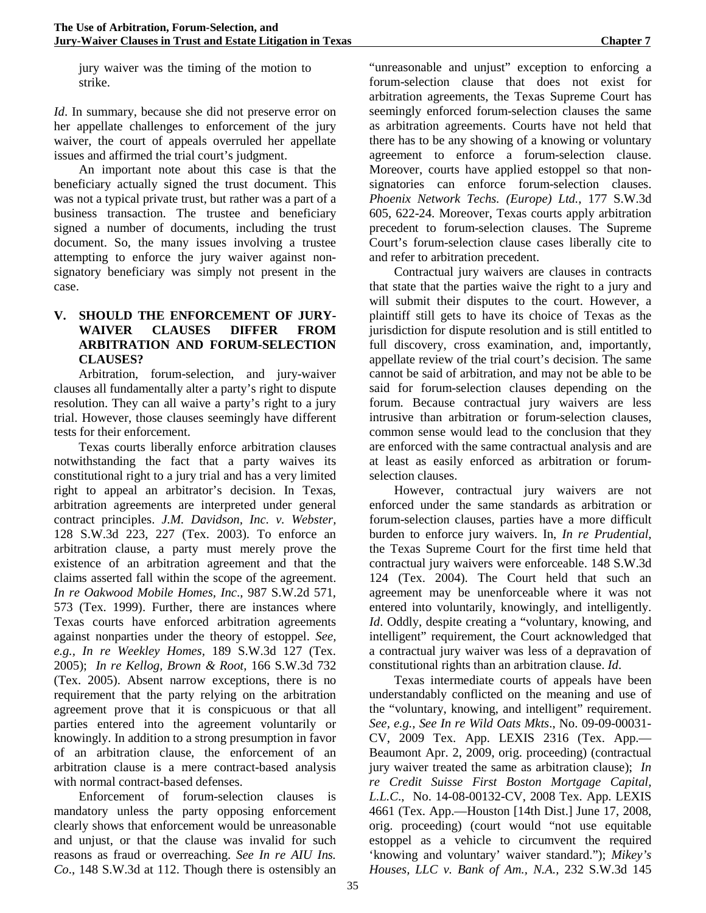jury waiver was the timing of the motion to strike.

*Id*. In summary, because she did not preserve error on her appellate challenges to enforcement of the jury waiver, the court of appeals overruled her appellate issues and affirmed the trial court's judgment.

An important note about this case is that the beneficiary actually signed the trust document. This was not a typical private trust, but rather was a part of a business transaction. The trustee and beneficiary signed a number of documents, including the trust document. So, the many issues involving a trustee attempting to enforce the jury waiver against non-signatory beneficiary was simply not present in the case.

## V. SHOULD THE ENFORCEMENT OF JURY-WAIVER CLAUSES DIFFER FROM ARBITRATION AND FORUM-SELECTION CLAUSES?

Arbitration, forum-selection, and jury-waiver clauses all fundamentally alter a party's right to dispute resolution. They can all waive a party's right to a jury trial. However, those clauses seemingly have different tests for their enforcement.

Texas courts liberally enforce arbitration clauses notwithstanding the fact that a party waives its constitutional right to a jury trial and has a very limited right to appeal an arbitrator's decision. In Texas, arbitration agreements are interpreted under general contract principles. *J.M. Davidson, Inc. v. Webster,* 128 S.W.3d 223, 227 (Tex. 2003). To enforce an arbitration clause, a party must merely prove the existence of an arbitration agreement and that the claims asserted fall within the scope of the agreement. *In re Oakwood Mobile Homes, Inc*., 987 S.W.2d 571, 573 (Tex. 1999). Further, there are instances where Texas courts have enforced arbitration agreements against nonparties under the theory of estoppel. *See, e.g., In re Weekley Homes*, 189 S.W.3d 127 (Tex. 2005); *In re Kellog, Brown & Root*, 166 S.W.3d 732 (Tex. 2005). Absent narrow exceptions, there is no requirement that the party relying on the arbitration agreement prove that it is conspicuous or that all parties entered into the agreement voluntarily or knowingly. In addition to a strong presumption in favor of an arbitration clause, the enforcement of an arbitration clause is a mere contract-based analysis with normal contract-based defenses.

Enforcement of forum-selection clauses is mandatory unless the party opposing enforcement clearly shows that enforcement would be unreasonable and unjust, or that the clause was invalid for such reasons as fraud or overreaching. *See In re AIU Ins. Co*., 148 S.W.3d at 112. Though there is ostensibly an "unreasonable and unjust" exception to enforcing a forum-selection clause that does not exist for arbitration agreements, the Texas Supreme Court has seemingly enforced forum-selection clauses the same as arbitration agreements. Courts have not held that there has to be any showing of a knowing or voluntary agreement to enforce a forum-selection clause. Moreover, courts have applied estoppel so that non-signatories can enforce forum-selection clauses. *Phoenix Network Techs. (Europe) Ltd.*, 177 S.W.3d 605, 622-24. Moreover, Texas courts apply arbitration precedent to forum-selection clauses. The Supreme Court's forum-selection clause cases liberally cite to and refer to arbitration precedent.

Contractual jury waivers are clauses in contracts that state that the parties waive the right to a jury and will submit their disputes to the court. However, a plaintiff still gets to have its choice of Texas as the jurisdiction for dispute resolution and is still entitled to full discovery, cross examination, and, importantly, appellate review of the trial court's decision. The same cannot be said of arbitration, and may not be able to be said for forum-selection clauses depending on the forum. Because contractual jury waivers are less intrusive than arbitration or forum-selection clauses, common sense would lead to the conclusion that they are enforced with the same contractual analysis and are at least as easily enforced as arbitration or forum-selection clauses.

However, contractual jury waivers are not enforced under the same standards as arbitration or forum-selection clauses, parties have a more difficult burden to enforce jury waivers. In, *In re Prudential*, the Texas Supreme Court for the first time held that contractual jury waivers were enforceable. 148 S.W.3d 124 (Tex. 2004). The Court held that such an agreement may be unenforceable where it was not entered into voluntarily, knowingly, and intelligently. *Id*. Oddly, despite creating a "voluntary, knowing, and intelligent" requirement, the Court acknowledged that a contractual jury waiver was less of a depravation of constitutional rights than an arbitration clause. *Id*.

Texas intermediate courts of appeals have been understandably conflicted on the meaning and use of the "voluntary, knowing, and intelligent" requirement. *See, e.g., See In re Wild Oats Mkts*., No. 09-09-00031-CV, 2009 Tex. App. LEXIS 2316 (Tex. App.—Beaumont Apr. 2, 2009, orig. proceeding) (contractual jury waiver treated the same as arbitration clause); *In re Credit Suisse First Boston Mortgage Capital, L.L.C*., No. 14-08-00132-CV, 2008 Tex. App. LEXIS 4661 (Tex. App.—Houston [14th Dist.] June 17, 2008, orig. proceeding) (court would "not use equitable estoppel as a vehicle to circumvent the required 'knowing and voluntary' waiver standard."); *Mikey's Houses, LLC v. Bank of Am., N.A.,* 232 S.W.3d 145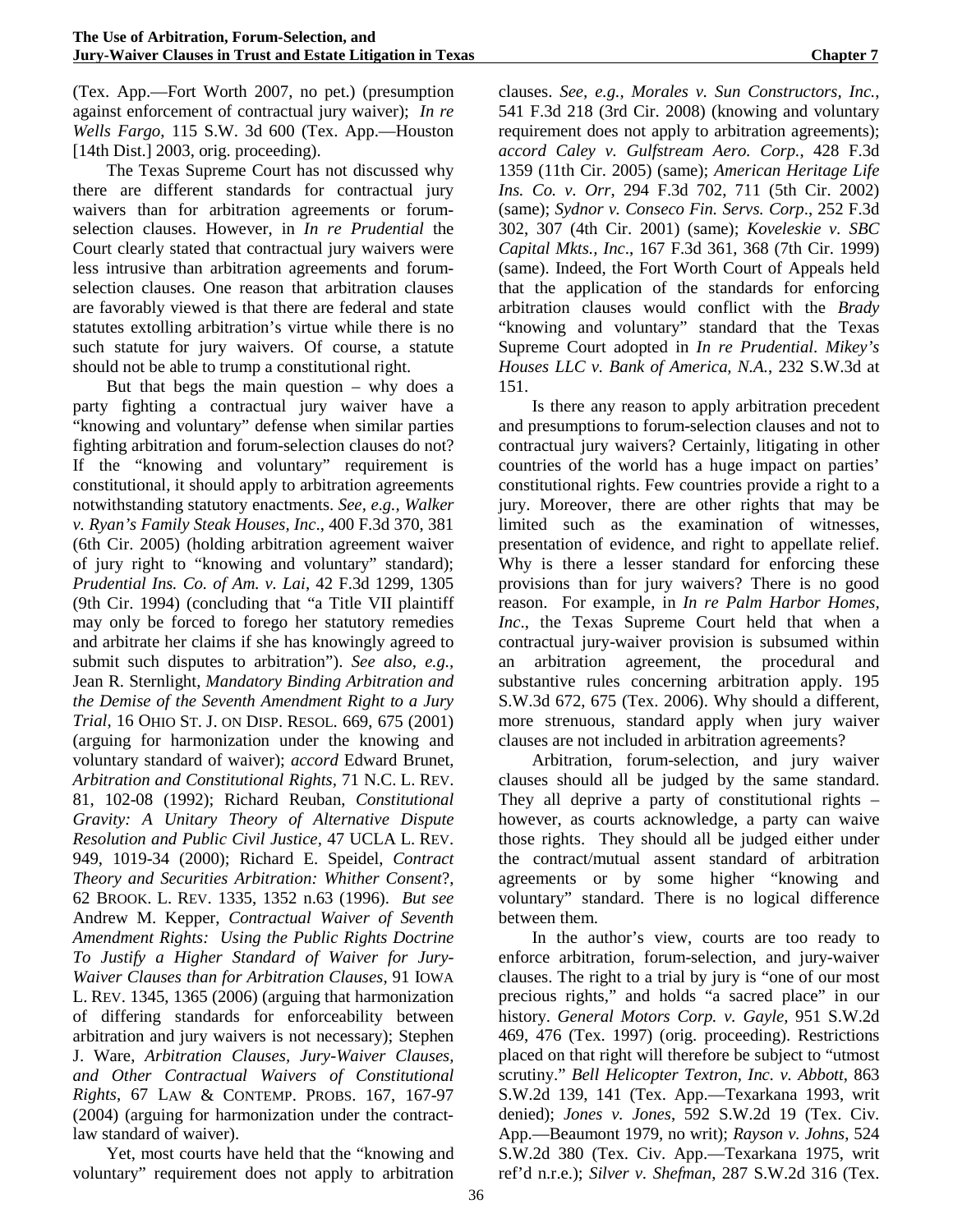(Tex. App.—Fort Worth 2007, no pet.) (presumption against enforcement of contractual jury waiver); *In re Wells Fargo*, 115 S.W. 3d 600 (Tex. App.—Houston [14th Dist.] 2003, orig. proceeding).

The Texas Supreme Court has not discussed why there are different standards for contractual jury waivers than for arbitration agreements or forum-selection clauses. However, in *In re Prudential* the Court clearly stated that contractual jury waivers were less intrusive than arbitration agreements and forum-selection clauses. One reason that arbitration clauses are favorably viewed is that there are federal and state statutes extolling arbitration's virtue while there is no such statute for jury waivers. Of course, a statute should not be able to trump a constitutional right.

But that begs the main question – why does a party fighting a contractual jury waiver have a "knowing and voluntary" defense when similar parties fighting arbitration and forum-selection clauses do not? If the "knowing and voluntary" requirement is constitutional, it should apply to arbitration agreements notwithstanding statutory enactments. *See, e.g., Walker v. Ryan's Family Steak Houses, Inc*., 400 F.3d 370, 381 (6th Cir. 2005) (holding arbitration agreement waiver of jury right to "knowing and voluntary" standard); *Prudential Ins. Co. of Am. v. Lai*, 42 F.3d 1299, 1305 (9th Cir. 1994) (concluding that "a Title VII plaintiff may only be forced to forego her statutory remedies and arbitrate her claims if she has knowingly agreed to submit such disputes to arbitration"). *See also, e.g.*, Jean R. Sternlight, *Mandatory Binding Arbitration and the Demise of the Seventh Amendment Right to a Jury Trial*, 16 OHIO ST. J. ON DISP. RESOL. 669, 675 (2001) (arguing for harmonization under the knowing and voluntary standard of waiver); *accord* Edward Brunet, *Arbitration and Constitutional Rights*, 71 N.C. L. REV. 81, 102-08 (1992); Richard Reuban, *Constitutional Gravity: A Unitary Theory of Alternative Dispute Resolution and Public Civil Justice*, 47 UCLA L. REV. 949, 1019-34 (2000); Richard E. Speidel, *Contract Theory and Securities Arbitration: Whither Consent*?, 62 BROOK. L. REV. 1335, 1352 n.63 (1996). *But see* Andrew M. Kepper, *Contractual Waiver of Seventh Amendment Rights: Using the Public Rights Doctrine To Justify a Higher Standard of Waiver for Jury-Waiver Clauses than for Arbitration Clauses*, 91 IOWA L. REV. 1345, 1365 (2006) (arguing that harmonization of differing standards for enforceability between arbitration and jury waivers is not necessary); Stephen J. Ware, *Arbitration Clauses, Jury-Waiver Clauses, and Other Contractual Waivers of Constitutional Rights*, 67 LAW & CONTEMP. PROBS. 167, 167-97 (2004) (arguing for harmonization under the contract-law standard of waiver).

Yet, most courts have held that the "knowing and voluntary" requirement does not apply to arbitration clauses. *See, e.g., Morales v. Sun Constructors, Inc.*, 541 F.3d 218 (3rd Cir. 2008) (knowing and voluntary requirement does not apply to arbitration agreements); *accord Caley v. Gulfstream Aero. Corp.*, 428 F.3d 1359 (11th Cir. 2005) (same); *American Heritage Life Ins. Co. v. Orr*, 294 F.3d 702, 711 (5th Cir. 2002) (same); *Sydnor v. Conseco Fin. Servs. Corp*., 252 F.3d 302, 307 (4th Cir. 2001) (same); *Koveleskie v. SBC Capital Mkts., Inc*., 167 F.3d 361, 368 (7th Cir. 1999) (same). Indeed, the Fort Worth Court of Appeals held that the application of the standards for enforcing arbitration clauses would conflict with the *Brady* "knowing and voluntary" standard that the Texas Supreme Court adopted in *In re Prudential*. *Mikey's Houses LLC v. Bank of America, N.A.*, 232 S.W.3d at 151.

Is there any reason to apply arbitration precedent and presumptions to forum-selection clauses and not to contractual jury waivers? Certainly, litigating in other countries of the world has a huge impact on parties' constitutional rights. Few countries provide a right to a jury. Moreover, there are other rights that may be limited such as the examination of witnesses, presentation of evidence, and right to appellate relief. Why is there a lesser standard for enforcing these provisions than for jury waivers? There is no good reason. For example, in *In re Palm Harbor Homes, Inc*., the Texas Supreme Court held that when a contractual jury-waiver provision is subsumed within an arbitration agreement, the procedural and substantive rules concerning arbitration apply. 195 S.W.3d 672, 675 (Tex. 2006). Why should a different, more strenuous, standard apply when jury waiver clauses are not included in arbitration agreements?

Arbitration, forum-selection, and jury waiver clauses should all be judged by the same standard. They all deprive a party of constitutional rights – however, as courts acknowledge, a party can waive those rights. They should all be judged either under the contract/mutual assent standard of arbitration agreements or by some higher "knowing and voluntary" standard. There is no logical difference between them.

In the author's view, courts are too ready to enforce arbitration, forum-selection, and jury-waiver clauses. The right to a trial by jury is "one of our most precious rights," and holds "a sacred place" in our history. *General Motors Corp. v. Gayle*, 951 S.W.2d 469, 476 (Tex. 1997) (orig. proceeding). Restrictions placed on that right will therefore be subject to "utmost scrutiny." *Bell Helicopter Textron, Inc. v. Abbott*, 863 S.W.2d 139, 141 (Tex. App.—Texarkana 1993, writ denied); *Jones v. Jones*, 592 S.W.2d 19 (Tex. Civ. App.—Beaumont 1979, no writ); *Rayson v. Johns*, 524 S.W.2d 380 (Tex. Civ. App.—Texarkana 1975, writ ref'd n.r.e.); *Silver v. Shefman*, 287 S.W.2d 316 (Tex.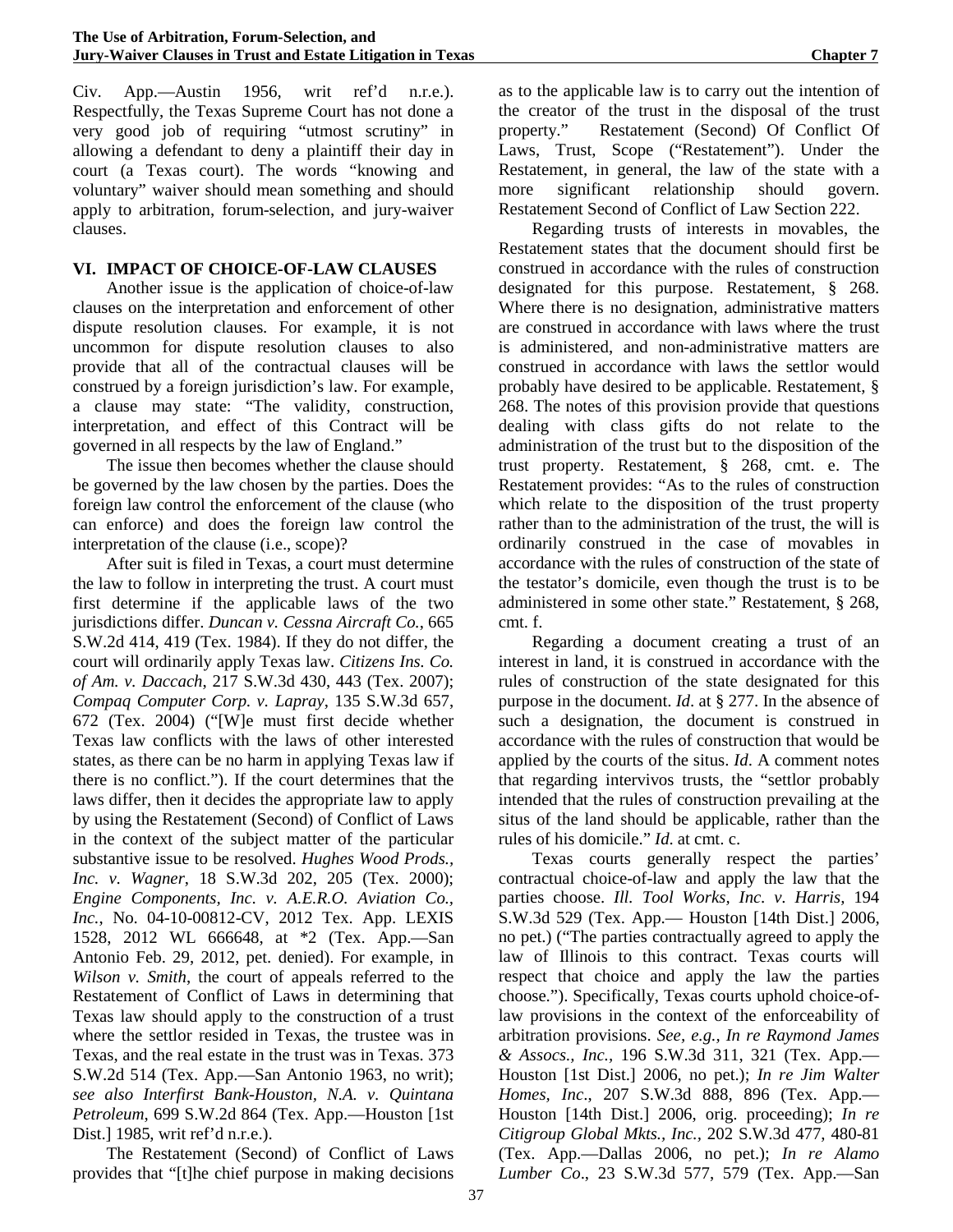Civ. App.—Austin 1956, writ ref'd n.r.e.). Respectfully, the Texas Supreme Court has not done a very good job of requiring "utmost scrutiny" in allowing a defendant to deny a plaintiff their day in court (a Texas court). The words "knowing and voluntary" waiver should mean something and should apply to arbitration, forum-selection, and jury-waiver clauses.

## VI. IMPACT OF CHOICE-OF-LAW CLAUSES

Another issue is the application of choice-of-law clauses on the interpretation and enforcement of other dispute resolution clauses. For example, it is not uncommon for dispute resolution clauses to also provide that all of the contractual clauses will be construed by a foreign jurisdiction's law. For example, a clause may state: "The validity, construction, interpretation, and effect of this Contract will be governed in all respects by the law of England."

The issue then becomes whether the clause should be governed by the law chosen by the parties. Does the foreign law control the enforcement of the clause (who can enforce) and does the foreign law control the interpretation of the clause (i.e., scope)?

After suit is filed in Texas, a court must determine the law to follow in interpreting the trust. A court must first determine if the applicable laws of the two jurisdictions differ. *Duncan v. Cessna Aircraft Co.*, 665 S.W.2d 414, 419 (Tex. 1984). If they do not differ, the court will ordinarily apply Texas law. *Citizens Ins. Co. of Am. v. Daccach*, 217 S.W.3d 430, 443 (Tex. 2007); *Compaq Computer Corp. v. Lapray*, 135 S.W.3d 657, 672 (Tex. 2004) ("[W]e must first decide whether Texas law conflicts with the laws of other interested states, as there can be no harm in applying Texas law if there is no conflict."). If the court determines that the laws differ, then it decides the appropriate law to apply by using the Restatement (Second) of Conflict of Laws in the context of the subject matter of the particular substantive issue to be resolved. *Hughes Wood Prods., Inc. v. Wagner*, 18 S.W.3d 202, 205 (Tex. 2000); *Engine Components, Inc. v. A.E.R.O. Aviation Co., Inc.*, No. 04-10-00812-CV, 2012 Tex. App. LEXIS 1528, 2012 WL 666648, at *2 (Tex. App.—San Antonio Feb. 29, 2012, pet. denied). For example, in *Wilson v. Smith*, the court of appeals referred to the Restatement of Conflict of Laws in determining that Texas law should apply to the construction of a trust where the settlor resided in Texas, the trustee was in Texas, and the real estate in the trust was in Texas. 373 S.W.2d 514 (Tex. App.—San Antonio 1963, no writ); *see also Interfirst Bank-Houston, N.A. v. Quintana Petroleum*, 699 S.W.2d 864 (Tex. App.—Houston [1st Dist.] 1985, writ ref'd n.r.e.).

The Restatement (Second) of Conflict of Laws provides that "[t]he chief purpose in making decisions as to the applicable law is to carry out the intention of the creator of the trust in the disposal of the trust property." Restatement (Second) Of Conflict Of Laws, Trust, Scope ("Restatement"). Under the Restatement, in general, the law of the state with a more significant relationship should govern. Restatement Second of Conflict of Law Section 222.

Regarding trusts of interests in movables, the Restatement states that the document should first be construed in accordance with the rules of construction designated for this purpose. Restatement, § 268. Where there is no designation, administrative matters are construed in accordance with laws where the trust is administered, and non-administrative matters are construed in accordance with laws the settlor would probably have desired to be applicable. Restatement, § 268. The notes of this provision provide that questions dealing with class gifts do not relate to the administration of the trust but to the disposition of the trust property. Restatement, § 268, cmt. e. The Restatement provides: "As to the rules of construction which relate to the disposition of the trust property rather than to the administration of the trust, the will is ordinarily construed in the case of movables in accordance with the rules of construction of the state of the testator's domicile, even though the trust is to be administered in some other state." Restatement, § 268, cmt. f.

Regarding a document creating a trust of an interest in land, it is construed in accordance with the rules of construction of the state designated for this purpose in the document. *Id*. at § 277. In the absence of such a designation, the document is construed in accordance with the rules of construction that would be applied by the courts of the situs. *Id*. A comment notes that regarding intervivos trusts, the "settlor probably intended that the rules of construction prevailing at the situs of the land should be applicable, rather than the rules of his domicile." *Id*. at cmt. c.

Texas courts generally respect the parties' contractual choice-of-law and apply the law that the parties choose. *Ill. Tool Works, Inc. v. Harris*, 194 S.W.3d 529 (Tex. App.— Houston [14th Dist.] 2006, no pet.) ("The parties contractually agreed to apply the law of Illinois to this contract. Texas courts will respect that choice and apply the law the parties choose."). Specifically, Texas courts uphold choice-of-law provisions in the context of the enforceability of arbitration provisions. *See, e.g., In re Raymond James & Assocs., Inc.*, 196 S.W.3d 311, 321 (Tex. App.—Houston [1st Dist.] 2006, no pet.); *In re Jim Walter Homes, Inc*., 207 S.W.3d 888, 896 (Tex. App.—Houston [14th Dist.] 2006, orig. proceeding); *In re Citigroup Global Mkts., Inc.*, 202 S.W.3d 477, 480-81 (Tex. App.—Dallas 2006, no pet.); *In re Alamo Lumber Co*., 23 S.W.3d 577, 579 (Tex. App.—San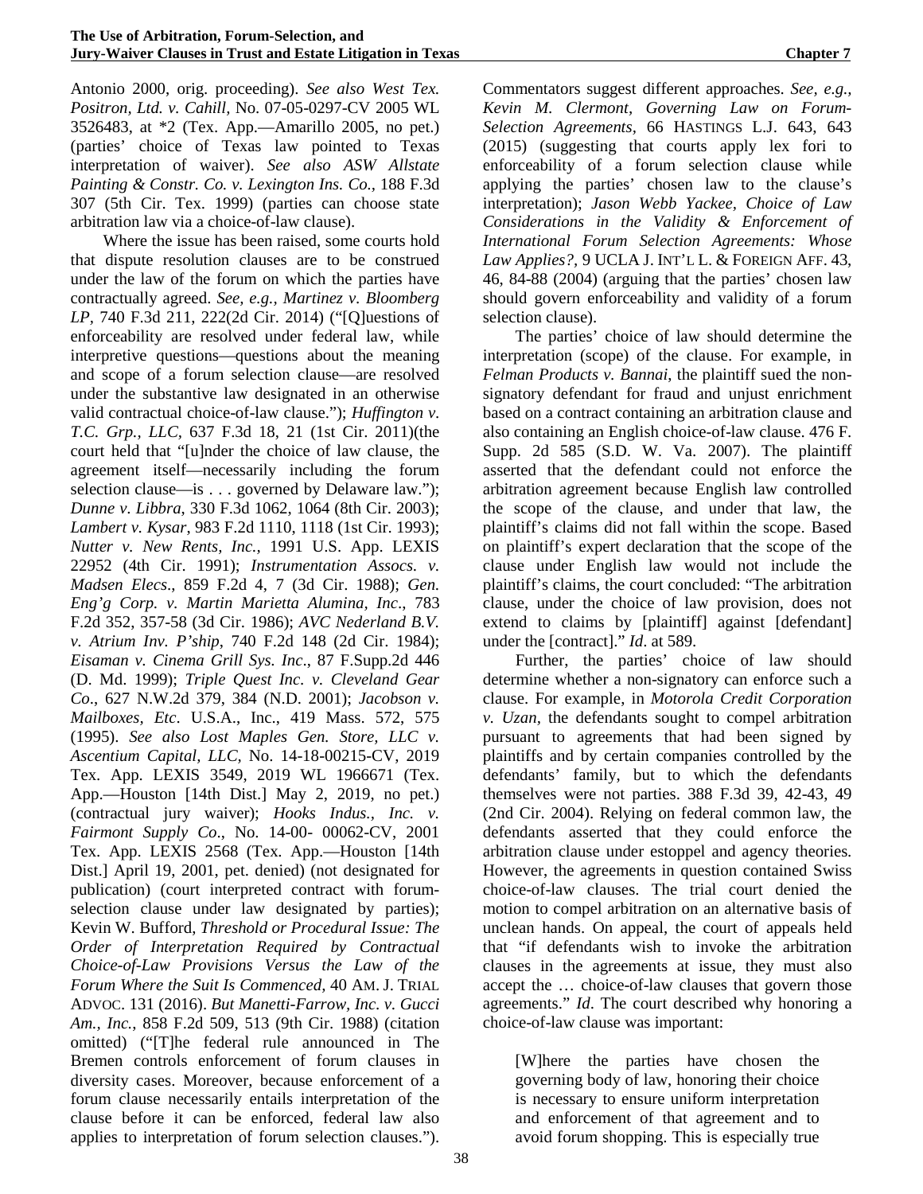Antonio 2000, orig. proceeding). *See also West Tex. Positron, Ltd. v. Cahill*, No. 07-05-0297-CV 2005 WL 3526483, at *2 (Tex. App.—Amarillo 2005, no pet.) (parties' choice of Texas law pointed to Texas interpretation of waiver). *See also ASW Allstate Painting & Constr. Co. v. Lexington Ins. Co.*, 188 F.3d 307 (5th Cir. Tex. 1999) (parties can choose state arbitration law via a choice-of-law clause).

Where the issue has been raised, some courts hold that dispute resolution clauses are to be construed under the law of the forum on which the parties have contractually agreed. *See, e.g., Martinez v. Bloomberg LP*, 740 F.3d 211, 222(2d Cir. 2014) ("[Q]uestions of enforceability are resolved under federal law, while interpretive questions—questions about the meaning and scope of a forum selection clause—are resolved under the substantive law designated in an otherwise valid contractual choice-of-law clause."); *Huffington v. T.C. Grp., LLC*, 637 F.3d 18, 21 (1st Cir. 2011)(the court held that "[u]nder the choice of law clause, the agreement itself—necessarily including the forum selection clause—is . . . governed by Delaware law."); *Dunne v. Libbra*, 330 F.3d 1062, 1064 (8th Cir. 2003); *Lambert v. Kysar*, 983 F.2d 1110, 1118 (1st Cir. 1993); *Nutter v. New Rents, Inc.*, 1991 U.S. App. LEXIS 22952 (4th Cir. 1991); *Instrumentation Assocs. v. Madsen Elecs*., 859 F.2d 4, 7 (3d Cir. 1988); *Gen. Eng'g Corp. v. Martin Marietta Alumina, Inc*., 783 F.2d 352, 357-58 (3d Cir. 1986); *AVC Nederland B.V. v. Atrium Inv. P'ship*, 740 F.2d 148 (2d Cir. 1984); *Eisaman v. Cinema Grill Sys. Inc*., 87 F.Supp.2d 446 (D. Md. 1999); *Triple Quest Inc. v. Cleveland Gear Co*., 627 N.W.2d 379, 384 (N.D. 2001); *Jacobson v. Mailboxes, Etc*. U.S.A., Inc., 419 Mass. 572, 575 (1995). *See also Lost Maples Gen. Store, LLC v. Ascentium Capital, LLC,* No. 14-18-00215-CV, 2019 Tex. App. LEXIS 3549, 2019 WL 1966671 (Tex. App.—Houston [14th Dist.] May 2, 2019, no pet.) (contractual jury waiver); *Hooks Indus., Inc. v. Fairmont Supply Co*., No. 14-00- 00062-CV, 2001 Tex. App. LEXIS 2568 (Tex. App.—Houston [14th Dist.] April 19, 2001, pet. denied) (not designated for publication) (court interpreted contract with forum-selection clause under law designated by parties); Kevin W. Bufford, *Threshold or Procedural Issue: The Order of Interpretation Required by Contractual Choice-of-Law Provisions Versus the Law of the Forum Where the Suit Is Commenced*, 40 AM. J. TRIAL ADVOC. 131 (2016). *But Manetti-Farrow, Inc. v. Gucci Am., Inc.*, 858 F.2d 509, 513 (9th Cir. 1988) (citation omitted) ("[T]he federal rule announced in The Bremen controls enforcement of forum clauses in diversity cases. Moreover, because enforcement of a forum clause necessarily entails interpretation of the clause before it can be enforced, federal law also applies to interpretation of forum selection clauses."). Commentators suggest different approaches. *See, e.g., Kevin M. Clermont, Governing Law on Forum-Selection Agreements*, 66 HASTINGS L.J. 643, 643 (2015) (suggesting that courts apply lex fori to enforceability of a forum selection clause while applying the parties' chosen law to the clause's interpretation); *Jason Webb Yackee, Choice of Law Considerations in the Validity & Enforcement of International Forum Selection Agreements: Whose Law Applies?*, 9 UCLA J. INT'L L. & FOREIGN AFF. 43, 46, 84-88 (2004) (arguing that the parties' chosen law should govern enforceability and validity of a forum selection clause).

The parties' choice of law should determine the interpretation (scope) of the clause. For example, in *Felman Products v. Bannai*, the plaintiff sued the non-signatory defendant for fraud and unjust enrichment based on a contract containing an arbitration clause and also containing an English choice-of-law clause. 476 F. Supp. 2d 585 (S.D. W. Va. 2007). The plaintiff asserted that the defendant could not enforce the arbitration agreement because English law controlled the scope of the clause, and under that law, the plaintiff's claims did not fall within the scope. Based on plaintiff's expert declaration that the scope of the clause under English law would not include the plaintiff's claims, the court concluded: "The arbitration clause, under the choice of law provision, does not extend to claims by [plaintiff] against [defendant] under the [contract]." *Id*. at 589.

Further, the parties' choice of law should determine whether a non-signatory can enforce such a clause. For example, in *Motorola Credit Corporation v. Uzan*, the defendants sought to compel arbitration pursuant to agreements that had been signed by plaintiffs and by certain companies controlled by the defendants' family, but to which the defendants themselves were not parties. 388 F.3d 39, 42-43, 49 (2nd Cir. 2004). Relying on federal common law, the defendants asserted that they could enforce the arbitration clause under estoppel and agency theories. However, the agreements in question contained Swiss choice-of-law clauses. The trial court denied the motion to compel arbitration on an alternative basis of unclean hands. On appeal, the court of appeals held that "if defendants wish to invoke the arbitration clauses in the agreements at issue, they must also accept the … choice-of-law clauses that govern those agreements." *Id*. The court described why honoring a choice-of-law clause was important:

> [W]here the parties have chosen the governing body of law, honoring their choice is necessary to ensure uniform interpretation and enforcement of that agreement and to avoid forum shopping. This is especially true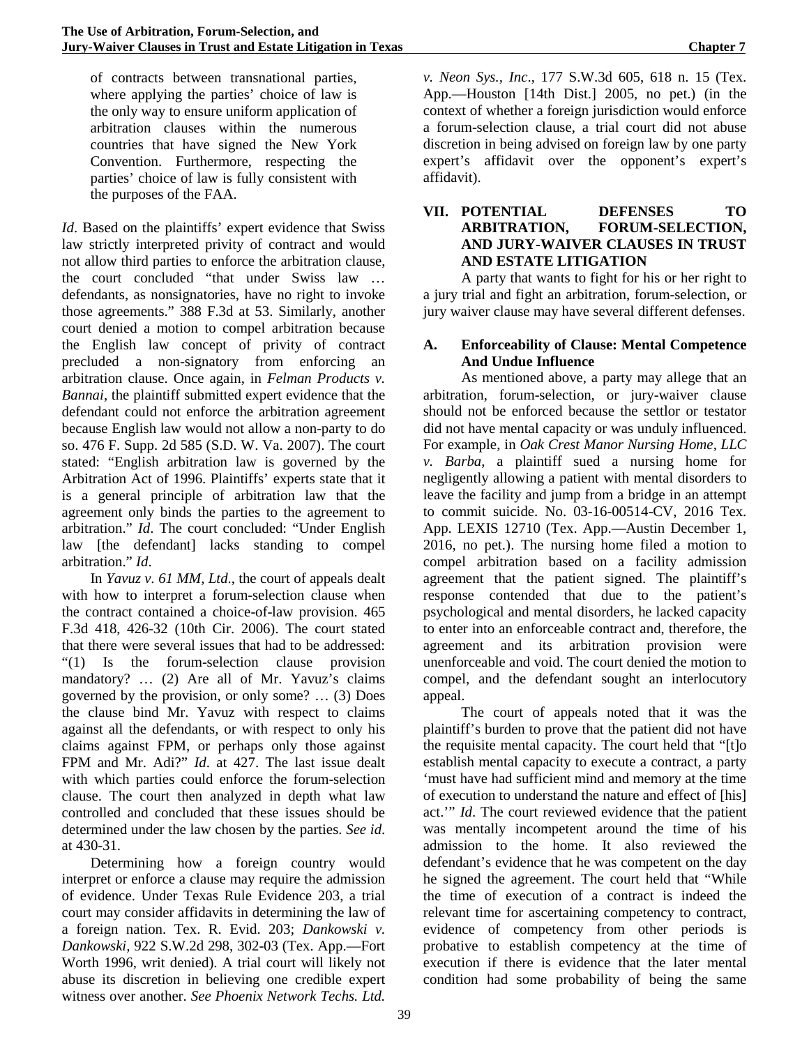of contracts between transnational parties, where applying the parties' choice of law is the only way to ensure uniform application of arbitration clauses within the numerous countries that have signed the New York Convention. Furthermore, respecting the parties' choice of law is fully consistent with the purposes of the FAA.

*Id*. Based on the plaintiffs' expert evidence that Swiss law strictly interpreted privity of contract and would not allow third parties to enforce the arbitration clause, the court concluded "that under Swiss law … defendants, as nonsignatories, have no right to invoke those agreements." 388 F.3d at 53. Similarly, another court denied a motion to compel arbitration because the English law concept of privity of contract precluded a non-signatory from enforcing an arbitration clause. Once again, in *Felman Products v. Bannai*, the plaintiff submitted expert evidence that the defendant could not enforce the arbitration agreement because English law would not allow a non-party to do so. 476 F. Supp. 2d 585 (S.D. W. Va. 2007). The court stated: "English arbitration law is governed by the Arbitration Act of 1996. Plaintiffs' experts state that it is a general principle of arbitration law that the agreement only binds the parties to the agreement to arbitration." *Id*. The court concluded: "Under English law [the defendant] lacks standing to compel arbitration." *Id*.

In *Yavuz v. 61 MM, Ltd*., the court of appeals dealt with how to interpret a forum-selection clause when the contract contained a choice-of-law provision. 465 F.3d 418, 426-32 (10th Cir. 2006). The court stated that there were several issues that had to be addressed: "(1) Is the forum-selection clause provision mandatory? … (2) Are all of Mr. Yavuz's claims governed by the provision, or only some? … (3) Does the clause bind Mr. Yavuz with respect to claims against all the defendants, or with respect to only his claims against FPM, or perhaps only those against FPM and Mr. Adi?" *Id*. at 427. The last issue dealt with which parties could enforce the forum-selection clause. The court then analyzed in depth what law controlled and concluded that these issues should be determined under the law chosen by the parties. *See id*. at 430-31.

Determining how a foreign country would interpret or enforce a clause may require the admission of evidence. Under Texas Rule Evidence 203, a trial court may consider affidavits in determining the law of a foreign nation. Tex. R. Evid. 203; *Dankowski v. Dankowski*, 922 S.W.2d 298, 302-03 (Tex. App.—Fort Worth 1996, writ denied). A trial court will likely not abuse its discretion in believing one credible expert witness over another. *See Phoenix Network Techs. Ltd. v. Neon Sys., Inc*., 177 S.W.3d 605, 618 n. 15 (Tex. App.—Houston [14th Dist.] 2005, no pet.) (in the context of whether a foreign jurisdiction would enforce a forum-selection clause, a trial court did not abuse discretion in being advised on foreign law by one party expert's affidavit over the opponent's expert's affidavit).

## VII. POTENTIAL DEFENSES TO ARBITRATION, FORUM-SELECTION, AND JURY-WAIVER CLAUSES IN TRUST AND ESTATE LITIGATION

A party that wants to fight for his or her right to a jury trial and fight an arbitration, forum-selection, or jury waiver clause may have several different defenses.

### A. Enforceability of Clause: Mental Competence And Undue Influence

As mentioned above, a party may allege that an arbitration, forum-selection, or jury-waiver clause should not be enforced because the settlor or testator did not have mental capacity or was unduly influenced. For example, in *Oak Crest Manor Nursing Home, LLC v. Barba*, a plaintiff sued a nursing home for negligently allowing a patient with mental disorders to leave the facility and jump from a bridge in an attempt to commit suicide. No. 03-16-00514-CV, 2016 Tex. App. LEXIS 12710 (Tex. App.—Austin December 1, 2016, no pet.). The nursing home filed a motion to compel arbitration based on a facility admission agreement that the patient signed. The plaintiff's response contended that due to the patient's psychological and mental disorders, he lacked capacity to enter into an enforceable contract and, therefore, the agreement and its arbitration provision were unenforceable and void. The court denied the motion to compel, and the defendant sought an interlocutory appeal.

The court of appeals noted that it was the plaintiff's burden to prove that the patient did not have the requisite mental capacity. The court held that "[t]o establish mental capacity to execute a contract, a party 'must have had sufficient mind and memory at the time of execution to understand the nature and effect of [his] act.'" *Id*. The court reviewed evidence that the patient was mentally incompetent around the time of his admission to the home. It also reviewed the defendant's evidence that he was competent on the day he signed the agreement. The court held that "While the time of execution of a contract is indeed the relevant time for ascertaining competency to contract, evidence of competency from other periods is probative to establish competency at the time of execution if there is evidence that the later mental condition had some probability of being the same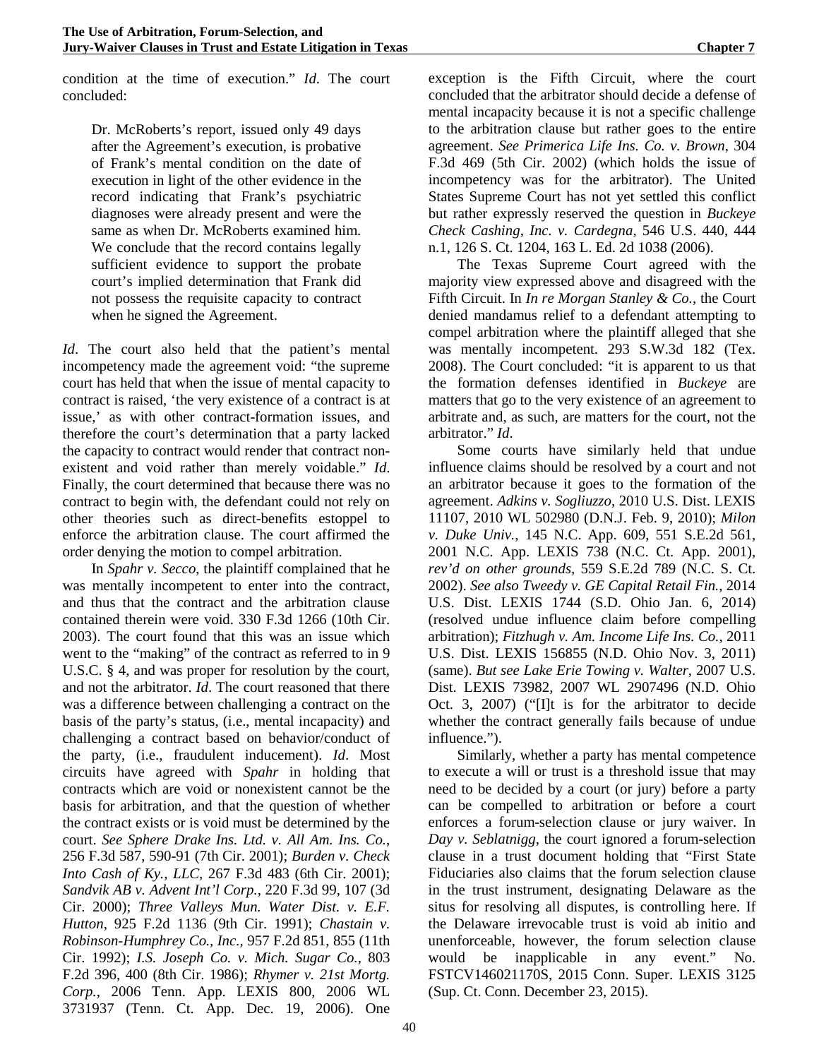condition at the time of execution." *Id*. The court concluded:

> Dr. McRoberts's report, issued only 49 days after the Agreement's execution, is probative of Frank's mental condition on the date of execution in light of the other evidence in the record indicating that Frank's psychiatric diagnoses were already present and were the same as when Dr. McRoberts examined him. We conclude that the record contains legally sufficient evidence to support the probate court's implied determination that Frank did not possess the requisite capacity to contract when he signed the Agreement.

*Id*. The court also held that the patient's mental incompetency made the agreement void: "the supreme court has held that when the issue of mental capacity to contract is raised, 'the very existence of a contract is at issue,' as with other contract-formation issues, and therefore the court's determination that a party lacked the capacity to contract would render that contract non-existent and void rather than merely voidable." *Id*. Finally, the court determined that because there was no contract to begin with, the defendant could not rely on other theories such as direct-benefits estoppel to enforce the arbitration clause. The court affirmed the order denying the motion to compel arbitration.

In *Spahr v. Secco*, the plaintiff complained that he was mentally incompetent to enter into the contract, and thus that the contract and the arbitration clause contained therein were void. 330 F.3d 1266 (10th Cir. 2003). The court found that this was an issue which went to the "making" of the contract as referred to in 9 U.S.C. § 4, and was proper for resolution by the court, and not the arbitrator. *Id*. The court reasoned that there was a difference between challenging a contract on the basis of the party's status, (i.e., mental incapacity) and challenging a contract based on behavior/conduct of the party, (i.e., fraudulent inducement). *Id*. Most circuits have agreed with *Spahr* in holding that contracts which are void or nonexistent cannot be the basis for arbitration, and that the question of whether the contract exists or is void must be determined by the court. *See Sphere Drake Ins. Ltd. v. All Am. Ins. Co.*, 256 F.3d 587, 590-91 (7th Cir. 2001); *Burden v. Check Into Cash of Ky., LLC*, 267 F.3d 483 (6th Cir. 2001); *Sandvik AB v. Advent Int'l Corp.*, 220 F.3d 99, 107 (3d Cir. 2000); *Three Valleys Mun. Water Dist. v. E.F. Hutton*, 925 F.2d 1136 (9th Cir. 1991); *Chastain v. Robinson-Humphrey Co., Inc.*, 957 F.2d 851, 855 (11th Cir. 1992); *I.S. Joseph Co. v. Mich. Sugar Co.*, 803 F.2d 396, 400 (8th Cir. 1986); *Rhymer v. 21st Mortg. Corp.*, 2006 Tenn. App. LEXIS 800, 2006 WL 3731937 (Tenn. Ct. App. Dec. 19, 2006). One exception is the Fifth Circuit, where the court concluded that the arbitrator should decide a defense of mental incapacity because it is not a specific challenge to the arbitration clause but rather goes to the entire agreement. *See Primerica Life Ins. Co. v. Brown*, 304 F.3d 469 (5th Cir. 2002) (which holds the issue of incompetency was for the arbitrator). The United States Supreme Court has not yet settled this conflict but rather expressly reserved the question in *Buckeye Check Cashing, Inc. v. Cardegna*, 546 U.S. 440, 444 n.1, 126 S. Ct. 1204, 163 L. Ed. 2d 1038 (2006).

The Texas Supreme Court agreed with the majority view expressed above and disagreed with the Fifth Circuit. In *In re Morgan Stanley & Co.*, the Court denied mandamus relief to a defendant attempting to compel arbitration where the plaintiff alleged that she was mentally incompetent. 293 S.W.3d 182 (Tex. 2008). The Court concluded: "it is apparent to us that the formation defenses identified in *Buckeye* are matters that go to the very existence of an agreement to arbitrate and, as such, are matters for the court, not the arbitrator." *Id*.

Some courts have similarly held that undue influence claims should be resolved by a court and not an arbitrator because it goes to the formation of the agreement. *Adkins v. Sogliuzzo*, 2010 U.S. Dist. LEXIS 11107, 2010 WL 502980 (D.N.J. Feb. 9, 2010); *Milon v. Duke Univ.*, 145 N.C. App. 609, 551 S.E.2d 561, 2001 N.C. App. LEXIS 738 (N.C. Ct. App. 2001), *rev'd on other grounds*, 559 S.E.2d 789 (N.C. S. Ct. 2002). *See also Tweedy v. GE Capital Retail Fin.*, 2014 U.S. Dist. LEXIS 1744 (S.D. Ohio Jan. 6, 2014) (resolved undue influence claim before compelling arbitration); *Fitzhugh v. Am. Income Life Ins. Co.*, 2011 U.S. Dist. LEXIS 156855 (N.D. Ohio Nov. 3, 2011) (same). *But see Lake Erie Towing v. Walter*, 2007 U.S. Dist. LEXIS 73982, 2007 WL 2907496 (N.D. Ohio Oct. 3, 2007) ("[I]t is for the arbitrator to decide whether the contract generally fails because of undue influence.").

Similarly, whether a party has mental competence to execute a will or trust is a threshold issue that may need to be decided by a court (or jury) before a party can be compelled to arbitration or before a court enforces a forum-selection clause or jury waiver. In *Day v. Seblatnigg*, the court ignored a forum-selection clause in a trust document holding that "First State Fiduciaries also claims that the forum selection clause in the trust instrument, designating Delaware as the situs for resolving all disputes, is controlling here. If the Delaware irrevocable trust is void ab initio and unenforceable, however, the forum selection clause would be inapplicable in any event." No. FSTCV146021170S, 2015 Conn. Super. LEXIS 3125 (Sup. Ct. Conn. December 23, 2015).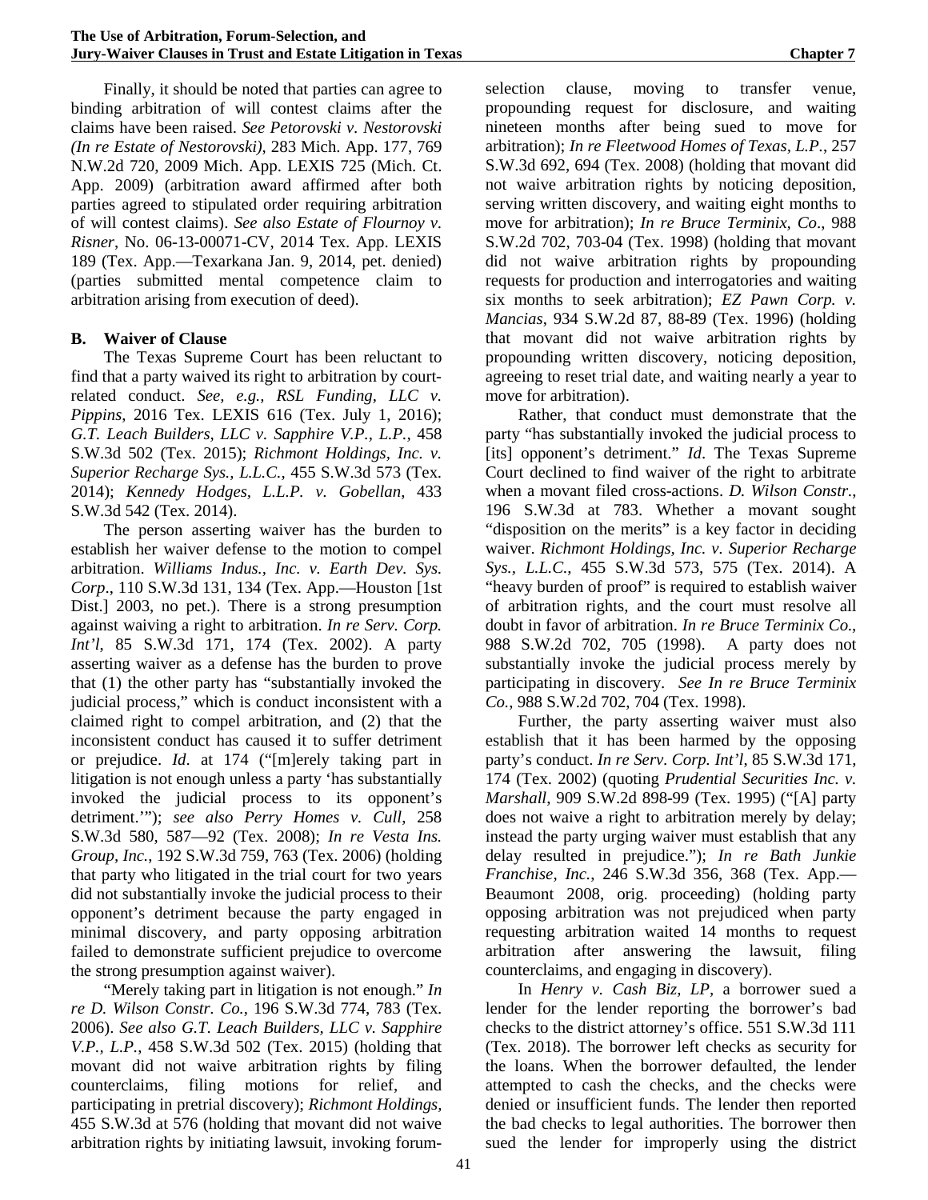Finally, it should be noted that parties can agree to binding arbitration of will contest claims after the claims have been raised. *See Petorovski v. Nestorovski (In re Estate of Nestorovski)*, 283 Mich. App. 177, 769 N.W.2d 720, 2009 Mich. App. LEXIS 725 (Mich. Ct. App. 2009) (arbitration award affirmed after both parties agreed to stipulated order requiring arbitration of will contest claims). *See also Estate of Flournoy v. Risner*, No. 06-13-00071-CV, 2014 Tex. App. LEXIS 189 (Tex. App.—Texarkana Jan. 9, 2014, pet. denied) (parties submitted mental competence claim to arbitration arising from execution of deed).

### B. Waiver of Clause

The Texas Supreme Court has been reluctant to find that a party waived its right to arbitration by court-related conduct. *See, e.g., RSL Funding, LLC v. Pippins*, 2016 Tex. LEXIS 616 (Tex. July 1, 2016); *G.T. Leach Builders, LLC v. Sapphire V.P., L.P.*, 458 S.W.3d 502 (Tex. 2015); *Richmont Holdings, Inc. v. Superior Recharge Sys., L.L.C.*, 455 S.W.3d 573 (Tex. 2014); *Kennedy Hodges, L.L.P. v. Gobellan*, 433 S.W.3d 542 (Tex. 2014).

The person asserting waiver has the burden to establish her waiver defense to the motion to compel arbitration. *Williams Indus., Inc. v. Earth Dev. Sys. Corp.*, 110 S.W.3d 131, 134 (Tex. App.—Houston [1st Dist.] 2003, no pet.). There is a strong presumption against waiving a right to arbitration. *In re Serv. Corp. Int'l*, 85 S.W.3d 171, 174 (Tex. 2002). A party asserting waiver as a defense has the burden to prove that (1) the other party has "substantially invoked the judicial process," which is conduct inconsistent with a claimed right to compel arbitration, and (2) that the inconsistent conduct has caused it to suffer detriment or prejudice. *Id*. at 174 ("[m]erely taking part in litigation is not enough unless a party 'has substantially invoked the judicial process to its opponent's detriment.'"); *see also Perry Homes v. Cull*, 258 S.W.3d 580, 587—92 (Tex. 2008); *In re Vesta Ins. Group, Inc.*, 192 S.W.3d 759, 763 (Tex. 2006) (holding that party who litigated in the trial court for two years did not substantially invoke the judicial process to their opponent's detriment because the party engaged in minimal discovery, and party opposing arbitration failed to demonstrate sufficient prejudice to overcome the strong presumption against waiver).

"Merely taking part in litigation is not enough." *In re D. Wilson Constr. Co.*, 196 S.W.3d 774, 783 (Tex. 2006). *See also G.T. Leach Builders, LLC v. Sapphire V.P., L.P.*, 458 S.W.3d 502 (Tex. 2015) (holding that movant did not waive arbitration rights by filing counterclaims, filing motions for relief, and participating in pretrial discovery); *Richmont Holdings*, 455 S.W.3d at 576 (holding that movant did not waive arbitration rights by initiating lawsuit, invoking forum-selection clause, moving to transfer venue, propounding request for disclosure, and waiting nineteen months after being sued to move for arbitration); *In re Fleetwood Homes of Texas, L.P.*, 257 S.W.3d 692, 694 (Tex. 2008) (holding that movant did not waive arbitration rights by noticing deposition, serving written discovery, and waiting eight months to move for arbitration); *In re Bruce Terminix, Co*., 988 S.W.2d 702, 703-04 (Tex. 1998) (holding that movant did not waive arbitration rights by propounding requests for production and interrogatories and waiting six months to seek arbitration); *EZ Pawn Corp. v. Mancias*, 934 S.W.2d 87, 88-89 (Tex. 1996) (holding that movant did not waive arbitration rights by propounding written discovery, noticing deposition, agreeing to reset trial date, and waiting nearly a year to move for arbitration).

Rather, that conduct must demonstrate that the party "has substantially invoked the judicial process to [its] opponent's detriment." *Id*. The Texas Supreme Court declined to find waiver of the right to arbitrate when a movant filed cross-actions. *D. Wilson Constr.*, 196 S.W.3d at 783. Whether a movant sought "disposition on the merits" is a key factor in deciding waiver. *Richmont Holdings, Inc. v. Superior Recharge Sys., L.L.C.*, 455 S.W.3d 573, 575 (Tex. 2014). A "heavy burden of proof" is required to establish waiver of arbitration rights, and the court must resolve all doubt in favor of arbitration. *In re Bruce Terminix Co.*, 988 S.W.2d 702, 705 (1998). A party does not substantially invoke the judicial process merely by participating in discovery. *See In re Bruce Terminix Co.*, 988 S.W.2d 702, 704 (Tex. 1998).

Further, the party asserting waiver must also establish that it has been harmed by the opposing party's conduct. *In re Serv. Corp. Int'l*, 85 S.W.3d 171, 174 (Tex. 2002) (quoting *Prudential Securities Inc. v. Marshall*, 909 S.W.2d 898-99 (Tex. 1995) ("[A] party does not waive a right to arbitration merely by delay; instead the party urging waiver must establish that any delay resulted in prejudice."); *In re Bath Junkie Franchise, Inc.*, 246 S.W.3d 356, 368 (Tex. App.—Beaumont 2008, orig. proceeding) (holding party opposing arbitration was not prejudiced when party requesting arbitration waited 14 months to request arbitration after answering the lawsuit, filing counterclaims, and engaging in discovery).

In *Henry v. Cash Biz, LP*, a borrower sued a lender for the lender reporting the borrower's bad checks to the district attorney's office. 551 S.W.3d 111 (Tex. 2018). The borrower left checks as security for the loans. When the borrower defaulted, the lender attempted to cash the checks, and the checks were denied or insufficient funds. The lender then reported the bad checks to legal authorities. The borrower then sued the lender for improperly using the district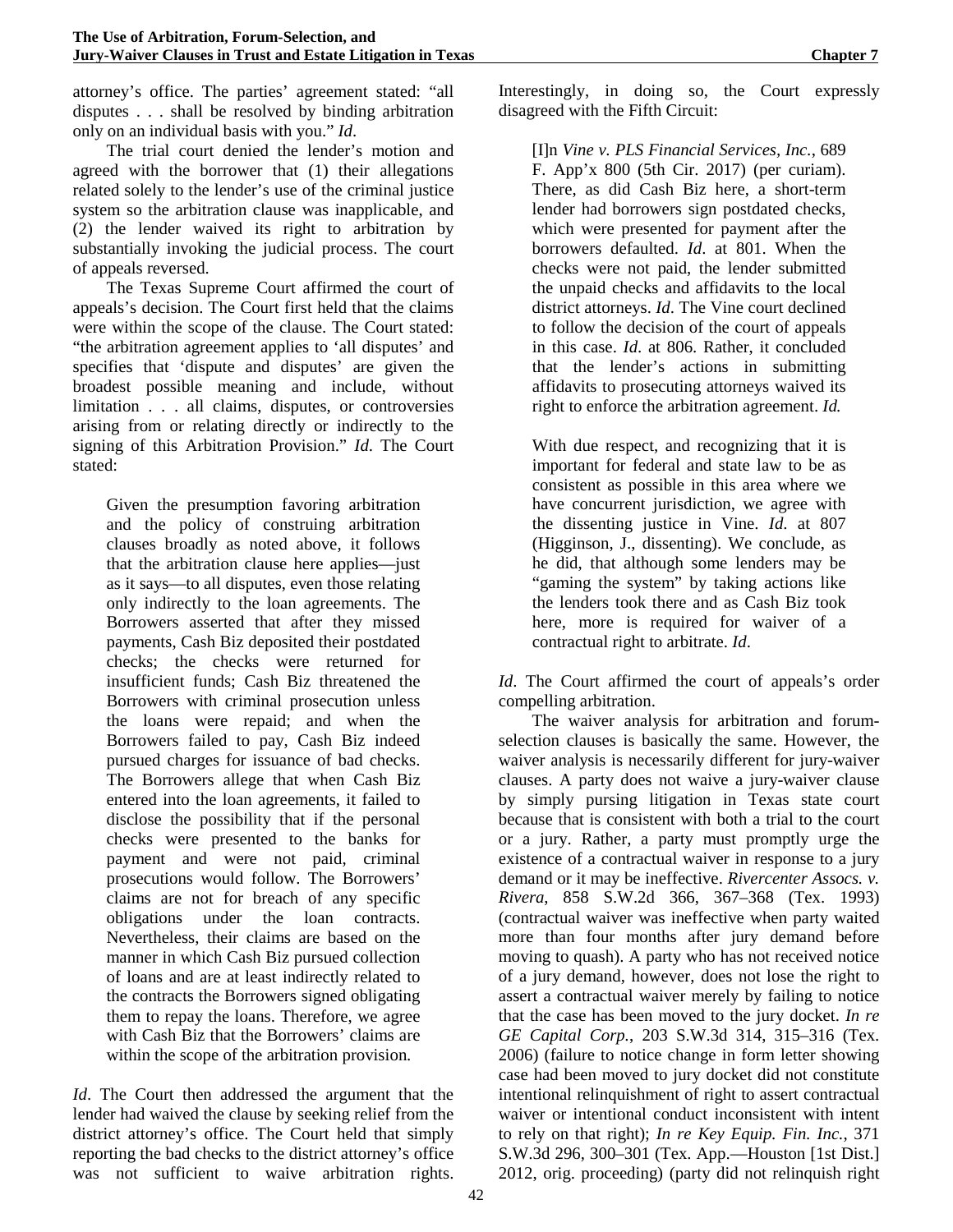attorney's office. The parties' agreement stated: "all disputes . . . shall be resolved by binding arbitration only on an individual basis with you." *Id*.

The trial court denied the lender's motion and agreed with the borrower that (1) their allegations related solely to the lender's use of the criminal justice system so the arbitration clause was inapplicable, and (2) the lender waived its right to arbitration by substantially invoking the judicial process. The court of appeals reversed.

The Texas Supreme Court affirmed the court of appeals's decision. The Court first held that the claims were within the scope of the clause. The Court stated: "the arbitration agreement applies to 'all disputes' and specifies that 'dispute and disputes' are given the broadest possible meaning and include, without limitation . . . all claims, disputes, or controversies arising from or relating directly or indirectly to the signing of this Arbitration Provision." *Id*. The Court stated:

> Given the presumption favoring arbitration and the policy of construing arbitration clauses broadly as noted above, it follows that the arbitration clause here applies—just as it says—to all disputes, even those relating only indirectly to the loan agreements. The Borrowers asserted that after they missed payments, Cash Biz deposited their postdated checks; the checks were returned for insufficient funds; Cash Biz threatened the Borrowers with criminal prosecution unless the loans were repaid; and when the Borrowers failed to pay, Cash Biz indeed pursued charges for issuance of bad checks. The Borrowers allege that when Cash Biz entered into the loan agreements, it failed to disclose the possibility that if the personal checks were presented to the banks for payment and were not paid, criminal prosecutions would follow. The Borrowers' claims are not for breach of any specific obligations under the loan contracts. Nevertheless, their claims are based on the manner in which Cash Biz pursued collection of loans and are at least indirectly related to the contracts the Borrowers signed obligating them to repay the loans. Therefore, we agree with Cash Biz that the Borrowers' claims are within the scope of the arbitration provision.

*Id*. The Court then addressed the argument that the lender had waived the clause by seeking relief from the district attorney's office. The Court held that simply reporting the bad checks to the district attorney's office was not sufficient to waive arbitration rights. Interestingly, in doing so, the Court expressly disagreed with the Fifth Circuit:

> [I]n *Vine v. PLS Financial Services, Inc.*, 689 F. App'x 800 (5th Cir. 2017) (per curiam). There, as did Cash Biz here, a short-term lender had borrowers sign postdated checks, which were presented for payment after the borrowers defaulted. *Id*. at 801. When the checks were not paid, the lender submitted the unpaid checks and affidavits to the local district attorneys. *Id*. The Vine court declined to follow the decision of the court of appeals in this case. *Id*. at 806. Rather, it concluded that the lender's actions in submitting affidavits to prosecuting attorneys waived its right to enforce the arbitration agreement. *Id.*
>
> With due respect, and recognizing that it is important for federal and state law to be as consistent as possible in this area where we have concurrent jurisdiction, we agree with the dissenting justice in Vine. *Id.* at 807 (Higginson, J., dissenting). We conclude, as he did, that although some lenders may be "gaming the system" by taking actions like the lenders took there and as Cash Biz took here, more is required for waiver of a contractual right to arbitrate. *Id*.

*Id*. The Court affirmed the court of appeals's order compelling arbitration.

The waiver analysis for arbitration and forum-selection clauses is basically the same. However, the waiver analysis is necessarily different for jury-waiver clauses. A party does not waive a jury-waiver clause by simply pursing litigation in Texas state court because that is consistent with both a trial to the court or a jury. Rather, a party must promptly urge the existence of a contractual waiver in response to a jury demand or it may be ineffective. *Rivercenter Assocs. v. Rivera*, 858 S.W.2d 366, 367–368 (Tex. 1993) (contractual waiver was ineffective when party waited more than four months after jury demand before moving to quash). A party who has not received notice of a jury demand, however, does not lose the right to assert a contractual waiver merely by failing to notice that the case has been moved to the jury docket. *In re GE Capital Corp.*, 203 S.W.3d 314, 315–316 (Tex. 2006) (failure to notice change in form letter showing case had been moved to jury docket did not constitute intentional relinquishment of right to assert contractual waiver or intentional conduct inconsistent with intent to rely on that right); *In re Key Equip. Fin. Inc.*, 371 S.W.3d 296, 300–301 (Tex. App.—Houston [1st Dist.] 2012, orig. proceeding) (party did not relinquish right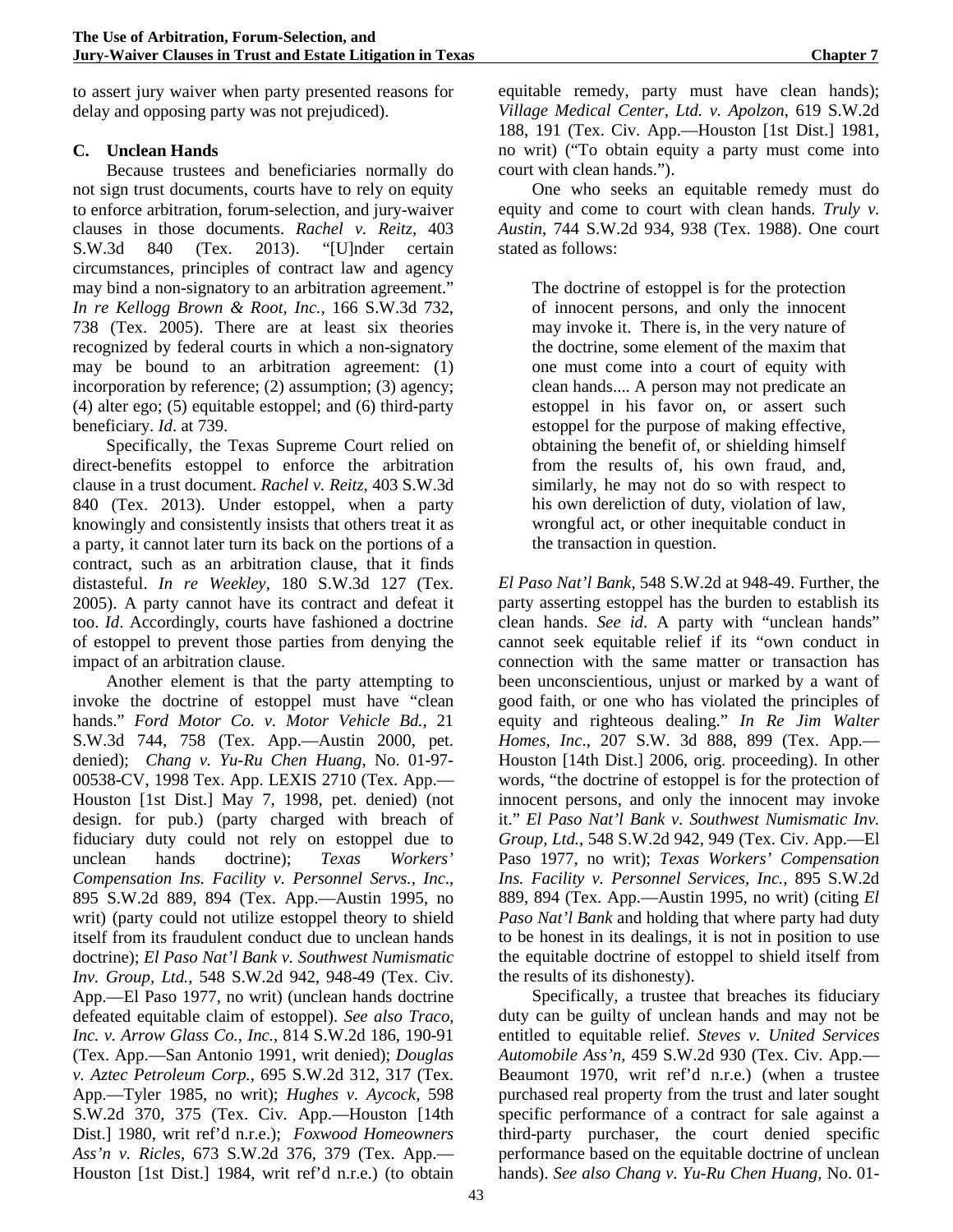to assert jury waiver when party presented reasons for delay and opposing party was not prejudiced).

### C. Unclean Hands

Because trustees and beneficiaries normally do not sign trust documents, courts have to rely on equity to enforce arbitration, forum-selection, and jury-waiver clauses in those documents. *Rachel v. Reitz*, 403 S.W.3d 840 (Tex. 2013). "[U]nder certain circumstances, principles of contract law and agency may bind a non-signatory to an arbitration agreement." *In re Kellogg Brown & Root, Inc.*, 166 S.W.3d 732, 738 (Tex. 2005). There are at least six theories recognized by federal courts in which a non-signatory may be bound to an arbitration agreement: (1) incorporation by reference; (2) assumption; (3) agency; (4) alter ego; (5) equitable estoppel; and (6) third-party beneficiary. *Id*. at 739.

Specifically, the Texas Supreme Court relied on direct-benefits estoppel to enforce the arbitration clause in a trust document. *Rachel v. Reitz*, 403 S.W.3d 840 (Tex. 2013). Under estoppel, when a party knowingly and consistently insists that others treat it as a party, it cannot later turn its back on the portions of a contract, such as an arbitration clause, that it finds distasteful. *In re Weekley*, 180 S.W.3d 127 (Tex. 2005). A party cannot have its contract and defeat it too. *Id*. Accordingly, courts have fashioned a doctrine of estoppel to prevent those parties from denying the impact of an arbitration clause.

Another element is that the party attempting to invoke the doctrine of estoppel must have "clean hands." *Ford Motor Co. v. Motor Vehicle Bd.*, 21 S.W.3d 744, 758 (Tex. App.—Austin 2000, pet. denied); *Chang v. Yu-Ru Chen Huang*, No. 01-97-00538-CV, 1998 Tex. App. LEXIS 2710 (Tex. App.—Houston [1st Dist.] May 7, 1998, pet. denied) (not design. for pub.) (party charged with breach of fiduciary duty could not rely on estoppel due to unclean hands doctrine); *Texas Workers' Compensation Ins. Facility v. Personnel Servs., Inc*., 895 S.W.2d 889, 894 (Tex. App.—Austin 1995, no writ) (party could not utilize estoppel theory to shield itself from its fraudulent conduct due to unclean hands doctrine); *El Paso Nat'l Bank v. Southwest Numismatic Inv. Group, Ltd.*, 548 S.W.2d 942, 948-49 (Tex. Civ. App.—El Paso 1977, no writ) (unclean hands doctrine defeated equitable claim of estoppel). *See also Traco, Inc. v. Arrow Glass Co., Inc.*, 814 S.W.2d 186, 190-91 (Tex. App.—San Antonio 1991, writ denied); *Douglas v. Aztec Petroleum Corp.*, 695 S.W.2d 312, 317 (Tex. App.—Tyler 1985, no writ); *Hughes v. Aycock*, 598 S.W.2d 370, 375 (Tex. Civ. App.—Houston [14th Dist.] 1980, writ ref'd n.r.e.); *Foxwood Homeowners Ass'n v. Ricles*, 673 S.W.2d 376, 379 (Tex. App.—Houston [1st Dist.] 1984, writ ref'd n.r.e.) (to obtain equitable remedy, party must have clean hands); *Village Medical Center, Ltd. v. Apolzon*, 619 S.W.2d 188, 191 (Tex. Civ. App.—Houston [1st Dist.] 1981, no writ) ("To obtain equity a party must come into court with clean hands.").

One who seeks an equitable remedy must do equity and come to court with clean hands. *Truly v. Austin*, 744 S.W.2d 934, 938 (Tex. 1988). One court stated as follows:

> The doctrine of estoppel is for the protection of innocent persons, and only the innocent may invoke it. There is, in the very nature of the doctrine, some element of the maxim that one must come into a court of equity with clean hands.... A person may not predicate an estoppel in his favor on, or assert such estoppel for the purpose of making effective, obtaining the benefit of, or shielding himself from the results of, his own fraud, and, similarly, he may not do so with respect to his own dereliction of duty, violation of law, wrongful act, or other inequitable conduct in the transaction in question.

*El Paso Nat'l Bank*, 548 S.W.2d at 948-49. Further, the party asserting estoppel has the burden to establish its clean hands. *See id*. A party with "unclean hands" cannot seek equitable relief if its "own conduct in connection with the same matter or transaction has been unconscientious, unjust or marked by a want of good faith, or one who has violated the principles of equity and righteous dealing." *In Re Jim Walter Homes, Inc*., 207 S.W. 3d 888, 899 (Tex. App.—Houston [14th Dist.] 2006, orig. proceeding). In other words, "the doctrine of estoppel is for the protection of innocent persons, and only the innocent may invoke it." *El Paso Nat'l Bank v. Southwest Numismatic Inv. Group, Ltd.*, 548 S.W.2d 942, 949 (Tex. Civ. App.—El Paso 1977, no writ); *Texas Workers' Compensation Ins. Facility v. Personnel Services, Inc.*, 895 S.W.2d 889, 894 (Tex. App.—Austin 1995, no writ) (citing *El Paso Nat'l Bank* and holding that where party had duty to be honest in its dealings, it is not in position to use the equitable doctrine of estoppel to shield itself from the results of its dishonesty).

Specifically, a trustee that breaches its fiduciary duty can be guilty of unclean hands and may not be entitled to equitable relief. *Steves v. United Services Automobile Ass'n*, 459 S.W.2d 930 (Tex. Civ. App.—Beaumont 1970, writ ref'd n.r.e.) (when a trustee purchased real property from the trust and later sought specific performance of a contract for sale against a third-party purchaser, the court denied specific performance based on the equitable doctrine of unclean hands). *See also Chang v. Yu-Ru Chen Huang*, No. 01-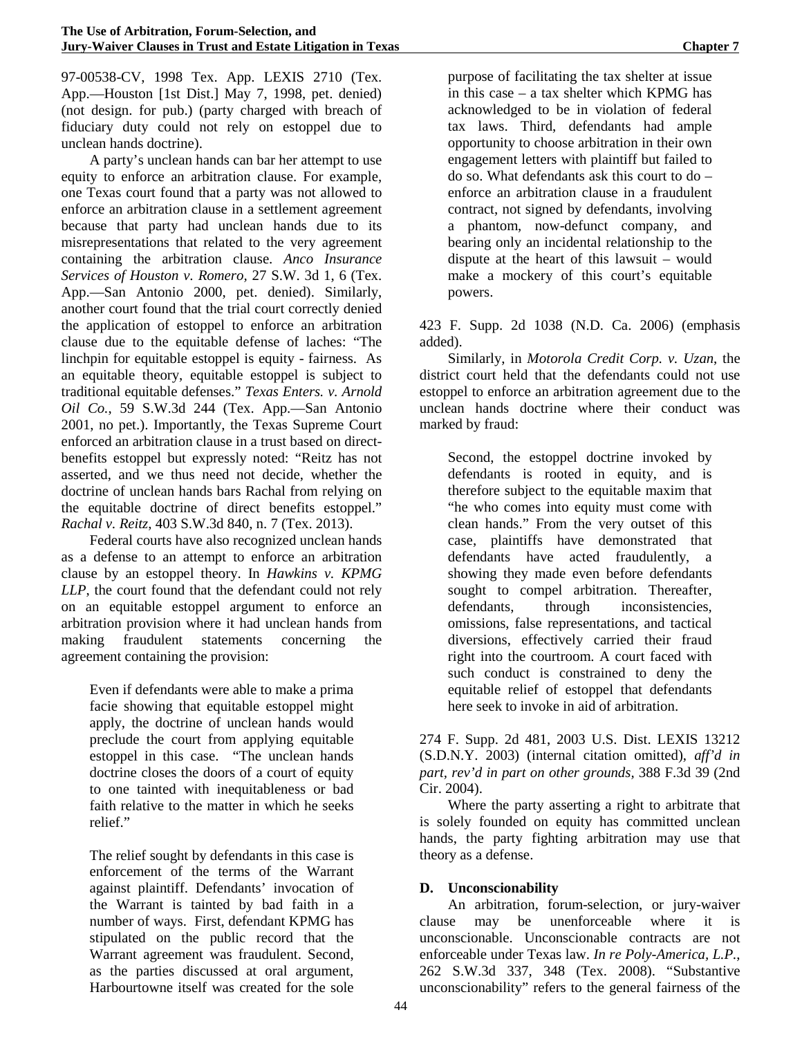97-00538-CV, 1998 Tex. App. LEXIS 2710 (Tex. App.—Houston [1st Dist.] May 7, 1998, pet. denied) (not design. for pub.) (party charged with breach of fiduciary duty could not rely on estoppel due to unclean hands doctrine).

A party's unclean hands can bar her attempt to use equity to enforce an arbitration clause. For example, one Texas court found that a party was not allowed to enforce an arbitration clause in a settlement agreement because that party had unclean hands due to its misrepresentations that related to the very agreement containing the arbitration clause. *Anco Insurance Services of Houston v. Romero*, 27 S.W. 3d 1, 6 (Tex. App.—San Antonio 2000, pet. denied). Similarly, another court found that the trial court correctly denied the application of estoppel to enforce an arbitration clause due to the equitable defense of laches: "The linchpin for equitable estoppel is equity - fairness. As an equitable theory, equitable estoppel is subject to traditional equitable defenses." *Texas Enters. v. Arnold Oil Co.*, 59 S.W.3d 244 (Tex. App.—San Antonio 2001, no pet.). Importantly, the Texas Supreme Court enforced an arbitration clause in a trust based on direct-benefits estoppel but expressly noted: "Reitz has not asserted, and we thus need not decide, whether the doctrine of unclean hands bars Rachal from relying on the equitable doctrine of direct benefits estoppel." *Rachal v. Reitz*, 403 S.W.3d 840, n. 7 (Tex. 2013).

Federal courts have also recognized unclean hands as a defense to an attempt to enforce an arbitration clause by an estoppel theory. In *Hawkins v. KPMG LLP*, the court found that the defendant could not rely on an equitable estoppel argument to enforce an arbitration provision where it had unclean hands from making fraudulent statements concerning the agreement containing the provision:

> Even if defendants were able to make a prima facie showing that equitable estoppel might apply, the doctrine of unclean hands would preclude the court from applying equitable estoppel in this case. "The unclean hands doctrine closes the doors of a court of equity to one tainted with inequitableness or bad faith relative to the matter in which he seeks relief."
>
> The relief sought by defendants in this case is enforcement of the terms of the Warrant against plaintiff. Defendants' invocation of the Warrant is tainted by bad faith in a number of ways. First, defendant KPMG has stipulated on the public record that the Warrant agreement was fraudulent. Second, as the parties discussed at oral argument, Harbourtowne itself was created for the sole purpose of facilitating the tax shelter at issue in this case – a tax shelter which KPMG has acknowledged to be in violation of federal tax laws. Third, defendants had ample opportunity to choose arbitration in their own engagement letters with plaintiff but failed to do so. What defendants ask this court to do – enforce an arbitration clause in a fraudulent contract, not signed by defendants, involving a phantom, now-defunct company, and bearing only an incidental relationship to the dispute at the heart of this lawsuit – would make a mockery of this court's equitable powers.

423 F. Supp. 2d 1038 (N.D. Ca. 2006) (emphasis added).

Similarly, in *Motorola Credit Corp. v. Uzan*, the district court held that the defendants could not use estoppel to enforce an arbitration agreement due to the unclean hands doctrine where their conduct was marked by fraud:

> Second, the estoppel doctrine invoked by defendants is rooted in equity, and is therefore subject to the equitable maxim that "he who comes into equity must come with clean hands." From the very outset of this case, plaintiffs have demonstrated that defendants have acted fraudulently, a showing they made even before defendants sought to compel arbitration. Thereafter, defendants, through inconsistencies, omissions, false representations, and tactical diversions, effectively carried their fraud right into the courtroom. A court faced with such conduct is constrained to deny the equitable relief of estoppel that defendants here seek to invoke in aid of arbitration.

274 F. Supp. 2d 481, 2003 U.S. Dist. LEXIS 13212 (S.D.N.Y. 2003) (internal citation omitted), *aff'd in part, rev'd in part on other grounds*, 388 F.3d 39 (2nd Cir. 2004).

Where the party asserting a right to arbitrate that is solely founded on equity has committed unclean hands, the party fighting arbitration may use that theory as a defense.

### D. Unconscionability

An arbitration, forum-selection, or jury-waiver clause may be unenforceable where it is unconscionable. Unconscionable contracts are not enforceable under Texas law. *In re Poly-America, L.P.*, 262 S.W.3d 337, 348 (Tex. 2008). "Substantive unconscionability" refers to the general fairness of the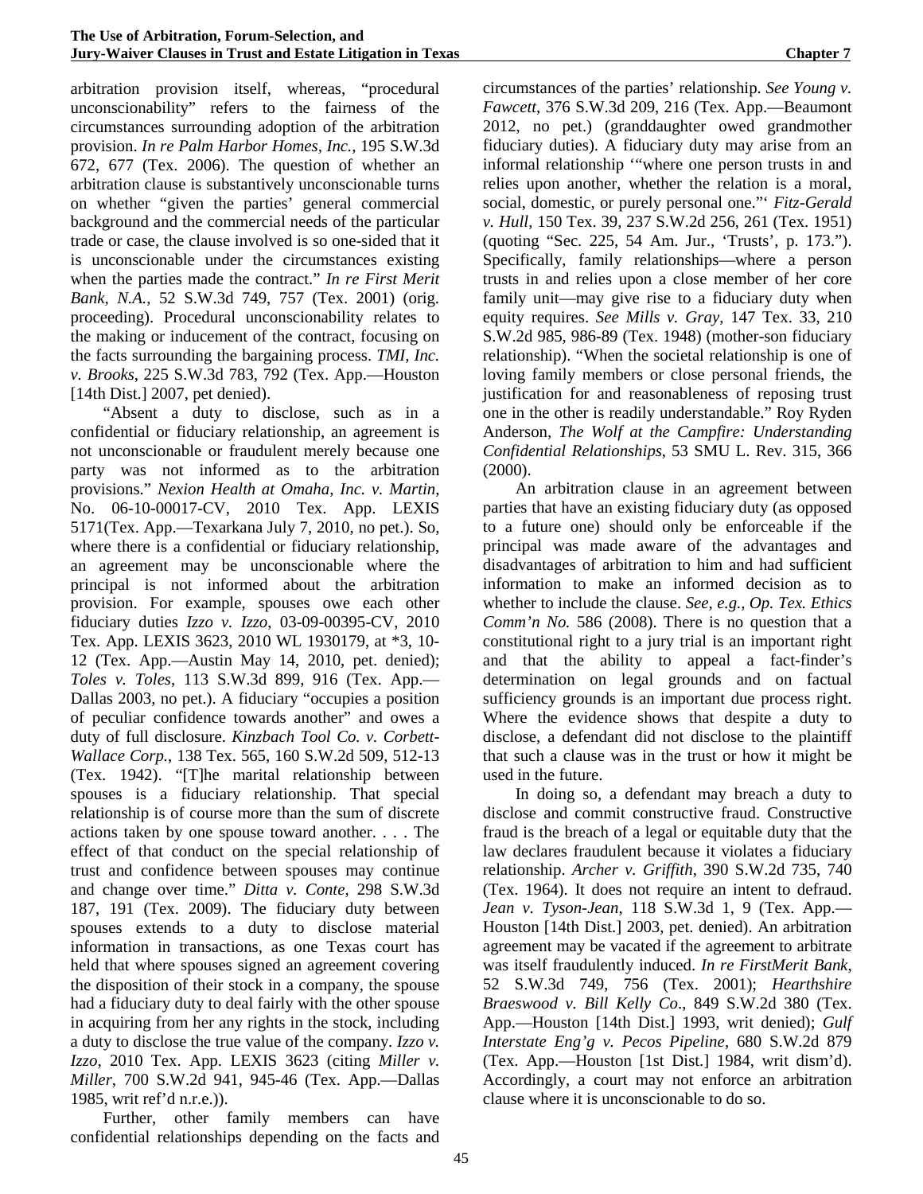arbitration provision itself, whereas, "procedural unconscionability" refers to the fairness of the circumstances surrounding adoption of the arbitration provision. *In re Palm Harbor Homes, Inc.*, 195 S.W.3d 672, 677 (Tex. 2006). The question of whether an arbitration clause is substantively unconscionable turns on whether "given the parties' general commercial background and the commercial needs of the particular trade or case, the clause involved is so one-sided that it is unconscionable under the circumstances existing when the parties made the contract." *In re First Merit Bank, N.A.*, 52 S.W.3d 749, 757 (Tex. 2001) (orig. proceeding). Procedural unconscionability relates to the making or inducement of the contract, focusing on the facts surrounding the bargaining process. *TMI, Inc. v. Brooks*, 225 S.W.3d 783, 792 (Tex. App.—Houston [14th Dist.] 2007, pet denied).

"Absent a duty to disclose, such as in a confidential or fiduciary relationship, an agreement is not unconscionable or fraudulent merely because one party was not informed as to the arbitration provisions." *Nexion Health at Omaha, Inc. v. Martin*, No. 06-10-00017-CV, 2010 Tex. App. LEXIS 5171(Tex. App.—Texarkana July 7, 2010, no pet.). So, where there is a confidential or fiduciary relationship, an agreement may be unconscionable where the principal is not informed about the arbitration provision. For example, spouses owe each other fiduciary duties *Izzo v. Izzo*, 03-09-00395-CV, 2010 Tex. App. LEXIS 3623, 2010 WL 1930179, at *3, 10-12 (Tex. App.—Austin May 14, 2010, pet. denied); *Toles v. Toles*, 113 S.W.3d 899, 916 (Tex. App.—Dallas 2003, no pet.). A fiduciary "occupies a position of peculiar confidence towards another" and owes a duty of full disclosure. *Kinzbach Tool Co. v. Corbett-Wallace Corp.*, 138 Tex. 565, 160 S.W.2d 509, 512-13 (Tex. 1942). "[T]he marital relationship between spouses is a fiduciary relationship. That special relationship is of course more than the sum of discrete actions taken by one spouse toward another. . . . The effect of that conduct on the special relationship of trust and confidence between spouses may continue and change over time." *Ditta v. Conte*, 298 S.W.3d 187, 191 (Tex. 2009). The fiduciary duty between spouses extends to a duty to disclose material information in transactions, as one Texas court has held that where spouses signed an agreement covering the disposition of their stock in a company, the spouse had a fiduciary duty to deal fairly with the other spouse in acquiring from her any rights in the stock, including a duty to disclose the true value of the company. *Izzo v. Izzo*, 2010 Tex. App. LEXIS 3623 (citing *Miller v. Miller*, 700 S.W.2d 941, 945-46 (Tex. App.—Dallas 1985, writ ref'd n.r.e.)).

Further, other family members can have confidential relationships depending on the facts and circumstances of the parties' relationship. *See Young v. Fawcett*, 376 S.W.3d 209, 216 (Tex. App.—Beaumont 2012, no pet.) (granddaughter owed grandmother fiduciary duties). A fiduciary duty may arise from an informal relationship '"where one person trusts in and relies upon another, whether the relation is a moral, social, domestic, or purely personal one."' *Fitz-Gerald v. Hull*, 150 Tex. 39, 237 S.W.2d 256, 261 (Tex. 1951) (quoting "Sec. 225, 54 Am. Jur., 'Trusts', p. 173."). Specifically, family relationships—where a person trusts in and relies upon a close member of her core family unit—may give rise to a fiduciary duty when equity requires. *See Mills v. Gray*, 147 Tex. 33, 210 S.W.2d 985, 986-89 (Tex. 1948) (mother-son fiduciary relationship). "When the societal relationship is one of loving family members or close personal friends, the justification for and reasonableness of reposing trust one in the other is readily understandable." Roy Ryden Anderson, *The Wolf at the Campfire: Understanding Confidential Relationships*, 53 SMU L. Rev. 315, 366 (2000).

An arbitration clause in an agreement between parties that have an existing fiduciary duty (as opposed to a future one) should only be enforceable if the principal was made aware of the advantages and disadvantages of arbitration to him and had sufficient information to make an informed decision as to whether to include the clause. *See, e.g., Op. Tex. Ethics Comm'n No.* 586 (2008). There is no question that a constitutional right to a jury trial is an important right and that the ability to appeal a fact-finder's determination on legal grounds and on factual sufficiency grounds is an important due process right. Where the evidence shows that despite a duty to disclose, a defendant did not disclose to the plaintiff that such a clause was in the trust or how it might be used in the future.

In doing so, a defendant may breach a duty to disclose and commit constructive fraud. Constructive fraud is the breach of a legal or equitable duty that the law declares fraudulent because it violates a fiduciary relationship. *Archer v. Griffith*, 390 S.W.2d 735, 740 (Tex. 1964). It does not require an intent to defraud. *Jean v. Tyson-Jean*, 118 S.W.3d 1, 9 (Tex. App.—Houston [14th Dist.] 2003, pet. denied). An arbitration agreement may be vacated if the agreement to arbitrate was itself fraudulently induced. *In re FirstMerit Bank*, 52 S.W.3d 749, 756 (Tex. 2001); *Hearthshire Braeswood v. Bill Kelly Co*., 849 S.W.2d 380 (Tex. App.—Houston [14th Dist.] 1993, writ denied); *Gulf Interstate Eng'g v. Pecos Pipeline*, 680 S.W.2d 879 (Tex. App.—Houston [1st Dist.] 1984, writ dism'd). Accordingly, a court may not enforce an arbitration clause where it is unconscionable to do so.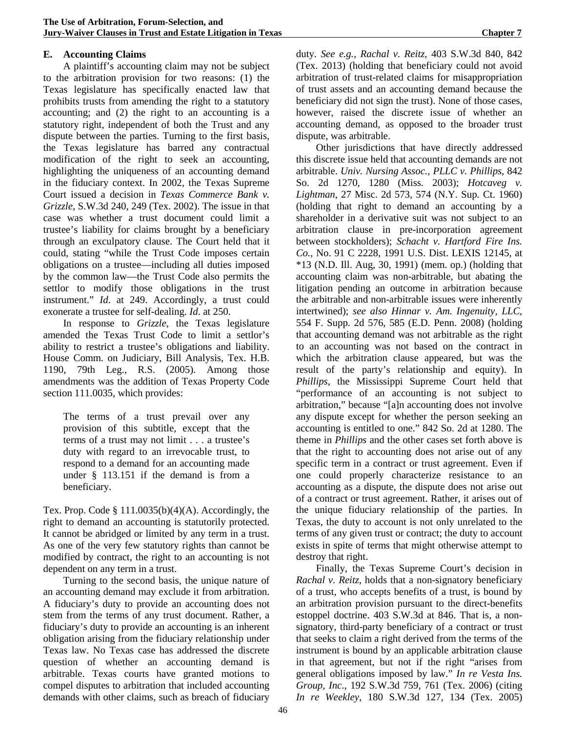### E. Accounting Claims

A plaintiff's accounting claim may not be subject to the arbitration provision for two reasons: (1) the Texas legislature has specifically enacted law that prohibits trusts from amending the right to a statutory accounting; and (2) the right to an accounting is a statutory right, independent of both the Trust and any dispute between the parties. Turning to the first basis, the Texas legislature has barred any contractual modification of the right to seek an accounting, highlighting the uniqueness of an accounting demand in the fiduciary context. In 2002, the Texas Supreme Court issued a decision in *Texas Commerce Bank v. Grizzle*, S.W.3d 240, 249 (Tex. 2002). The issue in that case was whether a trust document could limit a trustee's liability for claims brought by a beneficiary through an exculpatory clause. The Court held that it could, stating "while the Trust Code imposes certain obligations on a trustee—including all duties imposed by the common law—the Trust Code also permits the settlor to modify those obligations in the trust instrument." *Id*. at 249. Accordingly, a trust could exonerate a trustee for self-dealing. *Id*. at 250.

In response to *Grizzle*, the Texas legislature amended the Texas Trust Code to limit a settlor's ability to restrict a trustee's obligations and liability. House Comm. on Judiciary, Bill Analysis, Tex. H.B. 1190, 79th Leg., R.S. (2005). Among those amendments was the addition of Texas Property Code section 111.0035, which provides:

> The terms of a trust prevail over any provision of this subtitle, except that the terms of a trust may not limit . . . a trustee's duty with regard to an irrevocable trust, to respond to a demand for an accounting made under § 113.151 if the demand is from a beneficiary.

Tex. Prop. Code § 111.0035(b)(4)(A). Accordingly, the right to demand an accounting is statutorily protected. It cannot be abridged or limited by any term in a trust. As one of the very few statutory rights than cannot be modified by contract, the right to an accounting is not dependent on any term in a trust.

Turning to the second basis, the unique nature of an accounting demand may exclude it from arbitration. A fiduciary's duty to provide an accounting does not stem from the terms of any trust document. Rather, a fiduciary's duty to provide an accounting is an inherent obligation arising from the fiduciary relationship under Texas law. No Texas case has addressed the discrete question of whether an accounting demand is arbitrable. Texas courts have granted motions to compel disputes to arbitration that included accounting demands with other claims, such as breach of fiduciary duty. *See e.g., Rachal v. Reitz*, 403 S.W.3d 840, 842 (Tex. 2013) (holding that beneficiary could not avoid arbitration of trust-related claims for misappropriation of trust assets and an accounting demand because the beneficiary did not sign the trust). None of those cases, however, raised the discrete issue of whether an accounting demand, as opposed to the broader trust dispute, was arbitrable.

Other jurisdictions that have directly addressed this discrete issue held that accounting demands are not arbitrable. *Univ. Nursing Assoc., PLLC v. Phillips*, 842 So. 2d 1270, 1280 (Miss. 2003); *Hotcaveg v. Lightman*, 27 Misc. 2d 573, 574 (N.Y. Sup. Ct. 1960) (holding that right to demand an accounting by a shareholder in a derivative suit was not subject to an arbitration clause in pre-incorporation agreement between stockholders); *Schacht v. Hartford Fire Ins. Co.*, No. 91 C 2228, 1991 U.S. Dist. LEXIS 12145, at *13 (N.D. Ill. Aug, 30, 1991) (mem. op.) (holding that accounting claim was non-arbitrable, but abating the litigation pending an outcome in arbitration because the arbitrable and non-arbitrable issues were inherently intertwined); *see also Hinnar v. Am. Ingenuity, LLC*, 554 F. Supp. 2d 576, 585 (E.D. Penn. 2008) (holding that accounting demand was not arbitrable as the right to an accounting was not based on the contract in which the arbitration clause appeared, but was the result of the party's relationship and equity). In *Phillips*, the Mississippi Supreme Court held that "performance of an accounting is not subject to arbitration," because "[a]n accounting does not involve any dispute except for whether the person seeking an accounting is entitled to one." 842 So. 2d at 1280. The theme in *Phillips* and the other cases set forth above is that the right to accounting does not arise out of any specific term in a contract or trust agreement. Even if one could properly characterize resistance to an accounting as a dispute, the dispute does not arise out of a contract or trust agreement. Rather, it arises out of the unique fiduciary relationship of the parties. In Texas, the duty to account is not only unrelated to the terms of any given trust or contract; the duty to account exists in spite of terms that might otherwise attempt to destroy that right.

Finally, the Texas Supreme Court's decision in *Rachal v. Reitz*, holds that a non-signatory beneficiary of a trust, who accepts benefits of a trust, is bound by an arbitration provision pursuant to the direct-benefits estoppel doctrine. 403 S.W.3d at 846. That is, a non-signatory, third-party beneficiary of a contract or trust that seeks to claim a right derived from the terms of the instrument is bound by an applicable arbitration clause in that agreement, but not if the right "arises from general obligations imposed by law." *In re Vesta Ins. Group, Inc*., 192 S.W.3d 759, 761 (Tex. 2006) (citing *In re Weekley*, 180 S.W.3d 127, 134 (Tex. 2005)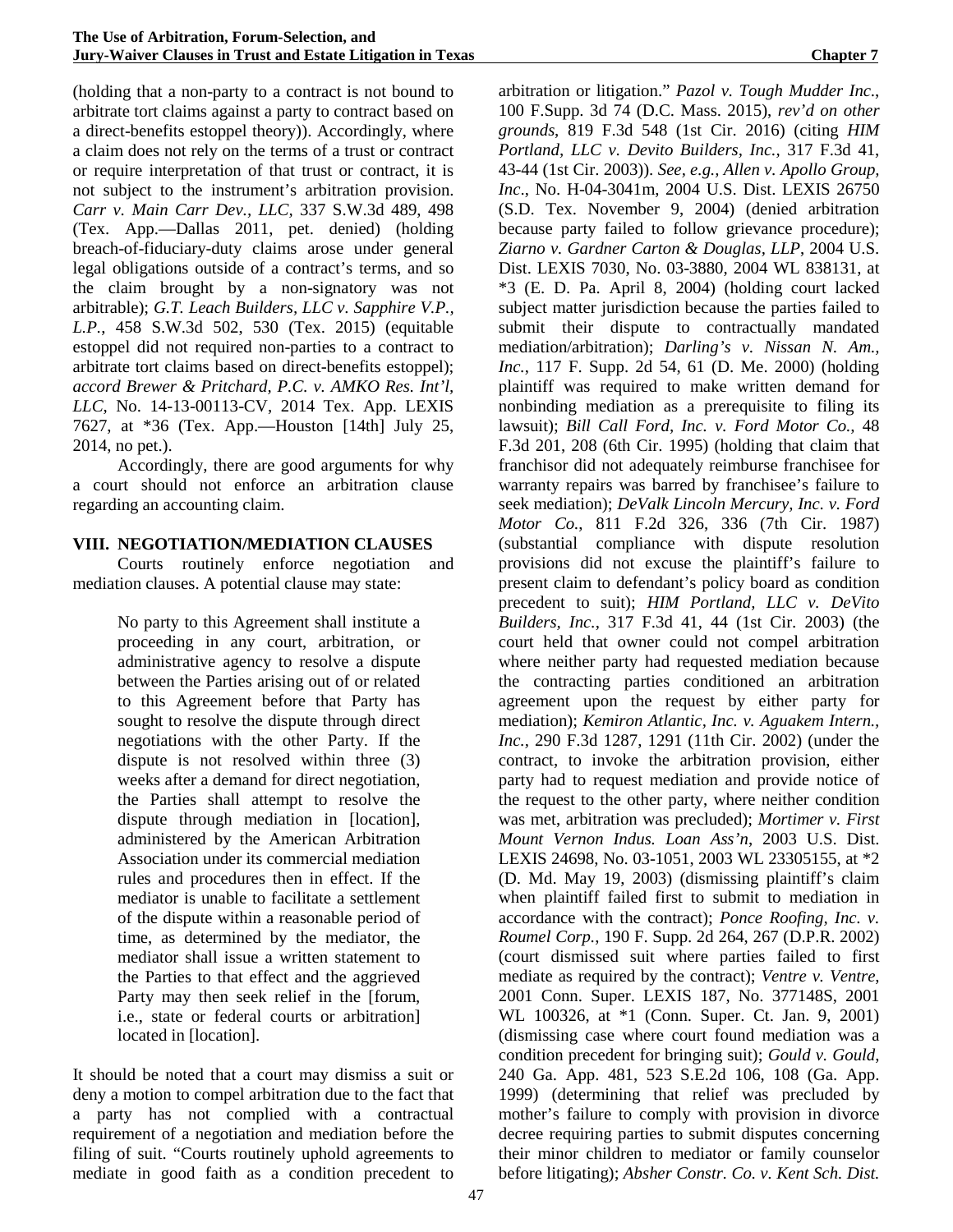(holding that a non-party to a contract is not bound to arbitrate tort claims against a party to contract based on a direct-benefits estoppel theory)). Accordingly, where a claim does not rely on the terms of a trust or contract or require interpretation of that trust or contract, it is not subject to the instrument's arbitration provision. *Carr v. Main Carr Dev., LLC*, 337 S.W.3d 489, 498 (Tex. App.—Dallas 2011, pet. denied) (holding breach-of-fiduciary-duty claims arose under general legal obligations outside of a contract's terms, and so the claim brought by a non-signatory was not arbitrable); *G.T. Leach Builders, LLC v. Sapphire V.P., L.P.*, 458 S.W.3d 502, 530 (Tex. 2015) (equitable estoppel did not required non-parties to a contract to arbitrate tort claims based on direct-benefits estoppel); *accord Brewer & Pritchard, P.C. v. AMKO Res. Int'l, LLC*, No. 14-13-00113-CV, 2014 Tex. App. LEXIS 7627, at *36 (Tex. App.—Houston [14th] July 25, 2014, no pet.).

Accordingly, there are good arguments for why a court should not enforce an arbitration clause regarding an accounting claim.

## VIII. NEGOTIATION/MEDIATION CLAUSES

Courts routinely enforce negotiation and mediation clauses. A potential clause may state:

> No party to this Agreement shall institute a proceeding in any court, arbitration, or administrative agency to resolve a dispute between the Parties arising out of or related to this Agreement before that Party has sought to resolve the dispute through direct negotiations with the other Party. If the dispute is not resolved within three (3) weeks after a demand for direct negotiation, the Parties shall attempt to resolve the dispute through mediation in [location], administered by the American Arbitration Association under its commercial mediation rules and procedures then in effect. If the mediator is unable to facilitate a settlement of the dispute within a reasonable period of time, as determined by the mediator, the mediator shall issue a written statement to the Parties to that effect and the aggrieved Party may then seek relief in the [forum, i.e., state or federal courts or arbitration] located in [location].

It should be noted that a court may dismiss a suit or deny a motion to compel arbitration due to the fact that a party has not complied with a contractual requirement of a negotiation and mediation before the filing of suit. "Courts routinely uphold agreements to mediate in good faith as a condition precedent to arbitration or litigation." *Pazol v. Tough Mudder Inc.*, 100 F.Supp. 3d 74 (D.C. Mass. 2015), *rev'd on other grounds*, 819 F.3d 548 (1st Cir. 2016) (citing *HIM Portland, LLC v. Devito Builders, Inc.*, 317 F.3d 41, 43-44 (1st Cir. 2003)). *See, e.g., Allen v. Apollo Group, Inc.*, No. H-04-3041m, 2004 U.S. Dist. LEXIS 26750 (S.D. Tex. November 9, 2004) (denied arbitration because party failed to follow grievance procedure); *Ziarno v. Gardner Carton & Douglas, LLP*, 2004 U.S. Dist. LEXIS 7030, No. 03-3880, 2004 WL 838131, at *3 (E. D. Pa. April 8, 2004) (holding court lacked subject matter jurisdiction because the parties failed to submit their dispute to contractually mandated mediation/arbitration); *Darling's v. Nissan N. Am., Inc.*, 117 F. Supp. 2d 54, 61 (D. Me. 2000) (holding plaintiff was required to make written demand for nonbinding mediation as a prerequisite to filing its lawsuit); *Bill Call Ford, Inc. v. Ford Motor Co.*, 48 F.3d 201, 208 (6th Cir. 1995) (holding that claim that franchisor did not adequately reimburse franchisee for warranty repairs was barred by franchisee's failure to seek mediation); *DeValk Lincoln Mercury, Inc. v. Ford Motor Co.*, 811 F.2d 326, 336 (7th Cir. 1987) (substantial compliance with dispute resolution provisions did not excuse the plaintiff's failure to present claim to defendant's policy board as condition precedent to suit); *HIM Portland, LLC v. DeVito Builders, Inc.*, 317 F.3d 41, 44 (1st Cir. 2003) (the court held that owner could not compel arbitration where neither party had requested mediation because the contracting parties conditioned an arbitration agreement upon the request by either party for mediation); *Kemiron Atlantic, Inc. v. Aguakem Intern., Inc.*, 290 F.3d 1287, 1291 (11th Cir. 2002) (under the contract, to invoke the arbitration provision, either party had to request mediation and provide notice of the request to the other party, where neither condition was met, arbitration was precluded); *Mortimer v. First Mount Vernon Indus. Loan Ass'n*, 2003 U.S. Dist. LEXIS 24698, No. 03-1051, 2003 WL 23305155, at *2 (D. Md. May 19, 2003) (dismissing plaintiff's claim when plaintiff failed first to submit to mediation in accordance with the contract); *Ponce Roofing, Inc. v. Roumel Corp.*, 190 F. Supp. 2d 264, 267 (D.P.R. 2002) (court dismissed suit where parties failed to first mediate as required by the contract); *Ventre v. Ventre*, 2001 Conn. Super. LEXIS 187, No. 377148S, 2001 WL 100326, at *1 (Conn. Super. Ct. Jan. 9, 2001) (dismissing case where court found mediation was a condition precedent for bringing suit); *Gould v. Gould*, 240 Ga. App. 481, 523 S.E.2d 106, 108 (Ga. App. 1999) (determining that relief was precluded by mother's failure to comply with provision in divorce decree requiring parties to submit disputes concerning their minor children to mediator or family counselor before litigating); *Absher Constr. Co. v. Kent Sch. Dist.*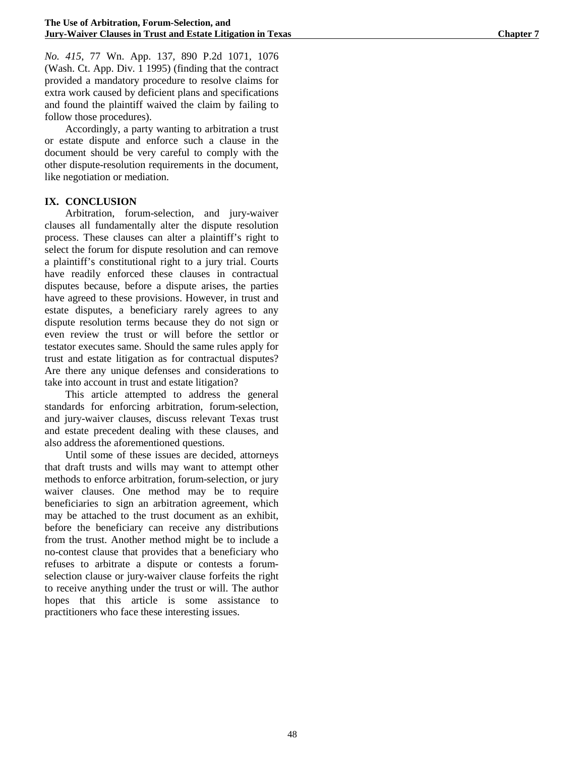*No. 415*, 77 Wn. App. 137, 890 P.2d 1071, 1076 (Wash. Ct. App. Div. 1 1995) (finding that the contract provided a mandatory procedure to resolve claims for extra work caused by deficient plans and specifications and found the plaintiff waived the claim by failing to follow those procedures).

Accordingly, a party wanting to arbitration a trust or estate dispute and enforce such a clause in the document should be very careful to comply with the other dispute-resolution requirements in the document, like negotiation or mediation.

## IX. CONCLUSION

Arbitration, forum-selection, and jury-waiver clauses all fundamentally alter the dispute resolution process. These clauses can alter a plaintiff's right to select the forum for dispute resolution and can remove a plaintiff's constitutional right to a jury trial. Courts have readily enforced these clauses in contractual disputes because, before a dispute arises, the parties have agreed to these provisions. However, in trust and estate disputes, a beneficiary rarely agrees to any dispute resolution terms because they do not sign or even review the trust or will before the settlor or testator executes same. Should the same rules apply for trust and estate litigation as for contractual disputes? Are there any unique defenses and considerations to take into account in trust and estate litigation?

This article attempted to address the general standards for enforcing arbitration, forum-selection, and jury-waiver clauses, discuss relevant Texas trust and estate precedent dealing with these clauses, and also address the aforementioned questions.

Until some of these issues are decided, attorneys that draft trusts and wills may want to attempt other methods to enforce arbitration, forum-selection, or jury waiver clauses. One method may be to require beneficiaries to sign an arbitration agreement, which may be attached to the trust document as an exhibit, before the beneficiary can receive any distributions from the trust. Another method might be to include a no-contest clause that provides that a beneficiary who refuses to arbitrate a dispute or contests a forum-selection clause or jury-waiver clause forfeits the right to receive anything under the trust or will. The author hopes that this article is some assistance to practitioners who face these interesting issues.